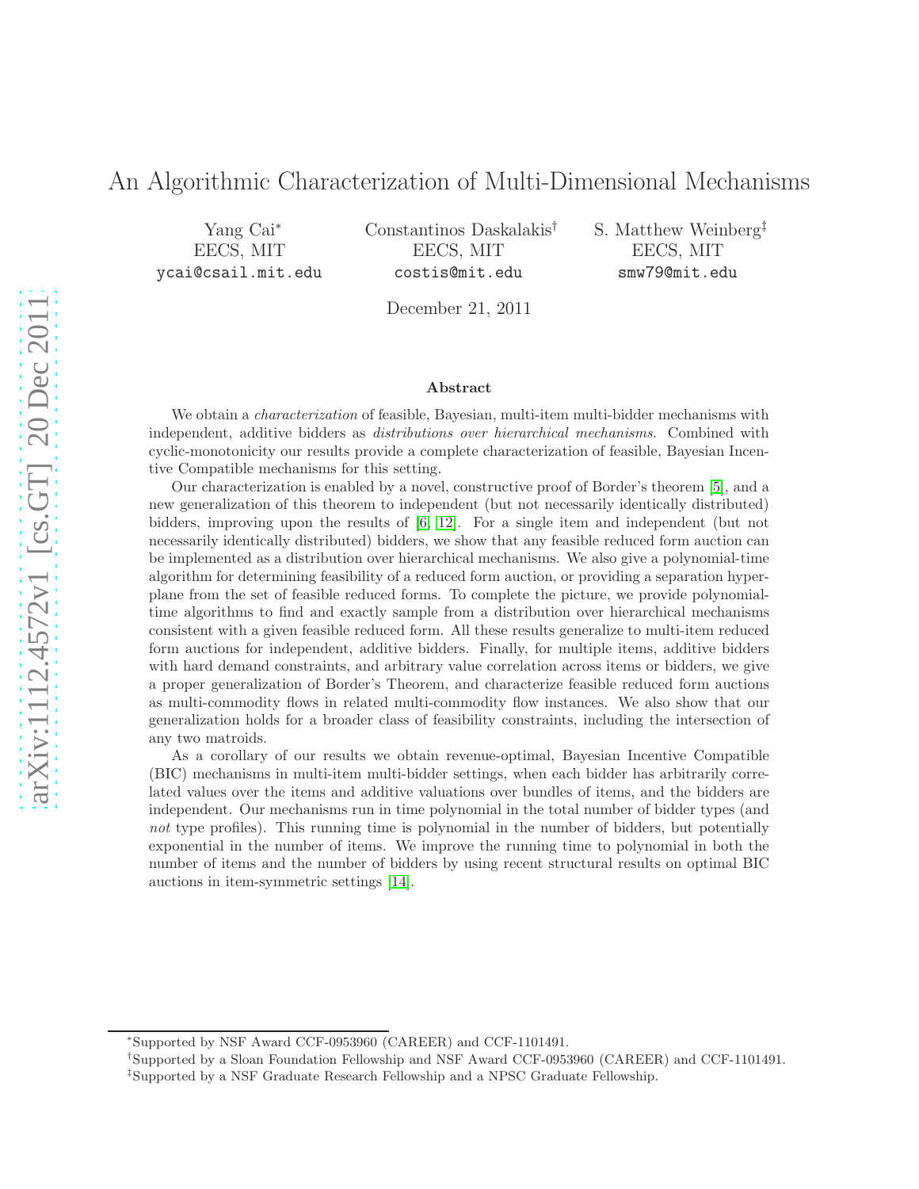# An Algorithmic Characterization of Multi-Dimensional Mechanisms

Yang Cai[*]
EECS, MIT
ycai@csail.mit.edu

Constantinos Daskalakis[†]
EECS, MIT
costis@mit.edu

S. Matthew Weinberg[‡]
EECS, MIT
smw79@mit.edu

December 21, 2011

### Abstract

We obtain a *characterization* of feasible, Bayesian, multi-item multi-bidder mechanisms with independent, additive bidders as *distributions over hierarchical mechanisms*. Combined with cyclic-monotonicity our results provide a complete characterization of feasible, Bayesian Incentive Compatible mechanisms for this setting.

Our characterization is enabled by a novel, constructive proof of Border's theorem [5], and a new generalization of this theorem to independent (but not necessarily identically distributed) bidders, improving upon the results of [6, 12]. For a single item and independent (but not necessarily identically distributed) bidders, we show that any feasible reduced form auction can be implemented as a distribution over hierarchical mechanisms. We also give a polynomial-time algorithm for determining feasibility of a reduced form auction, or providing a separation hyperplane from the set of feasible reduced forms. To complete the picture, we provide polynomial-time algorithms to find and exactly sample from a distribution over hierarchical mechanisms consistent with a given feasible reduced form. All these results generalize to multi-item reduced form auctions for independent, additive bidders. Finally, for multiple items, additive bidders with hard demand constraints, and arbitrary value correlation across items or bidders, we give a proper generalization of Border's Theorem, and characterize feasible reduced form auctions as multi-commodity flows in related multi-commodity flow instances. We also show that our generalization holds for a broader class of feasibility constraints, including the intersection of any two matroids.

As a corollary of our results we obtain revenue-optimal, Bayesian Incentive Compatible (BIC) mechanisms in multi-item multi-bidder settings, when each bidder has arbitrarily correlated values over the items and additive valuations over bundles of items, and the bidders are independent. Our mechanisms run in time polynomial in the total number of bidder types (and *not* type profiles). This running time is polynomial in the number of bidders, but potentially exponential in the number of items. We improve the running time to polynomial in both the number of items and the number of bidders by using recent structural results on optimal BIC auctions in item-symmetric settings [14].

---

[*] Supported by NSF Award CCF-0953960 (CAREER) and CCF-1101491.

[†] Supported by a Sloan Foundation Fellowship and NSF Award CCF-0953960 (CAREER) and CCF-1101491.

[‡] Supported by a NSF Graduate Research Fellowship and a NPSC Graduate Fellowship.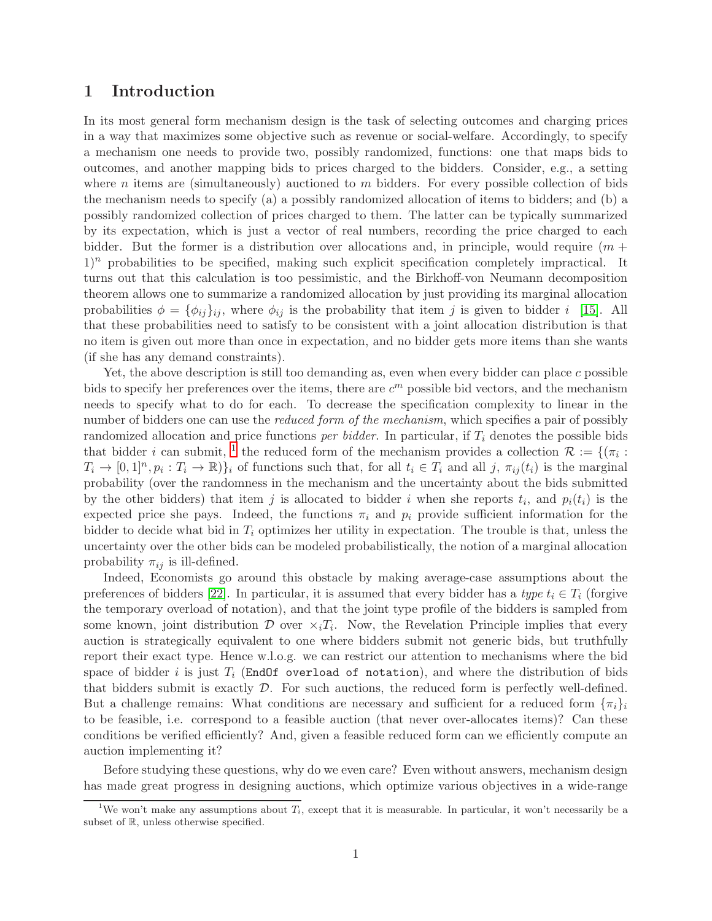# 1 Introduction

In its most general form mechanism design is the task of selecting outcomes and charging prices in a way that maximizes some objective such as revenue or social-welfare. Accordingly, to specify a mechanism one needs to provide two, possibly randomized, functions: one that maps bids to outcomes, and another mapping bids to prices charged to the bidders. Consider, e.g., a setting where $n$ items are (simultaneously) auctioned to $m$ bidders. For every possible collection of bids the mechanism needs to specify (a) a possibly randomized allocation of items to bidders; and (b) a possibly randomized collection of prices charged to them. The latter can be typically summarized by its expectation, which is just a vector of real numbers, recording the price charged to each bidder. But the former is a distribution over allocations and, in principle, would require $(m+1)^n$ probabilities to be specified, making such explicit specification completely impractical. It turns out that this calculation is too pessimistic, and the Birkhoff-von Neumann decomposition theorem allows one to summarize a randomized allocation by just providing its marginal allocation probabilities $\phi = \{\phi_{ij}\}_{ij}$, where $\phi_{ij}$ is the probability that item $j$ is given to bidder $i$ [15]. All that these probabilities need to satisfy to be consistent with a joint allocation distribution is that no item is given out more than once in expectation, and no bidder gets more items than she wants (if she has any demand constraints).

Yet, the above description is still too demanding as, even when every bidder can place $c$ possible bids to specify her preferences over the items, there are $c^m$ possible bid vectors, and the mechanism needs to specify what to do for each. To decrease the specification complexity to linear in the number of bidders one can use the *reduced form of the mechanism*, which specifies a pair of possibly randomized allocation and price functions *per bidder*. In particular, if $T_i$ denotes the possible bids that bidder $i$ can submit, [1] the reduced form of the mechanism provides a collection $\mathcal{R} := \{(\pi_i : T_i \rightarrow [0,1]^n, p_i : T_i \rightarrow \mathbb{R})\}_i$ of functions such that, for all $t_i \in T_i$ and all $j$, $\pi_{ij}(t_i)$ is the marginal probability (over the randomness in the mechanism and the uncertainty about the bids submitted by the other bidders) that item $j$ is allocated to bidder $i$ when she reports $t_i$, and $p_i(t_i)$ is the expected price she pays. Indeed, the functions $\pi_i$ and $p_i$ provide sufficient information for the bidder to decide what bid in $T_i$ optimizes her utility in expectation. The trouble is that, unless the uncertainty over the other bids can be modeled probabilistically, the notion of a marginal allocation probability $\pi_{ij}$ is ill-defined.

Indeed, Economists go around this obstacle by making average-case assumptions about the preferences of bidders [22]. In particular, it is assumed that every bidder has a *type* $t_i \in T_i$ (forgive the temporary overload of notation), and that the joint type profile of the bidders is sampled from some known, joint distribution $\mathcal{D}$ over $\times_i T_i$. Now, the Revelation Principle implies that every auction is strategically equivalent to one where bidders submit not generic bids, but truthfully report their exact type. Hence w.l.o.g. we can restrict our attention to mechanisms where the bid space of bidder $i$ is just $T_i$ (`EndOf overload of notation`), and where the distribution of bids that bidders submit is exactly $\mathcal{D}$. For such auctions, the reduced form is perfectly well-defined. But a challenge remains: What conditions are necessary and sufficient for a reduced form $\{\pi_i\}_i$ to be feasible, i.e. correspond to a feasible auction (that never over-allocates items)? Can these conditions be verified efficiently? And, given a feasible reduced form can we efficiently compute an auction implementing it?

Before studying these questions, why do we even care? Even without answers, mechanism design has made great progress in designing auctions, which optimize various objectives in a wide-range

[1] We won't make any assumptions about $T_i$, except that it is measurable. In particular, it won't necessarily be a subset of $\mathbb{R}$, unless otherwise specified.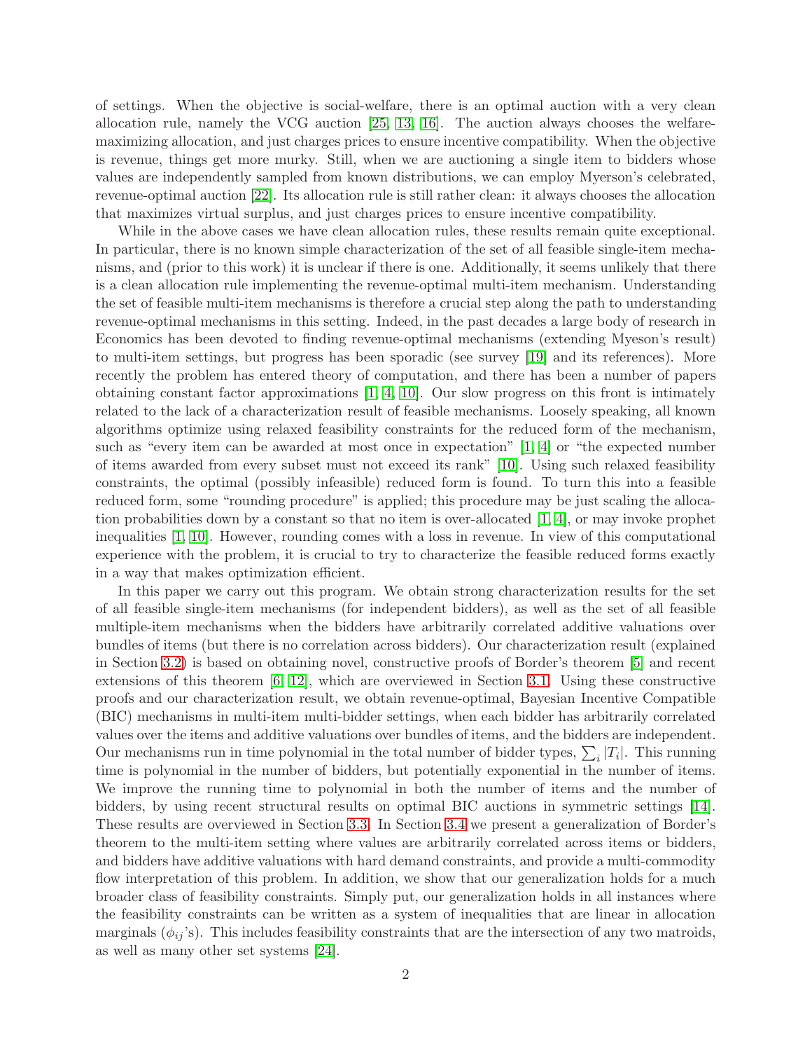of settings. When the objective is social-welfare, there is an optimal auction with a very clean allocation rule, namely the VCG auction [25, 13, 16]. The auction always chooses the welfare-maximizing allocation, and just charges prices to ensure incentive compatibility. When the objective is revenue, things get more murky. Still, when we are auctioning a single item to bidders whose values are independently sampled from known distributions, we can employ Myerson's celebrated, revenue-optimal auction [22]. Its allocation rule is still rather clean: it always chooses the allocation that maximizes virtual surplus, and just charges prices to ensure incentive compatibility.

While in the above cases we have clean allocation rules, these results remain quite exceptional. In particular, there is no known simple characterization of the set of all feasible single-item mechanisms, and (prior to this work) it is unclear if there is one. Additionally, it seems unlikely that there is a clean allocation rule implementing the revenue-optimal multi-item mechanism. Understanding the set of feasible multi-item mechanisms is therefore a crucial step along the path to understanding revenue-optimal mechanisms in this setting. Indeed, in the past decades a large body of research in Economics has been devoted to finding revenue-optimal mechanisms (extending Myeson's result) to multi-item settings, but progress has been sporadic (see survey [19] and its references). More recently the problem has entered theory of computation, and there has been a number of papers obtaining constant factor approximations [1, 4, 10]. Our slow progress on this front is intimately related to the lack of a characterization result of feasible mechanisms. Loosely speaking, all known algorithms optimize using relaxed feasibility constraints for the reduced form of the mechanism, such as "every item can be awarded at most once in expectation" [1, 4] or "the expected number of items awarded from every subset must not exceed its rank" [10]. Using such relaxed feasibility constraints, the optimal (possibly infeasible) reduced form is found. To turn this into a feasible reduced form, some "rounding procedure" is applied; this procedure may be just scaling the allocation probabilities down by a constant so that no item is over-allocated [1, 4], or may invoke prophet inequalities [1, 10]. However, rounding comes with a loss in revenue. In view of this computational experience with the problem, it is crucial to try to characterize the feasible reduced forms exactly in a way that makes optimization efficient.

In this paper we carry out this program. We obtain strong characterization results for the set of all feasible single-item mechanisms (for independent bidders), as well as the set of all feasible multiple-item mechanisms when the bidders have arbitrarily correlated additive valuations over bundles of items (but there is no correlation across bidders). Our characterization result (explained in Section 3.2) is based on obtaining novel, constructive proofs of Border's theorem [5] and recent extensions of this theorem [6, 12], which are overviewed in Section 3.1. Using these constructive proofs and our characterization result, we obtain revenue-optimal, Bayesian Incentive Compatible (BIC) mechanisms in multi-item multi-bidder settings, when each bidder has arbitrarily correlated values over the items and additive valuations over bundles of items, and the bidders are independent. Our mechanisms run in time polynomial in the total number of bidder types, $\sum_i |T_i|$. This running time is polynomial in the number of bidders, but potentially exponential in the number of items. We improve the running time to polynomial in both the number of items and the number of bidders, by using recent structural results on optimal BIC auctions in symmetric settings [14]. These results are overviewed in Section 3.3. In Section 3.4 we present a generalization of Border's theorem to the multi-item setting where values are arbitrarily correlated across items or bidders, and bidders have additive valuations with hard demand constraints, and provide a multi-commodity flow interpretation of this problem. In addition, we show that our generalization holds for a much broader class of feasibility constraints. Simply put, our generalization holds in all instances where the feasibility constraints can be written as a system of inequalities that are linear in allocation marginals ($\phi_{ij}$'s). This includes feasibility constraints that are the intersection of any two matroids, as well as many other set systems [24].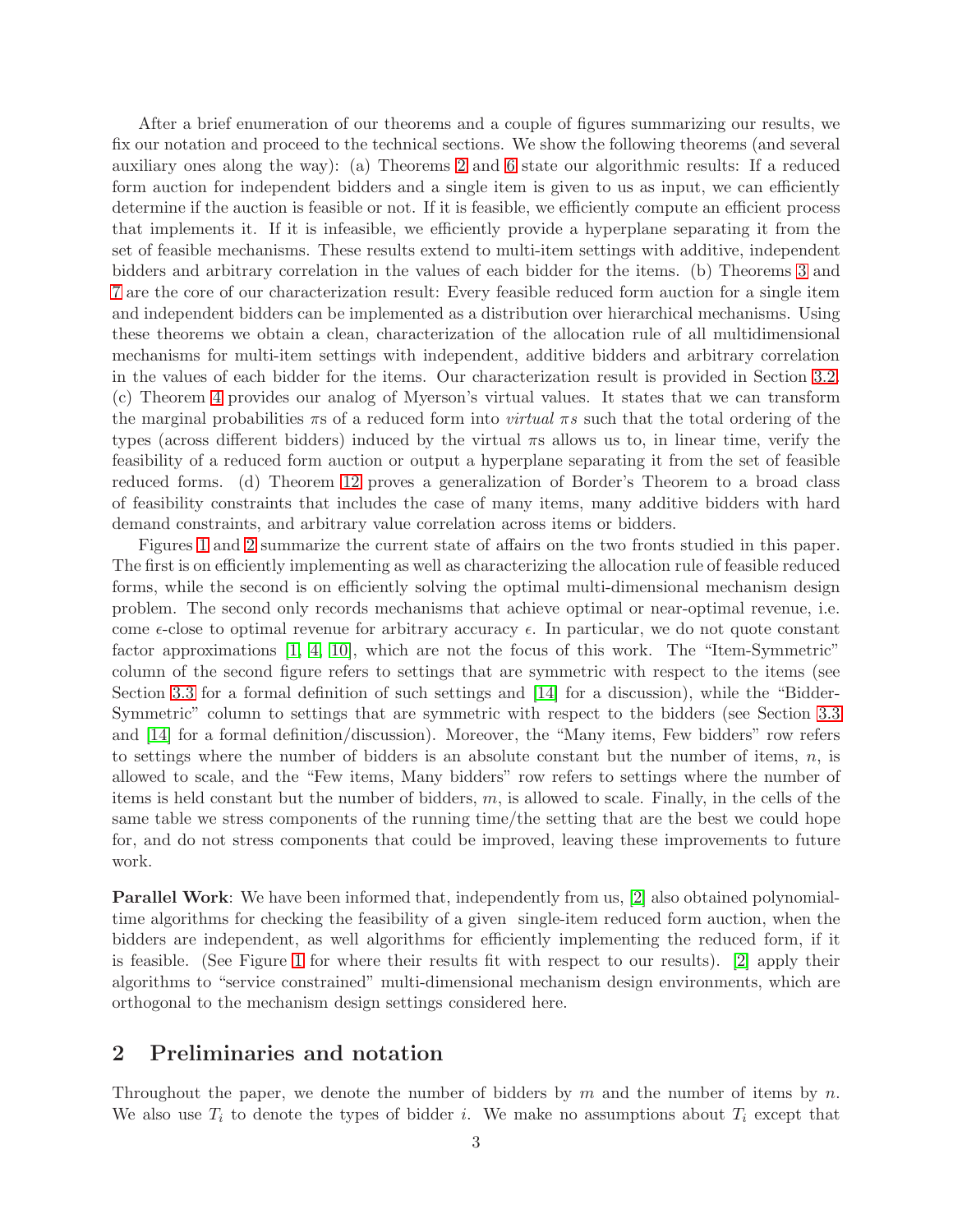After a brief enumeration of our theorems and a couple of figures summarizing our results, we fix our notation and proceed to the technical sections. We show the following theorems (and several auxiliary ones along the way): (a) Theorems 2 and 6 state our algorithmic results: If a reduced form auction for independent bidders and a single item is given to us as input, we can efficiently determine if the auction is feasible or not. If it is feasible, we efficiently compute an efficient process that implements it. If it is infeasible, we efficiently provide a hyperplane separating it from the set of feasible mechanisms. These results extend to multi-item settings with additive, independent bidders and arbitrary correlation in the values of each bidder for the items. (b) Theorems 3 and 7 are the core of our characterization result: Every feasible reduced form auction for a single item and independent bidders can be implemented as a distribution over hierarchical mechanisms. Using these theorems we obtain a clean, characterization of the allocation rule of all multidimensional mechanisms for multi-item settings with independent, additive bidders and arbitrary correlation in the values of each bidder for the items. Our characterization result is provided in Section 3.2. (c) Theorem 4 provides our analog of Myerson's virtual values. It states that we can transform the marginal probabilities $\pi$s of a reduced form into *virtual $\pi s$* such that the total ordering of the types (across different bidders) induced by the virtual $\pi$s allows us to, in linear time, verify the feasibility of a reduced form auction or output a hyperplane separating it from the set of feasible reduced forms. (d) Theorem 12 proves a generalization of Border's Theorem to a broad class of feasibility constraints that includes the case of many items, many additive bidders with hard demand constraints, and arbitrary value correlation across items or bidders.

Figures 1 and 2 summarize the current state of affairs on the two fronts studied in this paper. The first is on efficiently implementing as well as characterizing the allocation rule of feasible reduced forms, while the second is on efficiently solving the optimal multi-dimensional mechanism design problem. The second only records mechanisms that achieve optimal or near-optimal revenue, i.e. come $\epsilon$-close to optimal revenue for arbitrary accuracy $\epsilon$. In particular, we do not quote constant factor approximations [1, 4, 10], which are not the focus of this work. The "Item-Symmetric" column of the second figure refers to settings that are symmetric with respect to the items (see Section 3.3 for a formal definition of such settings and [14] for a discussion), while the "Bidder-Symmetric" column to settings that are symmetric with respect to the bidders (see Section 3.3 and [14] for a formal definition/discussion). Moreover, the "Many items, Few bidders" row refers to settings where the number of bidders is an absolute constant but the number of items, $n$, is allowed to scale, and the "Few items, Many bidders" row refers to settings where the number of items is held constant but the number of bidders, $m$, is allowed to scale. Finally, in the cells of the same table we stress components of the running time/the setting that are the best we could hope for, and do not stress components that could be improved, leaving these improvements to future work.

**Parallel Work**: We have been informed that, independently from us, [2] also obtained polynomial-time algorithms for checking the feasibility of a given single-item reduced form auction, when the bidders are independent, as well algorithms for efficiently implementing the reduced form, if it is feasible. (See Figure 1 for where their results fit with respect to our results). [2] apply their algorithms to "service constrained" multi-dimensional mechanism design environments, which are orthogonal to the mechanism design settings considered here.

## 2 Preliminaries and notation

Throughout the paper, we denote the number of bidders by $m$ and the number of items by $n$. We also use $T_i$ to denote the types of bidder $i$. We make no assumptions about $T_i$ except that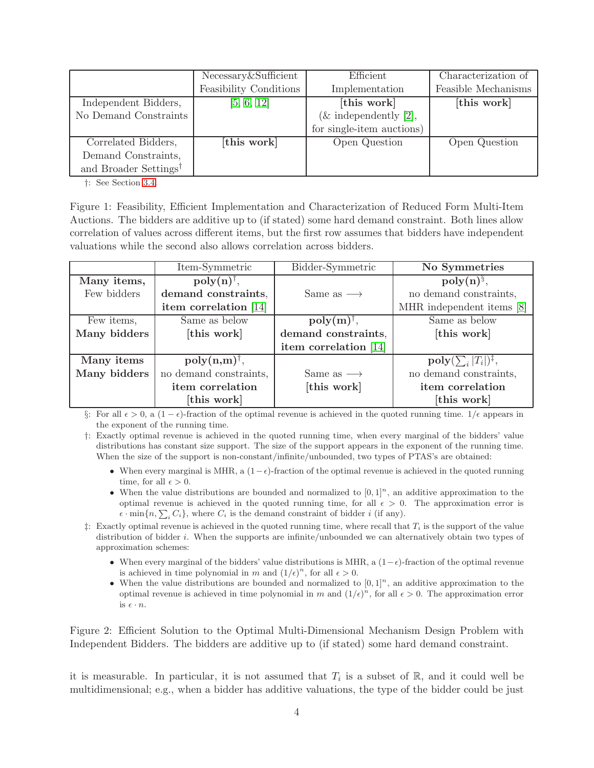| | Necessary&Sufficient Feasibility Conditions | Efficient Implementation | Characterization of Feasible Mechanisms |
|---|---|---|---|
| Independent Bidders, No Demand Constraints | [5, 6, 12] | [**this work**] (& independently [2], for single-item auctions) | [**this work**] |
| Correlated Bidders, Demand Constraints, and Broader Settings† | [**this work**] | Open Question | Open Question |

†: See Section 3.4.

Figure 1: Feasibility, Efficient Implementation and Characterization of Reduced Form Multi-Item Auctions. The bidders are additive up to (if stated) some hard demand constraint. Both lines allow correlation of values across different items, but the first row assumes that bidders have independent valuations while the second also allows correlation across bidders.

| | Item-Symmetric | Bidder-Symmetric | **No Symmetries** |
|---|---|---|---|
| **Many items,** Few bidders | $\mathbf{poly(n)}^{\dagger}$, **demand constraints**, **item correlation** [14] | Same as $\longrightarrow$ | $\mathbf{poly(n)}^{\S}$, no demand constraints, MHR independent items [8] |
| Few items, **Many bidders** | Same as below [this work] | $\mathbf{poly(m)}^{\dagger}$, **demand constraints**, **item correlation** [14] | Same as below [this work] |
| **Many items Many bidders** | $\mathbf{poly(n,m)}^{\dagger}$, no demand constraints, **item correlation** [this work] | Same as $\longrightarrow$ [this work] | $\mathbf{poly}(\sum_i \|T_i\|)^{\ddagger}$, no demand constraints, **item correlation** [this work] |

§: For all $\epsilon > 0$, a $(1-\epsilon)$-fraction of the optimal revenue is achieved in the quoted running time. $1/\epsilon$ appears in the exponent of the running time.

†: Exactly optimal revenue is achieved in the quoted running time, when every marginal of the bidders' value distributions has constant size support. The size of the support appears in the exponent of the running time. When the size of the support is non-constant/infinite/unbounded, two types of PTAS's are obtained:

- When every marginal is MHR, a $(1-\epsilon)$-fraction of the optimal revenue is achieved in the quoted running time, for all $\epsilon > 0$.
- When the value distributions are bounded and normalized to $[0,1]^n$, an additive approximation to the optimal revenue is achieved in the quoted running time, for all $\epsilon > 0$. The approximation error is $\epsilon \cdot \min\{n, \sum_i C_i\}$, where $C_i$ is the demand constraint of bidder $i$ (if any).

‡: Exactly optimal revenue is achieved in the quoted running time, where recall that $T_i$ is the support of the value distribution of bidder $i$. When the supports are infinite/unbounded we can alternatively obtain two types of approximation schemes:

- When every marginal of the bidders' value distributions is MHR, a $(1-\epsilon)$-fraction of the optimal revenue is achieved in time polynomial in $m$ and $(1/\epsilon)^n$, for all $\epsilon > 0$.
- When the value distributions are bounded and normalized to $[0,1]^n$, an additive approximation to the optimal revenue is achieved in time polynomial in $m$ and $(1/\epsilon)^n$, for all $\epsilon > 0$. The approximation error is $\epsilon \cdot n$.

Figure 2: Efficient Solution to the Optimal Multi-Dimensional Mechanism Design Problem with Independent Bidders. The bidders are additive up to (if stated) some hard demand constraint.

it is measurable. In particular, it is not assumed that $T_i$ is a subset of $\mathbb{R}$, and it could well be multidimensional; e.g., when a bidder has additive valuations, the type of the bidder could be just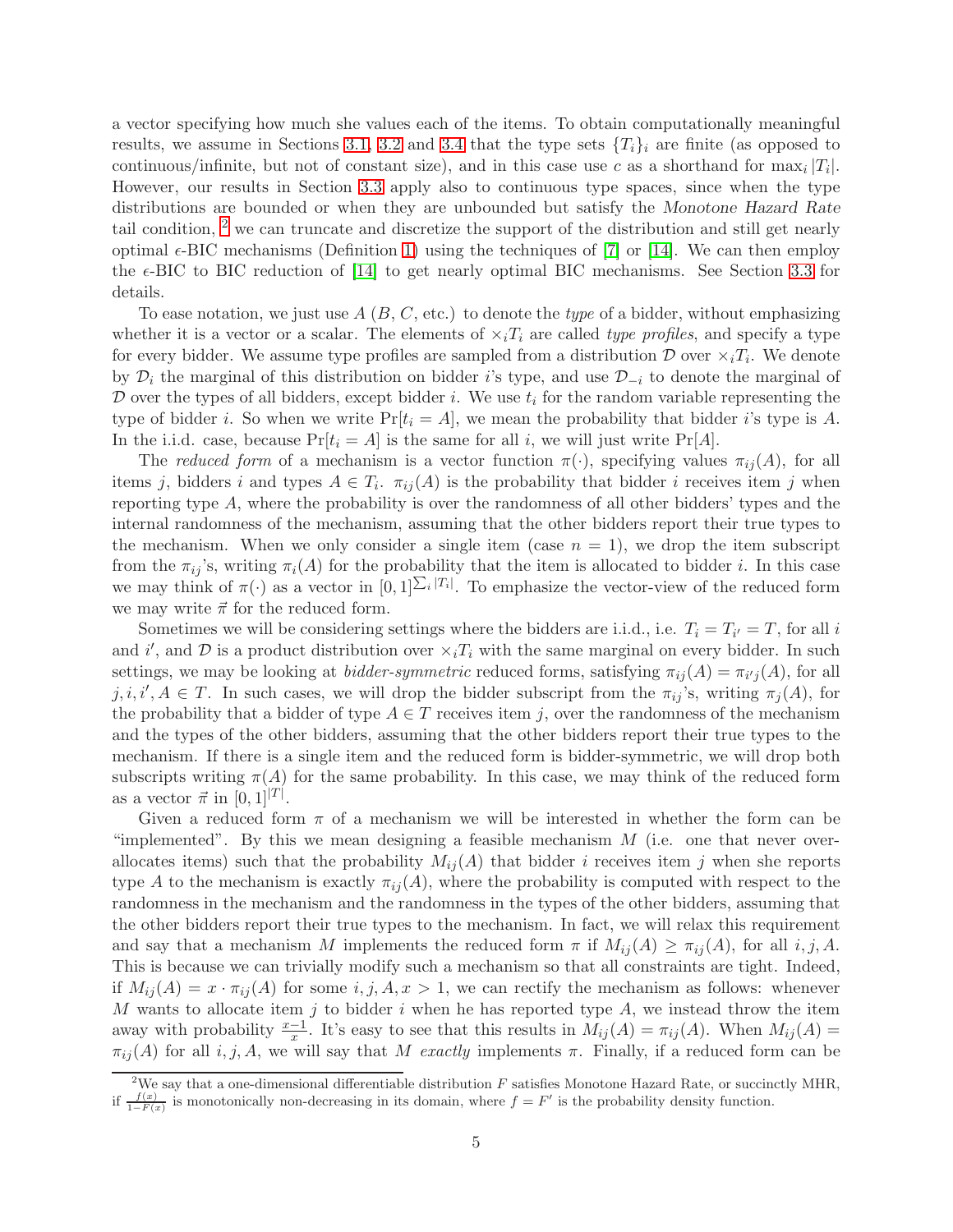a vector specifying how much she values each of the items. To obtain computationally meaningful results, we assume in Sections 3.1, 3.2 and 3.4 that the type sets $\{T_i\}_i$ are finite (as opposed to continuous/infinite, but not of constant size), and in this case use $c$ as a shorthand for $\max_i |T_i|$. However, our results in Section 3.3 apply also to continuous type spaces, since when the type distributions are bounded or when they are unbounded but satisfy the *Monotone Hazard Rate* tail condition, [2] we can truncate and discretize the support of the distribution and still get nearly optimal $\epsilon$-BIC mechanisms (Definition 1) using the techniques of [7] or [14]. We can then employ the $\epsilon$-BIC to BIC reduction of [14] to get nearly optimal BIC mechanisms. See Section 3.3 for details.

To ease notation, we just use $A$ ($B$, $C$, etc.) to denote the *type* of a bidder, without emphasizing whether it is a vector or a scalar. The elements of $\times_i T_i$ are called *type profiles*, and specify a type for every bidder. We assume type profiles are sampled from a distribution $\mathcal{D}$ over $\times_i T_i$. We denote by $\mathcal{D}_i$ the marginal of this distribution on bidder $i$'s type, and use $\mathcal{D}_{-i}$ to denote the marginal of $\mathcal{D}$ over the types of all bidders, except bidder $i$. We use $t_i$ for the random variable representing the type of bidder $i$. So when we write $\Pr[t_i = A]$, we mean the probability that bidder $i$'s type is $A$. In the i.i.d. case, because $\Pr[t_i = A]$ is the same for all $i$, we will just write $\Pr[A]$.

The *reduced form* of a mechanism is a vector function $\pi(\cdot)$, specifying values $\pi_{ij}(A)$, for all items $j$, bidders $i$ and types $A \in T_i$. $\pi_{ij}(A)$ is the probability that bidder $i$ receives item $j$ when reporting type $A$, where the probability is over the randomness of all other bidders' types and the internal randomness of the mechanism, assuming that the other bidders report their true types to the mechanism. When we only consider a single item (case $n = 1$), we drop the item subscript from the $\pi_{ij}$'s, writing $\pi_i(A)$ for the probability that the item is allocated to bidder $i$. In this case we may think of $\pi(\cdot)$ as a vector in $[0,1]^{\sum_i |T_i|}$. To emphasize the vector-view of the reduced form we may write $\vec{\pi}$ for the reduced form.

Sometimes we will be considering settings where the bidders are i.i.d., i.e. $T_i = T_{i'} = T$, for all $i$ and $i'$, and $\mathcal{D}$ is a product distribution over $\times_i T_i$ with the same marginal on every bidder. In such settings, we may be looking at *bidder-symmetric* reduced forms, satisfying $\pi_{ij}(A) = \pi_{i'j}(A)$, for all $j, i, i', A \in T$. In such cases, we will drop the bidder subscript from the $\pi_{ij}$'s, writing $\pi_j(A)$, for the probability that a bidder of type $A \in T$ receives item $j$, over the randomness of the mechanism and the types of the other bidders, assuming that the other bidders report their true types to the mechanism. If there is a single item and the reduced form is bidder-symmetric, we will drop both subscripts writing $\pi(A)$ for the same probability. In this case, we may think of the reduced form as a vector $\vec{\pi}$ in $[0,1]^{|T|}$.

Given a reduced form $\pi$ of a mechanism we will be interested in whether the form can be "implemented". By this we mean designing a feasible mechanism $M$ (i.e. one that never over-allocates items) such that the probability $M_{ij}(A)$ that bidder $i$ receives item $j$ when she reports type $A$ to the mechanism is exactly $\pi_{ij}(A)$, where the probability is computed with respect to the randomness in the mechanism and the randomness in the types of the other bidders, assuming that the other bidders report their true types to the mechanism. In fact, we will relax this requirement and say that a mechanism $M$ implements the reduced form $\pi$ if $M_{ij}(A) \geq \pi_{ij}(A)$, for all $i, j, A$. This is because we can trivially modify such a mechanism so that all constraints are tight. Indeed, if $M_{ij}(A) = x \cdot \pi_{ij}(A)$ for some $i, j, A, x > 1$, we can rectify the mechanism as follows: whenever $M$ wants to allocate item $j$ to bidder $i$ when he has reported type $A$, we instead throw the item away with probability $\frac{x-1}{x}$. It's easy to see that this results in $M_{ij}(A) = \pi_{ij}(A)$. When $M_{ij}(A) = \pi_{ij}(A)$ for all $i, j, A$, we will say that $M$ *exactly* implements $\pi$. Finally, if a reduced form can be

[2] We say that a one-dimensional differentiable distribution $F$ satisfies Monotone Hazard Rate, or succinctly MHR, if $\frac{f(x)}{1-F(x)}$ is monotonically non-decreasing in its domain, where $f = F'$ is the probability density function.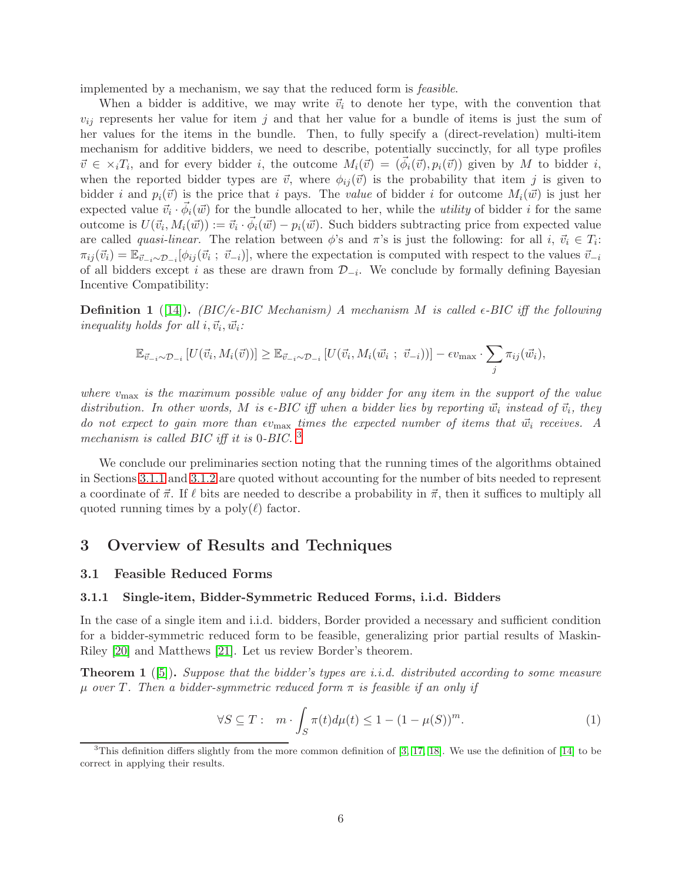implemented by a mechanism, we say that the reduced form is *feasible*.

When a bidder is additive, we may write $\vec{v}_i$ to denote her type, with the convention that $v_{ij}$ represents her value for item $j$ and that her value for a bundle of items is just the sum of her values for the items in the bundle. Then, to fully specify a (direct-revelation) multi-item mechanism for additive bidders, we need to describe, potentially succinctly, for all type profiles $\vec{v} \in \times_i T_i$, and for every bidder $i$, the outcome $M_i(\vec{v}) = (\vec{\phi}_i(\vec{v}), p_i(\vec{v}))$ given by $M$ to bidder $i$, when the reported bidder types are $\vec{v}$, where $\phi_{ij}(\vec{v})$ is the probability that item $j$ is given to bidder $i$ and $p_i(\vec{v})$ is the price that $i$ pays. The *value* of bidder $i$ for outcome $M_i(\vec{w})$ is just her expected value $\vec{v}_i \cdot \vec{\phi}_i(\vec{w})$ for the bundle allocated to her, while the *utility* of bidder $i$ for the same outcome is $U(\vec{v}_i, M_i(\vec{w})) := \vec{v}_i \cdot \vec{\phi}_i(\vec{w}) - p_i(\vec{w})$. Such bidders subtracting price from expected value are called *quasi-linear*. The relation between $\phi$'s and $\pi$'s is just the following: for all $i$, $\vec{v}_i \in T_i$: $\pi_{ij}(\vec{v}_i) = \mathbb{E}_{\vec{v}_{-i} \sim \mathcal{D}_{-i}}[\phi_{ij}(\vec{v}_i \ ; \ \vec{v}_{-i})]$, where the expectation is computed with respect to the values $\vec{v}_{-i}$ of all bidders except $i$ as these are drawn from $\mathcal{D}_{-i}$. We conclude by formally defining Bayesian Incentive Compatibility:

**Definition 1** ([14]). *(BIC/$\epsilon$-BIC Mechanism) A mechanism $M$ is called $\epsilon$-BIC iff the following inequality holds for all $i, \vec{v}_i, \vec{w}_i$:*

$$\mathbb{E}_{\vec{v}_{-i} \sim \mathcal{D}_{-i}}\left[U(\vec{v}_i, M_i(\vec{v}))\right] \geq \mathbb{E}_{\vec{v}_{-i} \sim \mathcal{D}_{-i}}\left[U(\vec{v}_i, M_i(\vec{w}_i \ ; \ \vec{v}_{-i}))\right] - \epsilon v_{\max} \cdot \sum_j \pi_{ij}(\vec{w}_i),$$

*where $v_{\max}$ is the maximum possible value of any bidder for any item in the support of the value distribution. In other words, $M$ is $\epsilon$-BIC iff when a bidder lies by reporting $\vec{w}_i$ instead of $\vec{v}_i$, they do not expect to gain more than $\epsilon v_{\max}$ times the expected number of items that $\vec{w}_i$ receives. A mechanism is called BIC iff it is 0-BIC.* [3]

We conclude our preliminaries section noting that the running times of the algorithms obtained in Sections 3.1.1 and 3.1.2 are quoted without accounting for the number of bits needed to represent a coordinate of $\vec{\pi}$. If $\ell$ bits are needed to describe a probability in $\vec{\pi}$, then it suffices to multiply all quoted running times by a $\text{poly}(\ell)$ factor.

# 3 Overview of Results and Techniques

## 3.1 Feasible Reduced Forms

### 3.1.1 Single-item, Bidder-Symmetric Reduced Forms, i.i.d. Bidders

In the case of a single item and i.i.d. bidders, Border provided a necessary and sufficient condition for a bidder-symmetric reduced form to be feasible, generalizing prior partial results of Maskin-Riley [20] and Matthews [21]. Let us review Border's theorem.

**Theorem 1** ([5]). *Suppose that the bidder's types are i.i.d. distributed according to some measure $\mu$ over $T$. Then a bidder-symmetric reduced form $\pi$ is feasible if an only if*

$$\forall S \subseteq T: \quad m \cdot \int_S \pi(t) d\mu(t) \leq 1 - (1 - \mu(S))^m. \tag{1}$$

[3] This definition differs slightly from the more common definition of [3, 17, 18]. We use the definition of [14] to be correct in applying their results.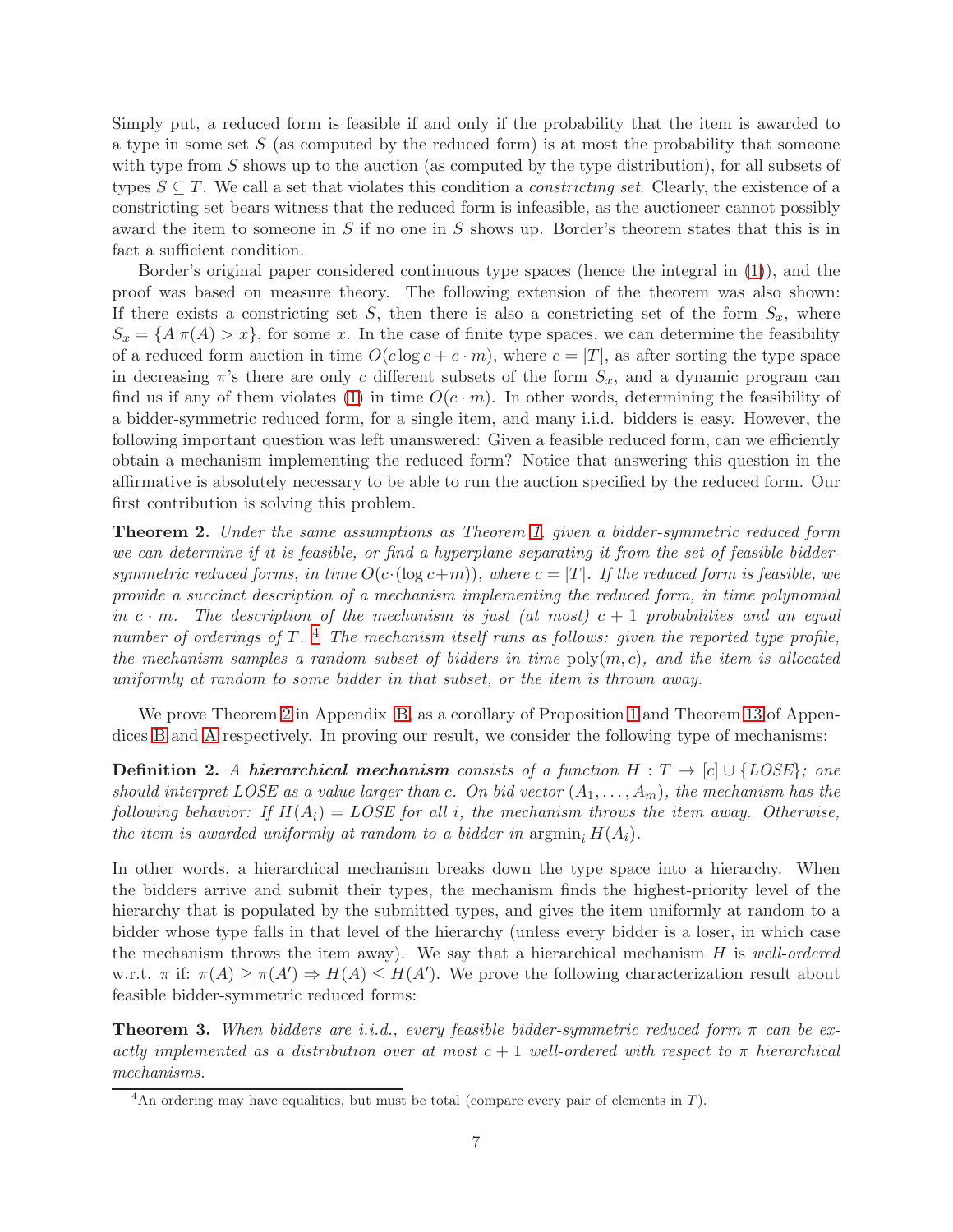Simply put, a reduced form is feasible if and only if the probability that the item is awarded to a type in some set $S$ (as computed by the reduced form) is at most the probability that someone with type from $S$ shows up to the auction (as computed by the type distribution), for all subsets of types $S \subseteq T$. We call a set that violates this condition a *constricting set*. Clearly, the existence of a constricting set bears witness that the reduced form is infeasible, as the auctioneer cannot possibly award the item to someone in $S$ if no one in $S$ shows up. Border's theorem states that this is in fact a sufficient condition.

Border's original paper considered continuous type spaces (hence the integral in (1)), and the proof was based on measure theory. The following extension of the theorem was also shown: If there exists a constricting set $S$, then there is also a constricting set of the form $S_x$, where $S_x = \{A|\pi(A) > x\}$, for some $x$. In the case of finite type spaces, we can determine the feasibility of a reduced form auction in time $O(c \log c + c \cdot m)$, where $c = |T|$, as after sorting the type space in decreasing $\pi$'s there are only $c$ different subsets of the form $S_x$, and a dynamic program can find us if any of them violates (1) in time $O(c \cdot m)$. In other words, determining the feasibility of a bidder-symmetric reduced form, for a single item, and many i.i.d. bidders is easy. However, the following important question was left unanswered: Given a feasible reduced form, can we efficiently obtain a mechanism implementing the reduced form? Notice that answering this question in the affirmative is absolutely necessary to be able to run the auction specified by the reduced form. Our first contribution is solving this problem.

**Theorem 2.** *Under the same assumptions as Theorem 1, given a bidder-symmetric reduced form we can determine if it is feasible, or find a hyperplane separating it from the set of feasible bidder-symmetric reduced forms, in time $O(c\cdot(\log c+m))$, where $c = |T|$. If the reduced form is feasible, we provide a succinct description of a mechanism implementing the reduced form, in time polynomial in $c \cdot m$. The description of the mechanism is just (at most) $c + 1$ probabilities and an equal number of orderings of $T$.* [4] *The mechanism itself runs as follows: given the reported type profile, the mechanism samples a random subset of bidders in time $\text{poly}(m, c)$, and the item is allocated uniformly at random to some bidder in that subset, or the item is thrown away.*

We prove Theorem 2 in Appendix B, as a corollary of Proposition 1 and Theorem 13 of Appendices B and A respectively. In proving our result, we consider the following type of mechanisms:

**Definition 2.** *A* ***hierarchical mechanism*** *consists of a function $H : T \rightarrow [c] \cup \{LOSE\}$; one should interpret LOSE as a value larger than $c$. On bid vector $(A_1, \dots, A_m)$, the mechanism has the following behavior: If $H(A_i) = LOSE$ for all $i$, the mechanism throws the item away. Otherwise, the item is awarded uniformly at random to a bidder in $\text{argmin}_i H(A_i)$.*

In other words, a hierarchical mechanism breaks down the type space into a hierarchy. When the bidders arrive and submit their types, the mechanism finds the highest-priority level of the hierarchy that is populated by the submitted types, and gives the item uniformly at random to a bidder whose type falls in that level of the hierarchy (unless every bidder is a loser, in which case the mechanism throws the item away). We say that a hierarchical mechanism $H$ is *well-ordered* w.r.t. $\pi$ if: $\pi(A) \geq \pi(A') \Rightarrow H(A) \leq H(A')$. We prove the following characterization result about feasible bidder-symmetric reduced forms:

**Theorem 3.** *When bidders are i.i.d., every feasible bidder-symmetric reduced form $\pi$ can be exactly implemented as a distribution over at most $c + 1$ well-ordered with respect to $\pi$ hierarchical mechanisms.*

[4] An ordering may have equalities, but must be total (compare every pair of elements in $T$).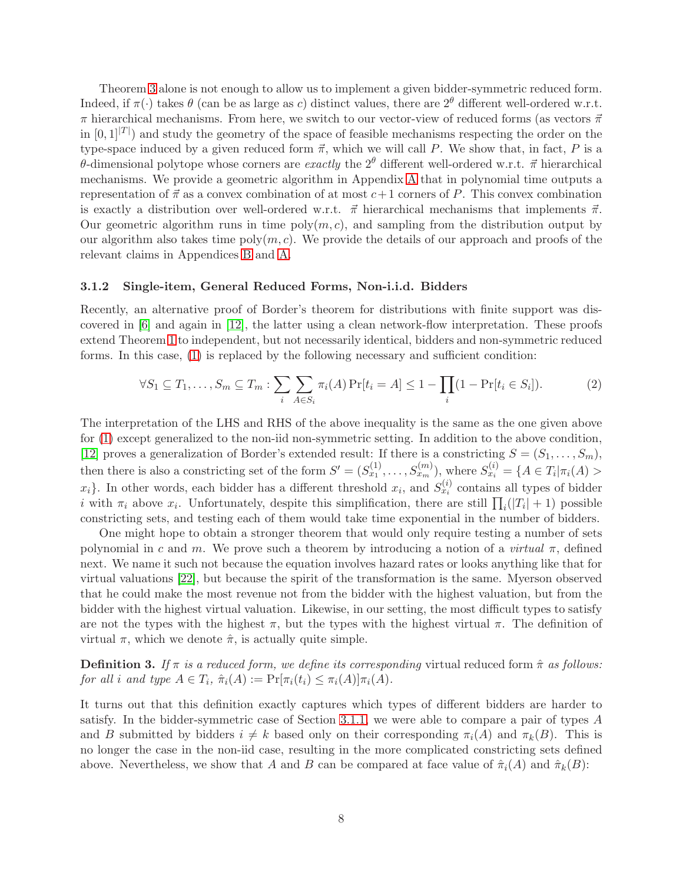Theorem 3 alone is not enough to allow us to implement a given bidder-symmetric reduced form. Indeed, if $\pi(\cdot)$ takes $\theta$ (can be as large as $c$) distinct values, there are $2^\theta$ different well-ordered w.r.t. $\pi$ hierarchical mechanisms. From here, we switch to our vector-view of reduced forms (as vectors $\vec{\pi}$ in $[0,1]^{|T|}$) and study the geometry of the space of feasible mechanisms respecting the order on the type-space induced by a given reduced form $\vec{\pi}$, which we will call $P$. We show that, in fact, $P$ is a $\theta$-dimensional polytope whose corners are *exactly* the $2^\theta$ different well-ordered w.r.t. $\vec{\pi}$ hierarchical mechanisms. We provide a geometric algorithm in Appendix A that in polynomial time outputs a representation of $\vec{\pi}$ as a convex combination of at most $c+1$ corners of $P$. This convex combination is exactly a distribution over well-ordered w.r.t. $\vec{\pi}$ hierarchical mechanisms that implements $\vec{\pi}$. Our geometric algorithm runs in time poly$(m, c)$, and sampling from the distribution output by our algorithm also takes time poly$(m, c)$. We provide the details of our approach and proofs of the relevant claims in Appendices B and A.

### 3.1.2 Single-item, General Reduced Forms, Non-i.i.d. Bidders

Recently, an alternative proof of Border's theorem for distributions with finite support was discovered in [6] and again in [12], the latter using a clean network-flow interpretation. These proofs extend Theorem 1 to independent, but not necessarily identical, bidders and non-symmetric reduced forms. In this case, (1) is replaced by the following necessary and sufficient condition:

$$\forall S_1 \subseteq T_1, \ldots, S_m \subseteq T_m : \sum_i \sum_{A \in S_i} \pi_i(A) \Pr[t_i = A] \leq 1 - \prod_i (1 - \Pr[t_i \in S_i]). \tag{2}$$

The interpretation of the LHS and RHS of the above inequality is the same as the one given above for (1) except generalized to the non-iid non-symmetric setting. In addition to the above condition, [12] proves a generalization of Border's extended result: If there is a constricting $S = (S_1, \ldots, S_m)$, then there is also a constricting set of the form $S' = (S^{(1)}_{x_1}, \ldots, S^{(m)}_{x_m})$, where $S^{(i)}_{x_i} = \{A \in T_i | \pi_i(A) > x_i\}$. In other words, each bidder has a different threshold $x_i$, and $S^{(i)}_{x_i}$ contains all types of bidder $i$ with $\pi_i$ above $x_i$. Unfortunately, despite this simplification, there are still $\prod_i (|T_i| + 1)$ possible constricting sets, and testing each of them would take time exponential in the number of bidders.

One might hope to obtain a stronger theorem that would only require testing a number of sets polynomial in $c$ and $m$. We prove such a theorem by introducing a notion of a *virtual* $\pi$, defined next. We name it such not because the equation involves hazard rates or looks anything like that for virtual valuations [22], but because the spirit of the transformation is the same. Myerson observed that he could make the most revenue not from the bidder with the highest valuation, but from the bidder with the highest virtual valuation. Likewise, in our setting, the most difficult types to satisfy are not the types with the highest $\pi$, but the types with the highest virtual $\pi$. The definition of virtual $\pi$, which we denote $\hat{\pi}$, is actually quite simple.

**Definition 3.** *If $\pi$ is a reduced form, we define its corresponding* virtual reduced form *$\hat{\pi}$ as follows: for all $i$ and type $A \in T_i$, $\hat{\pi}_i(A) := \Pr[\pi_i(t_i) \leq \pi_i(A)]\pi_i(A)$.*

It turns out that this definition exactly captures which types of different bidders are harder to satisfy. In the bidder-symmetric case of Section 3.1.1, we were able to compare a pair of types $A$ and $B$ submitted by bidders $i \neq k$ based only on their corresponding $\pi_i(A)$ and $\pi_k(B)$. This is no longer the case in the non-iid case, resulting in the more complicated constricting sets defined above. Nevertheless, we show that $A$ and $B$ can be compared at face value of $\hat{\pi}_i(A)$ and $\hat{\pi}_k(B)$: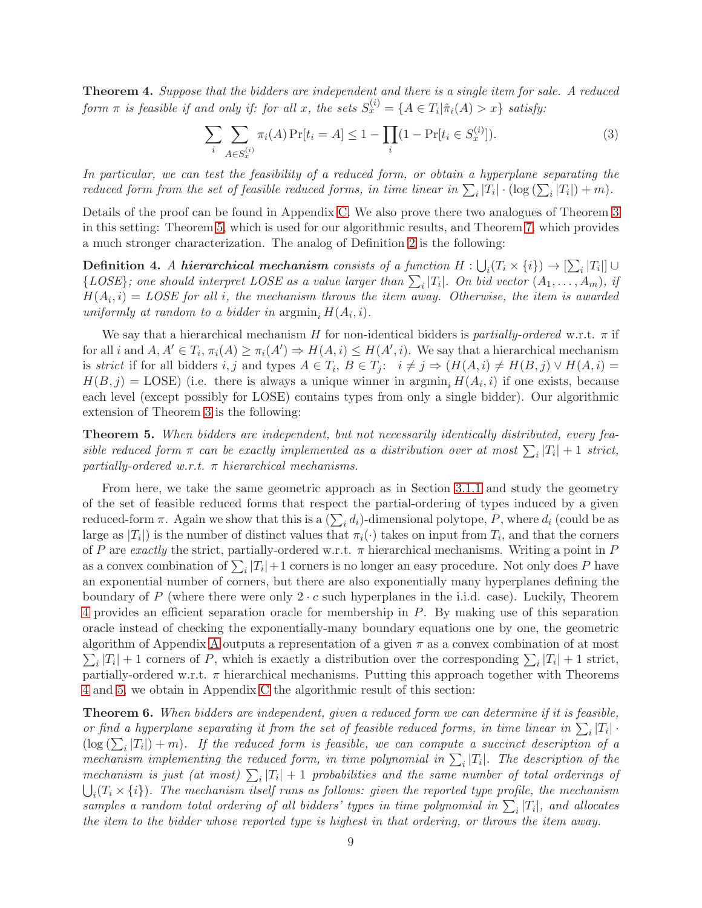**Theorem 4.** *Suppose that the bidders are independent and there is a single item for sale. A reduced form $\pi$ is feasible if and only if: for all $x$, the sets $S_x^{(i)} = \{A \in T_i | \hat{\pi}_i(A) > x\}$ satisfy:*

$$\sum_i \sum_{A \in S_x^{(i)}} \pi_i(A) \Pr[t_i = A] \leq 1 - \prod_i (1 - \Pr[t_i \in S_x^{(i)}]). \tag{3}$$

*In particular, we can test the feasibility of a reduced form, or obtain a hyperplane separating the reduced form from the set of feasible reduced forms, in time linear in $\sum_i |T_i| \cdot (\log(\sum_i |T_i|) + m)$.*

Details of the proof can be found in Appendix C. We also prove there two analogues of Theorem 3 in this setting: Theorem 5, which is used for our algorithmic results, and Theorem 7, which provides a much stronger characterization. The analog of Definition 2 is the following:

**Definition 4.** *A* ***hierarchical mechanism*** *consists of a function $H : \bigcup_i (T_i \times \{i\}) \to [\sum_i |T_i|] \cup \{LOSE\}$; one should interpret LOSE as a value larger than $\sum_i |T_i|$. On bid vector $(A_1, \ldots, A_m)$, if $H(A_i, i) = LOSE$ for all $i$, the mechanism throws the item away. Otherwise, the item is awarded uniformly at random to a bidder in $\text{argmin}_i H(A_i, i)$.*

We say that a hierarchical mechanism $H$ for non-identical bidders is *partially-ordered* w.r.t. $\pi$ if for all $i$ and $A, A' \in T_i$, $\pi_i(A) \geq \pi_i(A') \Rightarrow H(A, i) \leq H(A', i)$. We say that a hierarchical mechanism is *strict* if for all bidders $i, j$ and types $A \in T_i$, $B \in T_j$: $i \neq j \Rightarrow (H(A, i) \neq H(B, j) \vee H(A, i) = H(B, j) = \text{LOSE})$ (i.e. there is always a unique winner in $\text{argmin}_i H(A_i, i)$ if one exists, because each level (except possibly for LOSE) contains types from only a single bidder). Our algorithmic extension of Theorem 3 is the following:

**Theorem 5.** *When bidders are independent, but not necessarily identically distributed, every feasible reduced form $\pi$ can be exactly implemented as a distribution over at most $\sum_i |T_i| + 1$ strict, partially-ordered w.r.t. $\pi$ hierarchical mechanisms.*

From here, we take the same geometric approach as in Section 3.1.1 and study the geometry of the set of feasible reduced forms that respect the partial-ordering of types induced by a given reduced-form $\pi$. Again we show that this is a $(\sum_i d_i)$-dimensional polytope, $P$, where $d_i$ (could be as large as $|T_i|$) is the number of distinct values that $\pi_i(\cdot)$ takes on input from $T_i$, and that the corners of $P$ are *exactly* the strict, partially-ordered w.r.t. $\pi$ hierarchical mechanisms. Writing a point in $P$ as a convex combination of $\sum_i |T_i|+1$ corners is no longer an easy procedure. Not only does $P$ have an exponential number of corners, but there are also exponentially many hyperplanes defining the boundary of $P$ (where there were only $2 \cdot c$ such hyperplanes in the i.i.d. case). Luckily, Theorem 4 provides an efficient separation oracle for membership in $P$. By making use of this separation oracle instead of checking the exponentially-many boundary equations one by one, the geometric algorithm of Appendix A outputs a representation of a given $\pi$ as a convex combination of at most $\sum_i |T_i| + 1$ corners of $P$, which is exactly a distribution over the corresponding $\sum_i |T_i| + 1$ strict, partially-ordered w.r.t. $\pi$ hierarchical mechanisms. Putting this approach together with Theorems 4 and 5, we obtain in Appendix C the algorithmic result of this section:

**Theorem 6.** *When bidders are independent, given a reduced form we can determine if it is feasible, or find a hyperplane separating it from the set of feasible reduced forms, in time linear in $\sum_i |T_i| \cdot (\log(\sum_i |T_i|) + m)$. If the reduced form is feasible, we can compute a succinct description of a mechanism implementing the reduced form, in time polynomial in $\sum_i |T_i|$. The description of the mechanism is just (at most) $\sum_i |T_i| + 1$ probabilities and the same number of total orderings of $\bigcup_i (T_i \times \{i\})$. The mechanism itself runs as follows: given the reported type profile, the mechanism samples a random total ordering of all bidders' types in time polynomial in $\sum_i |T_i|$, and allocates the item to the bidder whose reported type is highest in that ordering, or throws the item away.*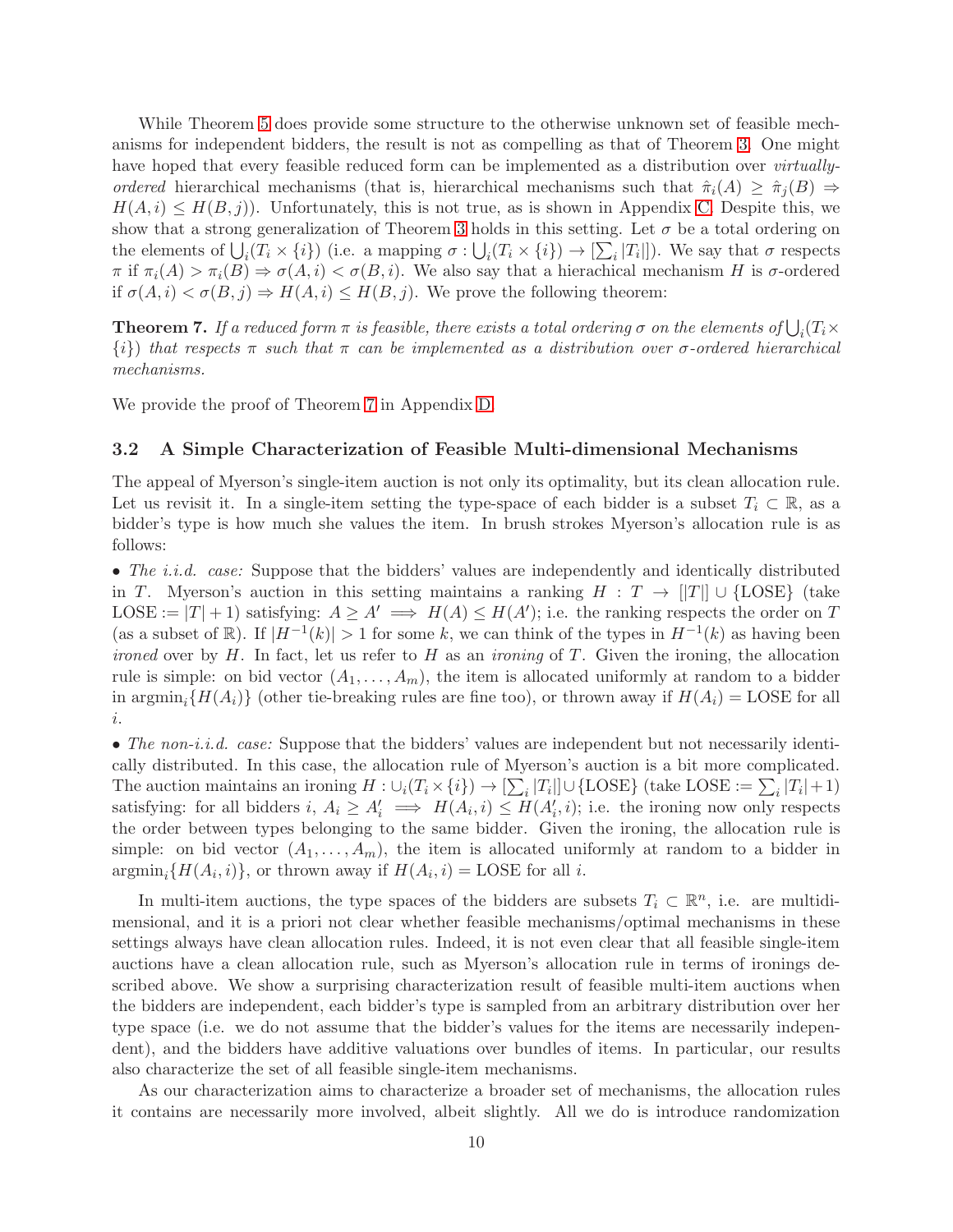While Theorem 5 does provide some structure to the otherwise unknown set of feasible mechanisms for independent bidders, the result is not as compelling as that of Theorem 3. One might have hoped that every feasible reduced form can be implemented as a distribution over *virtually-ordered* hierarchical mechanisms (that is, hierarchical mechanisms such that $\hat{\pi}_i(A) \geq \hat{\pi}_j(B) \Rightarrow H(A,i) \leq H(B,j)$). Unfortunately, this is not true, as is shown in Appendix C. Despite this, we show that a strong generalization of Theorem 3 holds in this setting. Let $\sigma$ be a total ordering on the elements of $\bigcup_i (T_i \times \{i\})$ (i.e. a mapping $\sigma : \bigcup_i (T_i \times \{i\}) \rightarrow [\sum_i |T_i|]$). We say that $\sigma$ respects $\pi$ if $\pi_i(A) > \pi_i(B) \Rightarrow \sigma(A,i) < \sigma(B,i)$. We also say that a hierachical mechanism $H$ is $\sigma$-ordered if $\sigma(A,i) < \sigma(B,j) \Rightarrow H(A,i) \leq H(B,j)$. We prove the following theorem:

**Theorem 7.** *If a reduced form $\pi$ is feasible, there exists a total ordering $\sigma$ on the elements of $\bigcup_i (T_i \times \{i\})$ that respects $\pi$ such that $\pi$ can be implemented as a distribution over $\sigma$-ordered hierarchical mechanisms.*

We provide the proof of Theorem 7 in Appendix D.

### 3.2 A Simple Characterization of Feasible Multi-dimensional Mechanisms

The appeal of Myerson's single-item auction is not only its optimality, but its clean allocation rule. Let us revisit it. In a single-item setting the type-space of each bidder is a subset $T_i \subset \mathbb{R}$, as a bidder's type is how much she values the item. In brush strokes Myerson's allocation rule is as follows:

• *The i.i.d. case:* Suppose that the bidders' values are independently and identically distributed in $T$. Myerson's auction in this setting maintains a ranking $H : T \rightarrow [|T|] \cup \{\text{LOSE}\}$ (take $\text{LOSE} := |T| + 1$) satisfying: $A \geq A' \implies H(A) \leq H(A')$; i.e. the ranking respects the order on $T$ (as a subset of $\mathbb{R}$). If $|H^{-1}(k)| > 1$ for some $k$, we can think of the types in $H^{-1}(k)$ as having been *ironed* over by $H$. In fact, let us refer to $H$ as an *ironing* of $T$. Given the ironing, the allocation rule is simple: on bid vector $(A_1, \ldots, A_m)$, the item is allocated uniformly at random to a bidder in $\text{argmin}_i\{H(A_i)\}$ (other tie-breaking rules are fine too), or thrown away if $H(A_i) = \text{LOSE}$ for all $i$.

• *The non-i.i.d. case:* Suppose that the bidders' values are independent but not necessarily identically distributed. In this case, the allocation rule of Myerson's auction is a bit more complicated. The auction maintains an ironing $H : \cup_i (T_i \times \{i\}) \rightarrow [\sum_i |T_i|] \cup \{\text{LOSE}\}$ (take $\text{LOSE} := \sum_i |T_i| + 1$) satisfying: for all bidders $i$, $A_i \geq A'_i \implies H(A_i, i) \leq H(A'_i, i)$; i.e. the ironing now only respects the order between types belonging to the same bidder. Given the ironing, the allocation rule is simple: on bid vector $(A_1, \ldots, A_m)$, the item is allocated uniformly at random to a bidder in $\text{argmin}_i\{H(A_i, i)\}$, or thrown away if $H(A_i, i) = \text{LOSE}$ for all $i$.

In multi-item auctions, the type spaces of the bidders are subsets $T_i \subset \mathbb{R}^n$, i.e. are multidimensional, and it is a priori not clear whether feasible mechanisms/optimal mechanisms in these settings always have clean allocation rules. Indeed, it is not even clear that all feasible single-item auctions have a clean allocation rule, such as Myerson's allocation rule in terms of ironings described above. We show a surprising characterization result of feasible multi-item auctions when the bidders are independent, each bidder's type is sampled from an arbitrary distribution over her type space (i.e. we do not assume that the bidder's values for the items are necessarily independent), and the bidders have additive valuations over bundles of items. In particular, our results also characterize the set of all feasible single-item mechanisms.

As our characterization aims to characterize a broader set of mechanisms, the allocation rules it contains are necessarily more involved, albeit slightly. All we do is introduce randomization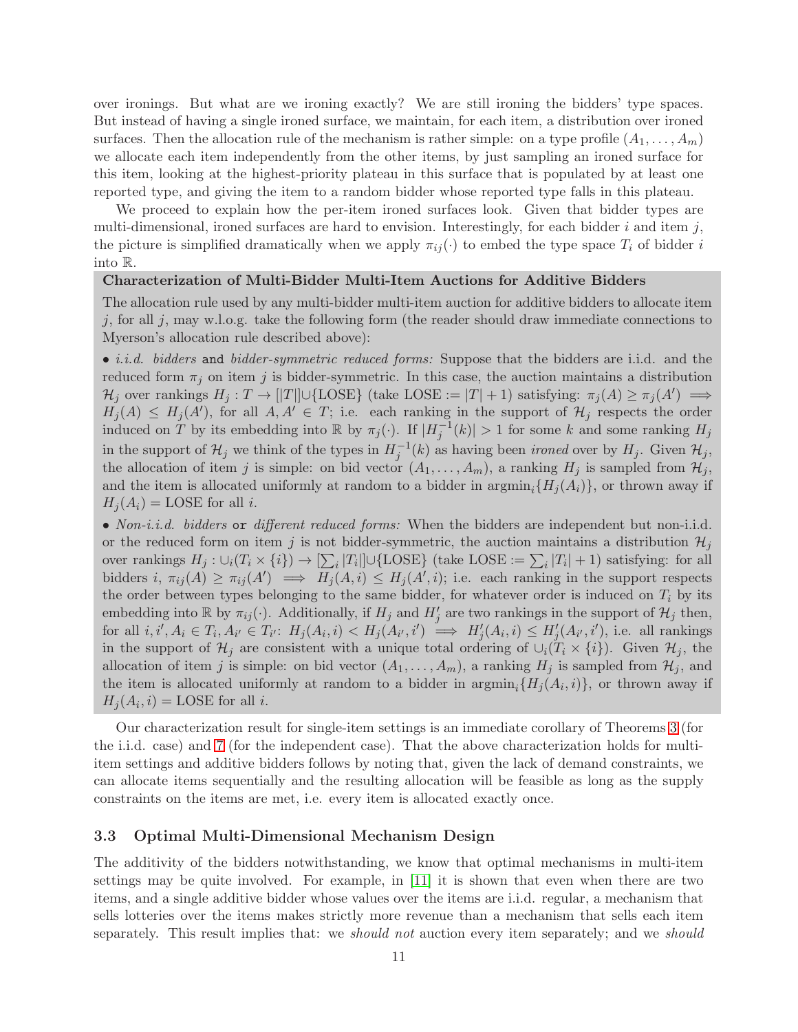over ironings. But what are we ironing exactly? We are still ironing the bidders' type spaces. But instead of having a single ironed surface, we maintain, for each item, a distribution over ironed surfaces. Then the allocation rule of the mechanism is rather simple: on a type profile $(A_1, \ldots, A_m)$ we allocate each item independently from the other items, by just sampling an ironed surface for this item, looking at the highest-priority plateau in this surface that is populated by at least one reported type, and giving the item to a random bidder whose reported type falls in this plateau.

We proceed to explain how the per-item ironed surfaces look. Given that bidder types are multi-dimensional, ironed surfaces are hard to envision. Interestingly, for each bidder $i$ and item $j$, the picture is simplified dramatically when we apply $\pi_{ij}(\cdot)$ to embed the type space $T_i$ of bidder $i$ into $\mathbb{R}$.

**Characterization of Multi-Bidder Multi-Item Auctions for Additive Bidders**

The allocation rule used by any multi-bidder multi-item auction for additive bidders to allocate item $j$, for all $j$, may w.l.o.g. take the following form (the reader should draw immediate connections to Myerson's allocation rule described above):

- *i.i.d. bidders* and *bidder-symmetric reduced forms:* Suppose that the bidders are i.i.d. and the reduced form $\pi_j$ on item $j$ is bidder-symmetric. In this case, the auction maintains a distribution $\mathcal{H}_j$ over rankings $H_j : T \to [|T|] \cup \{\text{LOSE}\}$ (take $\text{LOSE} := |T| + 1$) satisfying: $\pi_j(A) \geq \pi_j(A') \implies H_j(A) \leq H_j(A')$, for all $A, A' \in T$; i.e. each ranking in the support of $\mathcal{H}_j$ respects the order induced on $T$ by its embedding into $\mathbb{R}$ by $\pi_j(\cdot)$. If $|H_j^{-1}(k)| > 1$ for some $k$ and some ranking $H_j$ in the support of $\mathcal{H}_j$ we think of the types in $H_j^{-1}(k)$ as having been *ironed* over by $H_j$. Given $\mathcal{H}_j$, the allocation of item $j$ is simple: on bid vector $(A_1, \ldots, A_m)$, a ranking $H_j$ is sampled from $\mathcal{H}_j$, and the item is allocated uniformly at random to a bidder in $\text{argmin}_i\{H_j(A_i)\}$, or thrown away if $H_j(A_i) = \text{LOSE}$ for all $i$.

- *Non-i.i.d. bidders* or *different reduced forms:* When the bidders are independent but non-i.i.d. or the reduced form on item $j$ is not bidder-symmetric, the auction maintains a distribution $\mathcal{H}_j$ over rankings $H_j : \cup_i(T_i \times \{i\}) \to [\sum_i |T_i|] \cup \{\text{LOSE}\}$ (take $\text{LOSE} := \sum_i |T_i| + 1$) satisfying: for all bidders $i$, $\pi_{ij}(A) \geq \pi_{ij}(A') \implies H_j(A, i) \leq H_j(A', i)$; i.e. each ranking in the support respects the order between types belonging to the same bidder, for whatever order is induced on $T_i$ by its embedding into $\mathbb{R}$ by $\pi_{ij}(\cdot)$. Additionally, if $H_j$ and $H'_j$ are two rankings in the support of $\mathcal{H}_j$ then, for all $i, i', A_i \in T_i, A_{i'} \in T_{i'}$: $H_j(A_i, i) < H_j(A_{i'}, i') \implies H'_j(A_i, i) \leq H'_j(A_{i'}, i')$, i.e. all rankings in the support of $\mathcal{H}_j$ are consistent with a unique total ordering of $\cup_i(T_i \times \{i\})$. Given $\mathcal{H}_j$, the allocation of item $j$ is simple: on bid vector $(A_1, \ldots, A_m)$, a ranking $H_j$ is sampled from $\mathcal{H}_j$, and the item is allocated uniformly at random to a bidder in $\text{argmin}_i\{H_j(A_i, i)\}$, or thrown away if $H_j(A_i, i) = \text{LOSE}$ for all $i$.

Our characterization result for single-item settings is an immediate corollary of Theorems 3 (for the i.i.d. case) and 7 (for the independent case). That the above characterization holds for multi-item settings and additive bidders follows by noting that, given the lack of demand constraints, we can allocate items sequentially and the resulting allocation will be feasible as long as the supply constraints on the items are met, i.e. every item is allocated exactly once.

### 3.3 Optimal Multi-Dimensional Mechanism Design

The additivity of the bidders notwithstanding, we know that optimal mechanisms in multi-item settings may be quite involved. For example, in [11] it is shown that even when there are two items, and a single additive bidder whose values over the items are i.i.d. regular, a mechanism that sells lotteries over the items makes strictly more revenue than a mechanism that sells each item separately. This result implies that: we *should not* auction every item separately; and we *should*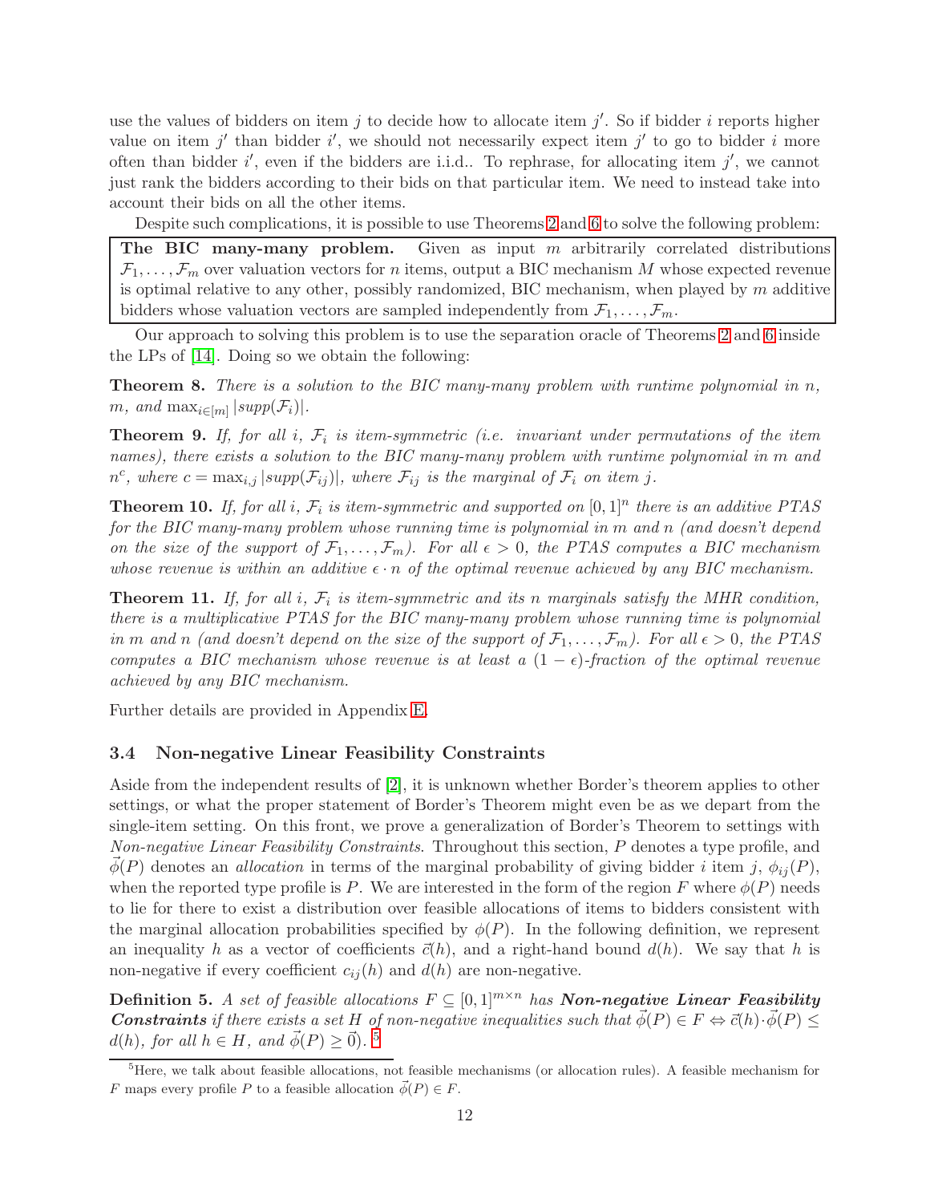use the values of bidders on item $j$ to decide how to allocate item $j'$. So if bidder $i$ reports higher value on item $j'$ than bidder $i'$, we should not necessarily expect item $j'$ to go to bidder $i$ more often than bidder $i'$, even if the bidders are i.i.d.. To rephrase, for allocating item $j'$, we cannot just rank the bidders according to their bids on that particular item. We need to instead take into account their bids on all the other items.

Despite such complications, it is possible to use Theorems 2 and 6 to solve the following problem:

> **The BIC many-many problem.** Given as input $m$ arbitrarily correlated distributions $\mathcal{F}_1, \ldots, \mathcal{F}_m$ over valuation vectors for $n$ items, output a BIC mechanism $M$ whose expected revenue is optimal relative to any other, possibly randomized, BIC mechanism, when played by $m$ additive bidders whose valuation vectors are sampled independently from $\mathcal{F}_1, \ldots, \mathcal{F}_m$.

Our approach to solving this problem is to use the separation oracle of Theorems 2 and 6 inside the LPs of [14]. Doing so we obtain the following:

**Theorem 8.** *There is a solution to the BIC many-many problem with runtime polynomial in $n$, $m$, and $\max_{i \in [m]} |supp(\mathcal{F}_i)|$.*

**Theorem 9.** *If, for all $i$, $\mathcal{F}_i$ is item-symmetric (i.e. invariant under permutations of the item names), there exists a solution to the BIC many-many problem with runtime polynomial in $m$ and $n^c$, where $c = \max_{i,j} |supp(\mathcal{F}_{ij})|$, where $\mathcal{F}_{ij}$ is the marginal of $\mathcal{F}_i$ on item $j$.*

**Theorem 10.** *If, for all $i$, $\mathcal{F}_i$ is item-symmetric and supported on $[0,1]^n$ there is an additive PTAS for the BIC many-many problem whose running time is polynomial in $m$ and $n$ (and doesn't depend on the size of the support of $\mathcal{F}_1, \ldots, \mathcal{F}_m$). For all $\epsilon > 0$, the PTAS computes a BIC mechanism whose revenue is within an additive $\epsilon \cdot n$ of the optimal revenue achieved by any BIC mechanism.*

**Theorem 11.** *If, for all $i$, $\mathcal{F}_i$ is item-symmetric and its $n$ marginals satisfy the MHR condition, there is a multiplicative PTAS for the BIC many-many problem whose running time is polynomial in $m$ and $n$ (and doesn't depend on the size of the support of $\mathcal{F}_1, \ldots, \mathcal{F}_m$). For all $\epsilon > 0$, the PTAS computes a BIC mechanism whose revenue is at least a $(1-\epsilon)$-fraction of the optimal revenue achieved by any BIC mechanism.*

Further details are provided in Appendix E.

### 3.4 Non-negative Linear Feasibility Constraints

Aside from the independent results of [2], it is unknown whether Border's theorem applies to other settings, or what the proper statement of Border's Theorem might even be as we depart from the single-item setting. On this front, we prove a generalization of Border's Theorem to settings with *Non-negative Linear Feasibility Constraints*. Throughout this section, $P$ denotes a type profile, and $\vec{\phi}(P)$ denotes an *allocation* in terms of the marginal probability of giving bidder $i$ item $j$, $\phi_{ij}(P)$, when the reported type profile is $P$. We are interested in the form of the region $F$ where $\phi(P)$ needs to lie for there to exist a distribution over feasible allocations of items to bidders consistent with the marginal allocation probabilities specified by $\phi(P)$. In the following definition, we represent an inequality $h$ as a vector of coefficients $\vec{c}(h)$, and a right-hand bound $d(h)$. We say that $h$ is non-negative if every coefficient $c_{ij}(h)$ and $d(h)$ are non-negative.

**Definition 5.** *A set of feasible allocations $F \subseteq [0,1]^{m \times n}$ has **Non-negative Linear Feasibility Constraints** if there exists a set $H$ of non-negative inequalities such that $\vec{\phi}(P) \in F \Leftrightarrow \vec{c}(h) \cdot \vec{\phi}(P) \leq d(h)$, for all $h \in H$, and $\vec{\phi}(P) \geq \vec{0}$).* [5]

[5] Here, we talk about feasible allocations, not feasible mechanisms (or allocation rules). A feasible mechanism for $F$ maps every profile $P$ to a feasible allocation $\vec{\phi}(P) \in F$.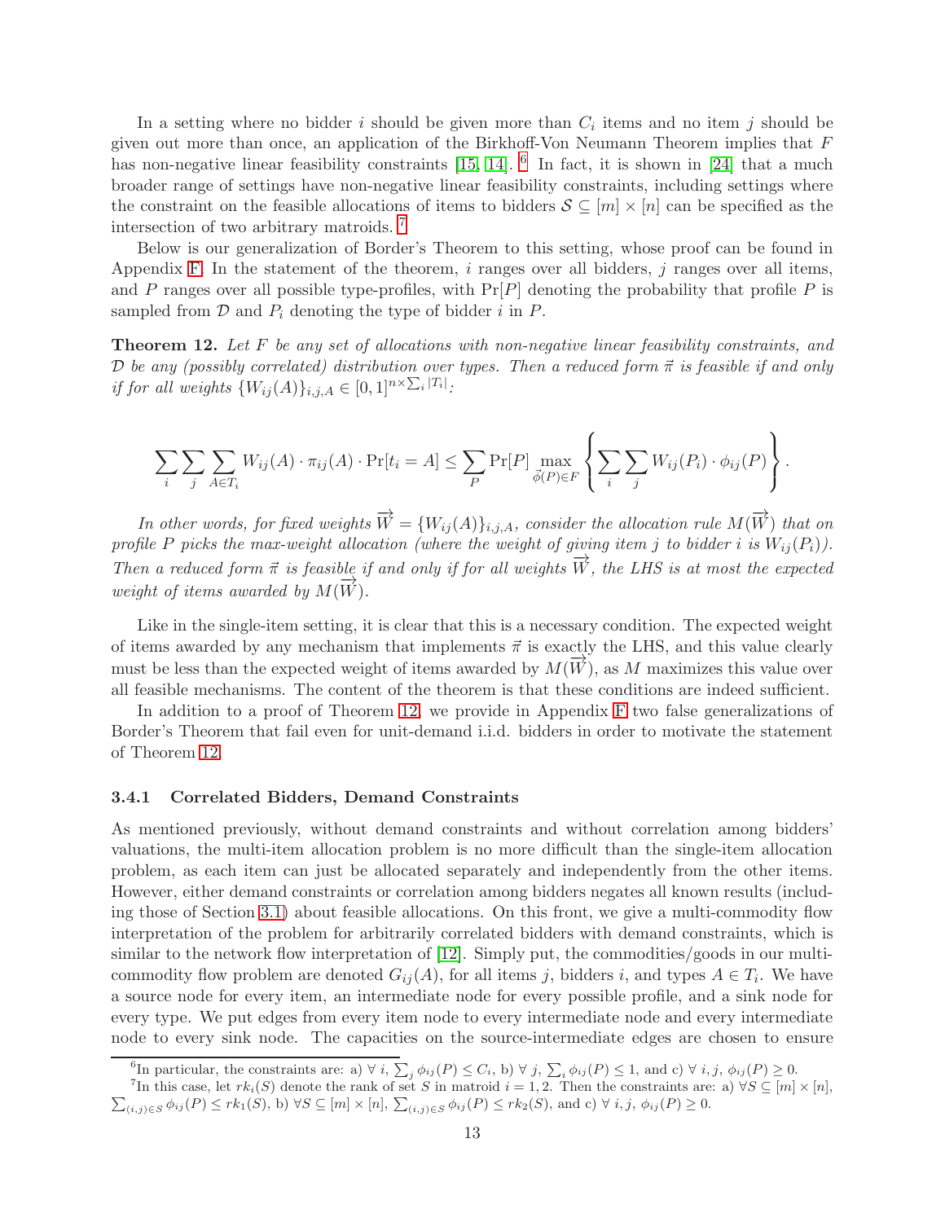In a setting where no bidder $i$ should be given more than $C_i$ items and no item $j$ should be given out more than once, an application of the Birkhoff-Von Neumann Theorem implies that $F$ has non-negative linear feasibility constraints [15, 14]. [6] In fact, it is shown in [24] that a much broader range of settings have non-negative linear feasibility constraints, including settings where the constraint on the feasible allocations of items to bidders $\mathcal{S} \subseteq [m] \times [n]$ can be specified as the intersection of two arbitrary matroids. [7]

Below is our generalization of Border's Theorem to this setting, whose proof can be found in Appendix F. In the statement of the theorem, $i$ ranges over all bidders, $j$ ranges over all items, and $P$ ranges over all possible type-profiles, with $\Pr[P]$ denoting the probability that profile $P$ is sampled from $\mathcal{D}$ and $P_i$ denoting the type of bidder $i$ in $P$.

**Theorem 12.** *Let $F$ be any set of allocations with non-negative linear feasibility constraints, and $\mathcal{D}$ be any (possibly correlated) distribution over types. Then a reduced form $\vec{\pi}$ is feasible if and only if for all weights $\{W_{ij}(A)\}_{i,j,A} \in [0,1]^{n \times \sum_i |T_i|}$:*

$$\sum_i \sum_j \sum_{A \in T_i} W_{ij}(A) \cdot \pi_{ij}(A) \cdot \Pr[t_i = A] \leq \sum_P \Pr[P] \max_{\vec{\phi}(P) \in F} \left\{ \sum_i \sum_j W_{ij}(P_i) \cdot \phi_{ij}(P) \right\}.$$

*In other words, for fixed weights $\overrightarrow{W} = \{W_{ij}(A)\}_{i,j,A}$, consider the allocation rule $M(\overrightarrow{W})$ that on profile $P$ picks the max-weight allocation (where the weight of giving item $j$ to bidder $i$ is $W_{ij}(P_i)$). Then a reduced form $\vec{\pi}$ is feasible if and only if for all weights $\overrightarrow{W}$, the LHS is at most the expected weight of items awarded by $M(\overrightarrow{W})$.*

Like in the single-item setting, it is clear that this is a necessary condition. The expected weight of items awarded by any mechanism that implements $\vec{\pi}$ is exactly the LHS, and this value clearly must be less than the expected weight of items awarded by $M(\overrightarrow{W})$, as $M$ maximizes this value over all feasible mechanisms. The content of the theorem is that these conditions are indeed sufficient.

In addition to a proof of Theorem 12, we provide in Appendix F two false generalizations of Border's Theorem that fail even for unit-demand i.i.d. bidders in order to motivate the statement of Theorem 12.

### 3.4.1 Correlated Bidders, Demand Constraints

As mentioned previously, without demand constraints and without correlation among bidders' valuations, the multi-item allocation problem is no more difficult than the single-item allocation problem, as each item can just be allocated separately and independently from the other items. However, either demand constraints or correlation among bidders negates all known results (including those of Section 3.1) about feasible allocations. On this front, we give a multi-commodity flow interpretation of the problem for arbitrarily correlated bidders with demand constraints, which is similar to the network flow interpretation of [12]. Simply put, the commodities/goods in our multi-commodity flow problem are denoted $G_{ij}(A)$, for all items $j$, bidders $i$, and types $A \in T_i$. We have a source node for every item, an intermediate node for every possible profile, and a sink node for every type. We put edges from every item node to every intermediate node and every intermediate node to every sink node. The capacities on the source-intermediate edges are chosen to ensure

[6] In particular, the constraints are: a) $\forall\, i, \sum_j \phi_{ij}(P) \leq C_i$, b) $\forall\, j, \sum_i \phi_{ij}(P) \leq 1$, and c) $\forall\, i, j,\ \phi_{ij}(P) \geq 0$.

[7] In this case, let $rk_i(S)$ denote the rank of set $S$ in matroid $i = 1, 2$. Then the constraints are: a) $\forall S \subseteq [m] \times [n]$, $\sum_{(i,j) \in S} \phi_{ij}(P) \leq rk_1(S)$, b) $\forall S \subseteq [m] \times [n]$, $\sum_{(i,j) \in S} \phi_{ij}(P) \leq rk_2(S)$, and c) $\forall\, i, j,\ \phi_{ij}(P) \geq 0$.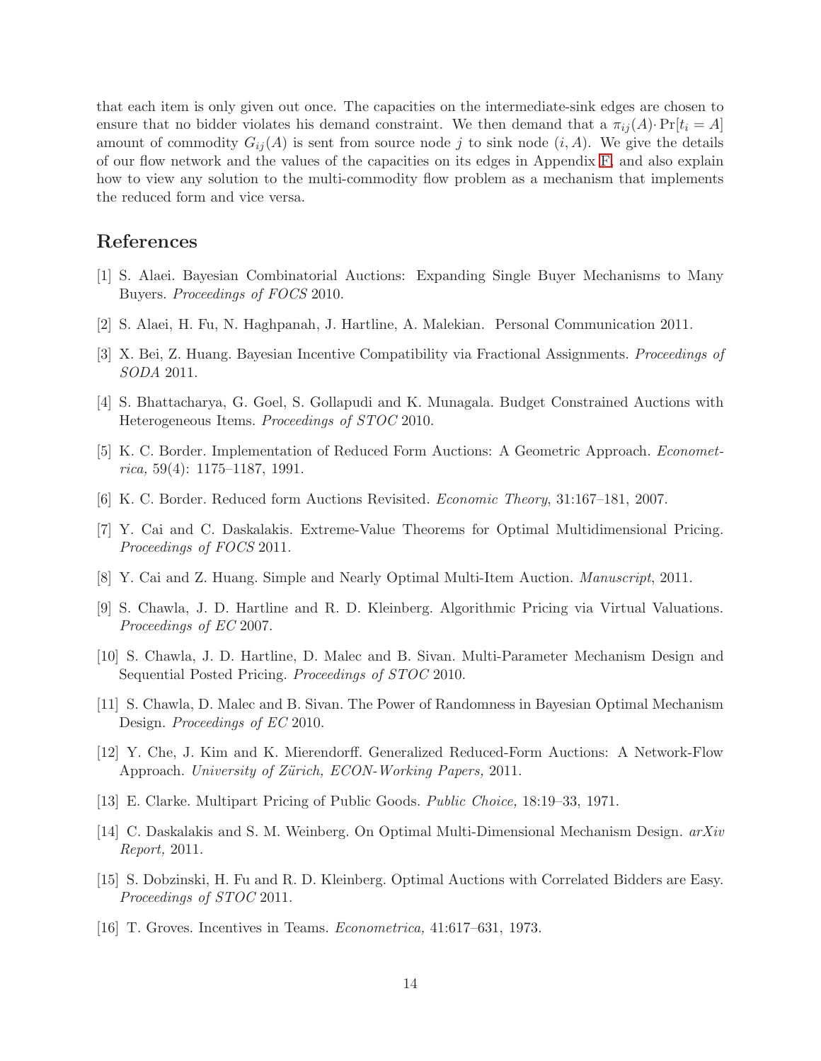that each item is only given out once. The capacities on the intermediate-sink edges are chosen to ensure that no bidder violates his demand constraint. We then demand that a $\pi_{ij}(A)\cdot \Pr[t_i = A]$ amount of commodity $G_{ij}(A)$ is sent from source node $j$ to sink node $(i, A)$. We give the details of our flow network and the values of the capacities on its edges in Appendix F, and also explain how to view any solution to the multi-commodity flow problem as a mechanism that implements the reduced form and vice versa.

## References

[1] S. Alaei. Bayesian Combinatorial Auctions: Expanding Single Buyer Mechanisms to Many Buyers. *Proceedings of FOCS* 2010.

[2] S. Alaei, H. Fu, N. Haghpanah, J. Hartline, A. Malekian. Personal Communication 2011.

[3] X. Bei, Z. Huang. Bayesian Incentive Compatibility via Fractional Assignments. *Proceedings of SODA* 2011.

[4] S. Bhattacharya, G. Goel, S. Gollapudi and K. Munagala. Budget Constrained Auctions with Heterogeneous Items. *Proceedings of STOC* 2010.

[5] K. C. Border. Implementation of Reduced Form Auctions: A Geometric Approach. *Econometrica,* 59(4): 1175–1187, 1991.

[6] K. C. Border. Reduced form Auctions Revisited. *Economic Theory*, 31:167–181, 2007.

[7] Y. Cai and C. Daskalakis. Extreme-Value Theorems for Optimal Multidimensional Pricing. *Proceedings of FOCS* 2011.

[8] Y. Cai and Z. Huang. Simple and Nearly Optimal Multi-Item Auction. *Manuscript*, 2011.

[9] S. Chawla, J. D. Hartline and R. D. Kleinberg. Algorithmic Pricing via Virtual Valuations. *Proceedings of EC* 2007.

[10] S. Chawla, J. D. Hartline, D. Malec and B. Sivan. Multi-Parameter Mechanism Design and Sequential Posted Pricing. *Proceedings of STOC* 2010.

[11] S. Chawla, D. Malec and B. Sivan. The Power of Randomness in Bayesian Optimal Mechanism Design. *Proceedings of EC* 2010.

[12] Y. Che, J. Kim and K. Mierendorff. Generalized Reduced-Form Auctions: A Network-Flow Approach. *University of Zürich, ECON-Working Papers,* 2011.

[13] E. Clarke. Multipart Pricing of Public Goods. *Public Choice,* 18:19–33, 1971.

[14] C. Daskalakis and S. M. Weinberg. On Optimal Multi-Dimensional Mechanism Design. *arXiv Report,* 2011.

[15] S. Dobzinski, H. Fu and R. D. Kleinberg. Optimal Auctions with Correlated Bidders are Easy. *Proceedings of STOC* 2011.

[16] T. Groves. Incentives in Teams. *Econometrica,* 41:617–631, 1973.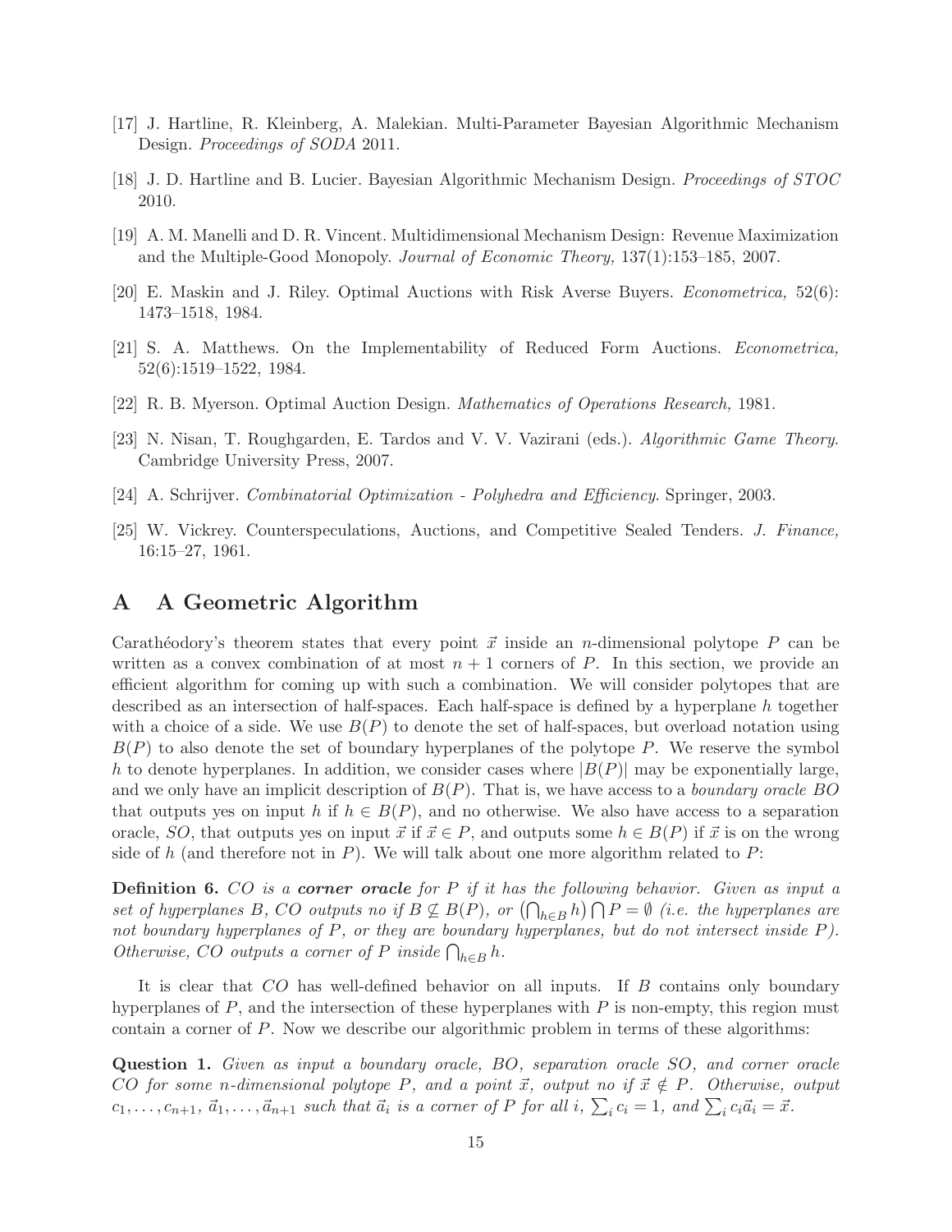[17] J. Hartline, R. Kleinberg, A. Malekian. Multi-Parameter Bayesian Algorithmic Mechanism Design. *Proceedings of SODA* 2011.

[18] J. D. Hartline and B. Lucier. Bayesian Algorithmic Mechanism Design. *Proceedings of STOC* 2010.

[19] A. M. Manelli and D. R. Vincent. Multidimensional Mechanism Design: Revenue Maximization and the Multiple-Good Monopoly. *Journal of Economic Theory,* 137(1):153–185, 2007.

[20] E. Maskin and J. Riley. Optimal Auctions with Risk Averse Buyers. *Econometrica,* 52(6): 1473–1518, 1984.

[21] S. A. Matthews. On the Implementability of Reduced Form Auctions. *Econometrica,* 52(6):1519–1522, 1984.

[22] R. B. Myerson. Optimal Auction Design. *Mathematics of Operations Research,* 1981.

[23] N. Nisan, T. Roughgarden, E. Tardos and V. V. Vazirani (eds.). *Algorithmic Game Theory.* Cambridge University Press, 2007.

[24] A. Schrijver. *Combinatorial Optimization - Polyhedra and Efficiency.* Springer, 2003.

[25] W. Vickrey. Counterspeculations, Auctions, and Competitive Sealed Tenders. *J. Finance,* 16:15–27, 1961.

# A A Geometric Algorithm

Carathéodory's theorem states that every point $\vec{x}$ inside an $n$-dimensional polytope $P$ can be written as a convex combination of at most $n+1$ corners of $P$. In this section, we provide an efficient algorithm for coming up with such a combination. We will consider polytopes that are described as an intersection of half-spaces. Each half-space is defined by a hyperplane $h$ together with a choice of a side. We use $B(P)$ to denote the set of half-spaces, but overload notation using $B(P)$ to also denote the set of boundary hyperplanes of the polytope $P$. We reserve the symbol $h$ to denote hyperplanes. In addition, we consider cases where $|B(P)|$ may be exponentially large, and we only have an implicit description of $B(P)$. That is, we have access to a *boundary oracle BO* that outputs yes on input $h$ if $h \in B(P)$, and no otherwise. We also have access to a separation oracle, $SO$, that outputs yes on input $\vec{x}$ if $\vec{x} \in P$, and outputs some $h \in B(P)$ if $\vec{x}$ is on the wrong side of $h$ (and therefore not in $P$). We will talk about one more algorithm related to $P$:

**Definition 6.** *$CO$ is a **corner oracle** for $P$ if it has the following behavior. Given as input a set of hyperplanes $B$, $CO$ outputs no if $B \not\subseteq B(P)$, or $\left(\bigcap_{h \in B} h\right) \bigcap P = \emptyset$ (i.e. the hyperplanes are not boundary hyperplanes of $P$, or they are boundary hyperplanes, but do not intersect inside $P$). Otherwise, $CO$ outputs a corner of $P$ inside $\bigcap_{h \in B} h$.*

It is clear that $CO$ has well-defined behavior on all inputs. If $B$ contains only boundary hyperplanes of $P$, and the intersection of these hyperplanes with $P$ is non-empty, this region must contain a corner of $P$. Now we describe our algorithmic problem in terms of these algorithms:

**Question 1.** *Given as input a boundary oracle, $BO$, separation oracle $SO$, and corner oracle $CO$ for some $n$-dimensional polytope $P$, and a point $\vec{x}$, output no if $\vec{x} \notin P$. Otherwise, output $c_1, \ldots, c_{n+1}$, $\vec{a}_1, \ldots, \vec{a}_{n+1}$ such that $\vec{a}_i$ is a corner of $P$ for all $i$, $\sum_i c_i = 1$, and $\sum_i c_i \vec{a}_i = \vec{x}$.*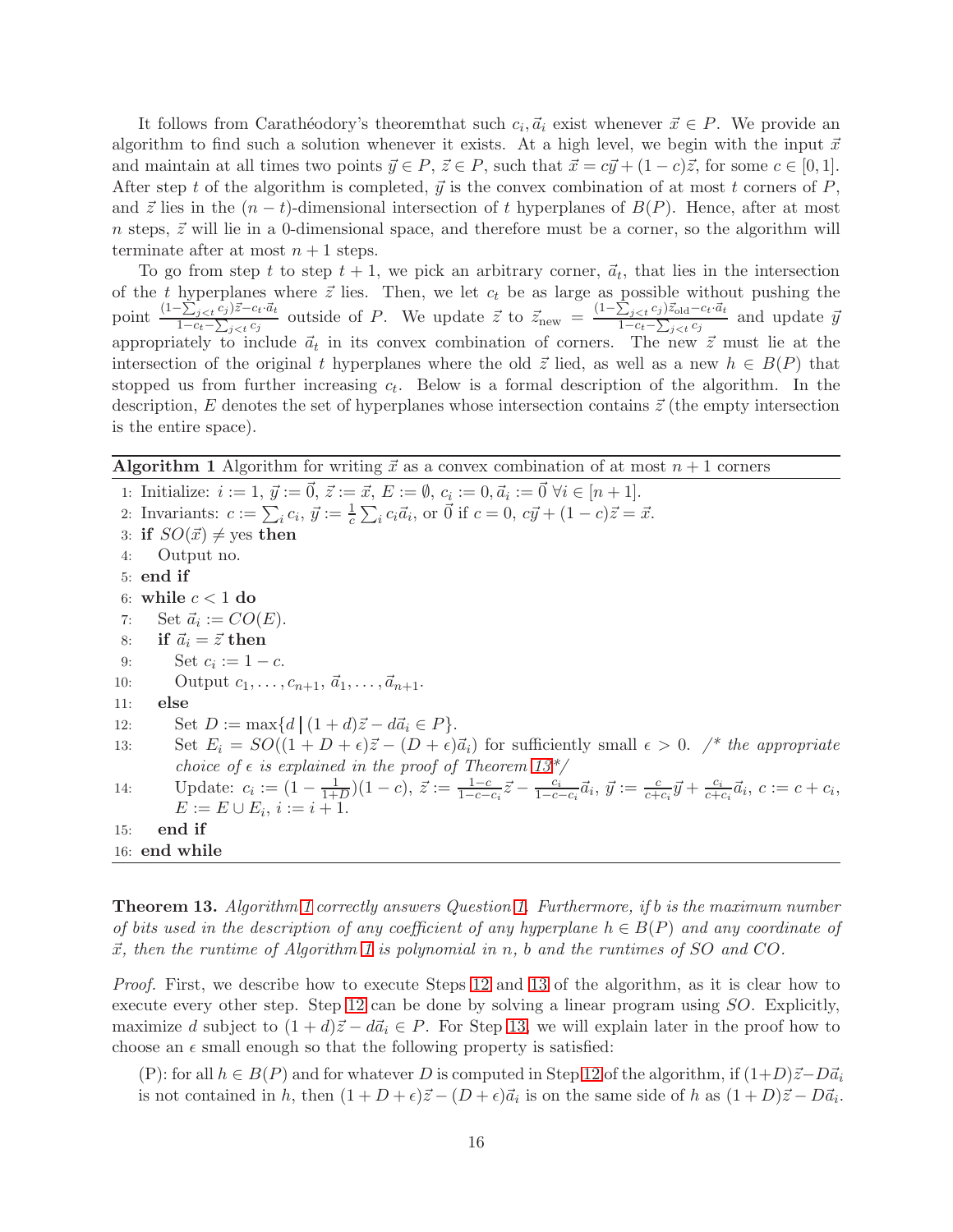It follows from Carathéodory's theoremthat such $c_i, \vec{a}_i$ exist whenever $\vec{x} \in P$. We provide an algorithm to find such a solution whenever it exists. At a high level, we begin with the input $\vec{x}$ and maintain at all times two points $\vec{y} \in P$, $\vec{z} \in P$, such that $\vec{x} = c\vec{y} + (1-c)\vec{z}$, for some $c \in [0,1]$. After step $t$ of the algorithm is completed, $\vec{y}$ is the convex combination of at most $t$ corners of $P$, and $\vec{z}$ lies in the $(n-t)$-dimensional intersection of $t$ hyperplanes of $B(P)$. Hence, after at most $n$ steps, $\vec{z}$ will lie in a 0-dimensional space, and therefore must be a corner, so the algorithm will terminate after at most $n+1$ steps.

To go from step $t$ to step $t+1$, we pick an arbitrary corner, $\vec{a}_t$, that lies in the intersection of the $t$ hyperplanes where $\vec{z}$ lies. Then, we let $c_t$ be as large as possible without pushing the point $\frac{(1-\sum_{j<t} c_j)\vec{z} - c_t \cdot \vec{a}_t}{1 - c_t - \sum_{j<t} c_j}$ outside of $P$. We update $\vec{z}$ to $\vec{z}_{\text{new}} = \frac{(1-\sum_{j<t} c_j)\vec{z}_{\text{old}} - c_t \cdot \vec{a}_t}{1 - c_t - \sum_{j<t} c_j}$ and update $\vec{y}$ appropriately to include $\vec{a}_t$ in its convex combination of corners. The new $\vec{z}$ must lie at the intersection of the original $t$ hyperplanes where the old $\vec{z}$ lied, as well as a new $h \in B(P)$ that stopped us from further increasing $c_t$. Below is a formal description of the algorithm. In the description, $E$ denotes the set of hyperplanes whose intersection contains $\vec{z}$ (the empty intersection is the entire space).

**Algorithm 1** Algorithm for writing $\vec{x}$ as a convex combination of at most $n+1$ corners

1: Initialize: $i := 1$, $\vec{y} := \vec{0}$, $\vec{z} := \vec{x}$, $E := \emptyset$, $c_i := 0, \vec{a}_i := \vec{0}\ \forall i \in [n+1]$.
2: Invariants: $c := \sum_i c_i$, $\vec{y} := \frac{1}{c}\sum_i c_i \vec{a}_i$, or $\vec{0}$ if $c = 0$, $c\vec{y} + (1-c)\vec{z} = \vec{x}$.
3: **if** $SO(\vec{x}) \neq$ yes **then**
4: &nbsp;&nbsp;&nbsp;Output no.
5: **end if**
6: **while** $c < 1$ **do**
7: &nbsp;&nbsp;&nbsp;Set $\vec{a}_i := CO(E)$.
8: &nbsp;&nbsp;&nbsp;**if** $\vec{a}_i = \vec{z}$ **then**
9: &nbsp;&nbsp;&nbsp;&nbsp;&nbsp;&nbsp;Set $c_i := 1 - c$.
10: &nbsp;&nbsp;&nbsp;&nbsp;&nbsp;&nbsp;Output $c_1, \ldots, c_{n+1}$, $\vec{a}_1, \ldots, \vec{a}_{n+1}$.
11: &nbsp;&nbsp;&nbsp;**else**
12: &nbsp;&nbsp;&nbsp;&nbsp;&nbsp;&nbsp;Set $D := \max\{d \mid (1+d)\vec{z} - d\vec{a}_i \in P\}$.
13: &nbsp;&nbsp;&nbsp;&nbsp;&nbsp;&nbsp;Set $E_i = SO((1+D+\epsilon)\vec{z} - (D+\epsilon)\vec{a}_i)$ for sufficiently small $\epsilon > 0$. /\* *the appropriate choice of $\epsilon$ is explained in the proof of Theorem 13*\*/
14: &nbsp;&nbsp;&nbsp;&nbsp;&nbsp;&nbsp;Update: $c_i := (1 - \frac{1}{1+D})(1-c)$, $\vec{z} := \frac{1-c}{1-c-c_i}\vec{z} - \frac{c_i}{1-c-c_i}\vec{a}_i$, $\vec{y} := \frac{c}{c+c_i}\vec{y} + \frac{c_i}{c+c_i}\vec{a}_i$, $c := c + c_i$, $E := E \cup E_i$, $i := i+1$.
15: &nbsp;&nbsp;&nbsp;**end if**
16: **end while**

**Theorem 13.** *Algorithm 1 correctly answers Question 1. Furthermore, if $b$ is the maximum number of bits used in the description of any coefficient of any hyperplane $h \in B(P)$ and any coordinate of $\vec{x}$, then the runtime of Algorithm 1 is polynomial in $n$, $b$ and the runtimes of $SO$ and $CO$.*

*Proof.* First, we describe how to execute Steps 12 and 13 of the algorithm, as it is clear how to execute every other step. Step 12 can be done by solving a linear program using $SO$. Explicitly, maximize $d$ subject to $(1+d)\vec{z} - d\vec{a}_i \in P$. For Step 13, we will explain later in the proof how to choose an $\epsilon$ small enough so that the following property is satisfied:

(P): for all $h \in B(P)$ and for whatever $D$ is computed in Step 12 of the algorithm, if $(1+D)\vec{z} - D\vec{a}_i$ is not contained in $h$, then $(1+D+\epsilon)\vec{z} - (D+\epsilon)\vec{a}_i$ is on the same side of $h$ as $(1+D)\vec{z} - D\vec{a}_i$.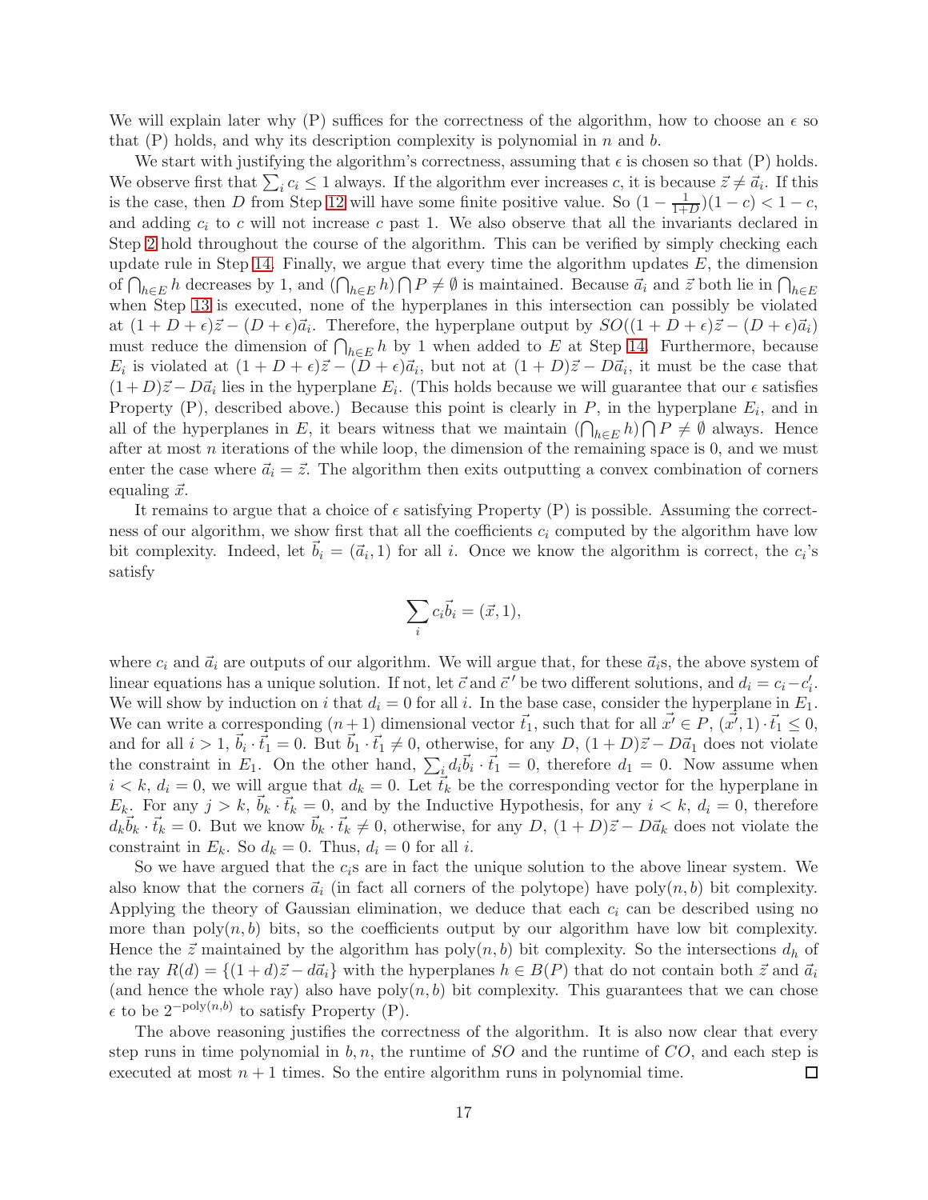We will explain later why (P) suffices for the correctness of the algorithm, how to choose an $\epsilon$ so that (P) holds, and why its description complexity is polynomial in $n$ and $b$.

We start with justifying the algorithm's correctness, assuming that $\epsilon$ is chosen so that (P) holds. We observe first that $\sum_i c_i \leq 1$ always. If the algorithm ever increases $c$, it is because $\vec{z} \neq \vec{a}_i$. If this is the case, then $D$ from Step 12 will have some finite positive value. So $(1 - \frac{1}{1+D})(1-c) < 1 - c$, and adding $c_i$ to $c$ will not increase $c$ past 1. We also observe that all the invariants declared in Step 2 hold throughout the course of the algorithm. This can be verified by simply checking each update rule in Step 14. Finally, we argue that every time the algorithm updates $E$, the dimension of $\bigcap_{h \in E} h$ decreases by 1, and $(\bigcap_{h \in E} h) \bigcap P \neq \emptyset$ is maintained. Because $\vec{a}_i$ and $\vec{z}$ both lie in $\bigcap_{h \in E}$ when Step 13 is executed, none of the hyperplanes in this intersection can possibly be violated at $(1 + D + \epsilon)\vec{z} - (D + \epsilon)\vec{a}_i$. Therefore, the hyperplane output by $SO((1 + D + \epsilon)\vec{z} - (D + \epsilon)\vec{a}_i)$ must reduce the dimension of $\bigcap_{h \in E} h$ by 1 when added to $E$ at Step 14. Furthermore, because $E_i$ is violated at $(1 + D + \epsilon)\vec{z} - (D + \epsilon)\vec{a}_i$, but not at $(1 + D)\vec{z} - D\vec{a}_i$, it must be the case that $(1+D)\vec{z} - D\vec{a}_i$ lies in the hyperplane $E_i$. (This holds because we will guarantee that our $\epsilon$ satisfies Property (P), described above.) Because this point is clearly in $P$, in the hyperplane $E_i$, and in all of the hyperplanes in $E$, it bears witness that we maintain $(\bigcap_{h \in E} h) \bigcap P \neq \emptyset$ always. Hence after at most $n$ iterations of the while loop, the dimension of the remaining space is 0, and we must enter the case where $\vec{a}_i = \vec{z}$. The algorithm then exits outputting a convex combination of corners equaling $\vec{x}$.

It remains to argue that a choice of $\epsilon$ satisfying Property (P) is possible. Assuming the correctness of our algorithm, we show first that all the coefficients $c_i$ computed by the algorithm have low bit complexity. Indeed, let $\vec{b}_i = (\vec{a}_i, 1)$ for all $i$. Once we know the algorithm is correct, the $c_i$'s satisfy

$$\sum_i c_i \vec{b}_i = (\vec{x}, 1),$$

where $c_i$ and $\vec{a}_i$ are outputs of our algorithm. We will argue that, for these $\vec{a}_i$s, the above system of linear equations has a unique solution. If not, let $\vec{c}$ and $\vec{c}\,'$ be two different solutions, and $d_i = c_i - c_i'$. We will show by induction on $i$ that $d_i = 0$ for all $i$. In the base case, consider the hyperplane in $E_1$. We can write a corresponding $(n+1)$ dimensional vector $\vec{t}_1$, such that for all $\vec{x'} \in P$, $(\vec{x'}, 1) \cdot \vec{t}_1 \leq 0$, and for all $i > 1$, $\vec{b}_i \cdot \vec{t}_1 = 0$. But $\vec{b}_1 \cdot \vec{t}_1 \neq 0$, otherwise, for any $D$, $(1 + D)\vec{z} - D\vec{a}_1$ does not violate the constraint in $E_1$. On the other hand, $\sum_i d_i \vec{b}_i \cdot \vec{t}_1 = 0$, therefore $d_1 = 0$. Now assume when $i < k$, $d_i = 0$, we will argue that $d_k = 0$. Let $\vec{t}_k$ be the corresponding vector for the hyperplane in $E_k$. For any $j > k$, $\vec{b}_k \cdot \vec{t}_k = 0$, and by the Inductive Hypothesis, for any $i < k$, $d_i = 0$, therefore $d_k \vec{b}_k \cdot \vec{t}_k = 0$. But we know $\vec{b}_k \cdot \vec{t}_k \neq 0$, otherwise, for any $D$, $(1 + D)\vec{z} - D\vec{a}_k$ does not violate the constraint in $E_k$. So $d_k = 0$. Thus, $d_i = 0$ for all $i$.

So we have argued that the $c_i$s are in fact the unique solution to the above linear system. We also know that the corners $\vec{a}_i$ (in fact all corners of the polytope) have $\text{poly}(n, b)$ bit complexity. Applying the theory of Gaussian elimination, we deduce that each $c_i$ can be described using no more than $\text{poly}(n, b)$ bits, so the coefficients output by our algorithm have low bit complexity. Hence the $\vec{z}$ maintained by the algorithm has $\text{poly}(n, b)$ bit complexity. So the intersections $d_h$ of the ray $R(d) = \{(1 + d)\vec{z} - d\vec{a}_i\}$ with the hyperplanes $h \in B(P)$ that do not contain both $\vec{z}$ and $\vec{a}_i$ (and hence the whole ray) also have $\text{poly}(n, b)$ bit complexity. This guarantees that we can chose $\epsilon$ to be $2^{-\text{poly}(n,b)}$ to satisfy Property (P).

The above reasoning justifies the correctness of the algorithm. It is also now clear that every step runs in time polynomial in $b, n$, the runtime of $SO$ and the runtime of $CO$, and each step is executed at most $n + 1$ times. So the entire algorithm runs in polynomial time. $\square$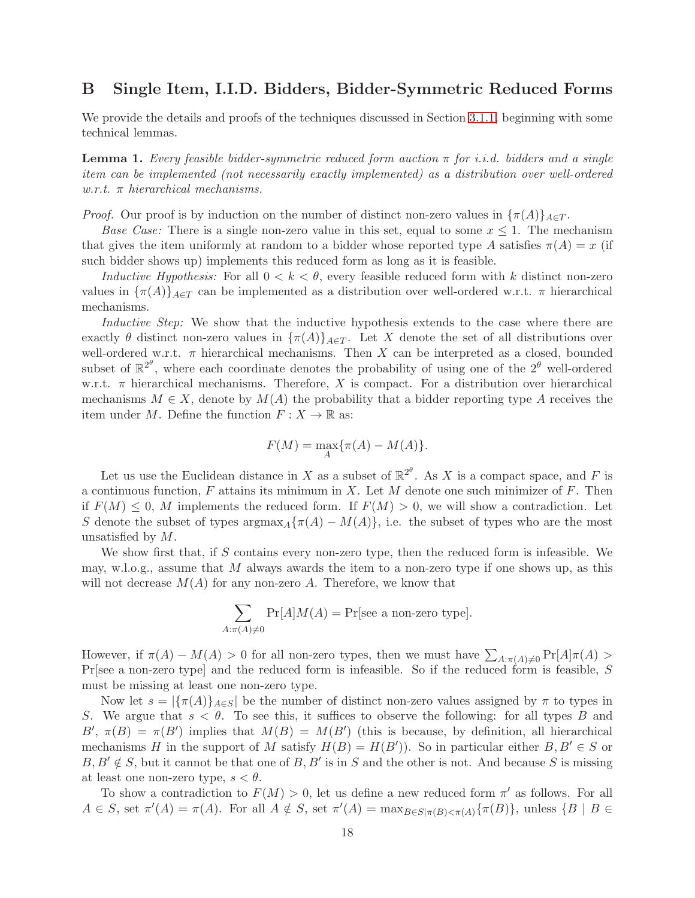## B Single Item, I.I.D. Bidders, Bidder-Symmetric Reduced Forms

We provide the details and proofs of the techniques discussed in Section 3.1.1, beginning with some technical lemmas.

**Lemma 1.** *Every feasible bidder-symmetric reduced form auction $\pi$ for i.i.d. bidders and a single item can be implemented (not necessarily exactly implemented) as a distribution over well-ordered w.r.t. $\pi$ hierarchical mechanisms.*

*Proof.* Our proof is by induction on the number of distinct non-zero values in $\{\pi(A)\}_{A \in T}$.

*Base Case:* There is a single non-zero value in this set, equal to some $x \leq 1$. The mechanism that gives the item uniformly at random to a bidder whose reported type $A$ satisfies $\pi(A) = x$ (if such bidder shows up) implements this reduced form as long as it is feasible.

*Inductive Hypothesis:* For all $0 < k < \theta$, every feasible reduced form with $k$ distinct non-zero values in $\{\pi(A)\}_{A \in T}$ can be implemented as a distribution over well-ordered w.r.t. $\pi$ hierarchical mechanisms.

*Inductive Step:* We show that the inductive hypothesis extends to the case where there are exactly $\theta$ distinct non-zero values in $\{\pi(A)\}_{A \in T}$. Let $X$ denote the set of all distributions over well-ordered w.r.t. $\pi$ hierarchical mechanisms. Then $X$ can be interpreted as a closed, bounded subset of $\mathbb{R}^{2^\theta}$, where each coordinate denotes the probability of using one of the $2^\theta$ well-ordered w.r.t. $\pi$ hierarchical mechanisms. Therefore, $X$ is compact. For a distribution over hierarchical mechanisms $M \in X$, denote by $M(A)$ the probability that a bidder reporting type $A$ receives the item under $M$. Define the function $F : X \to \mathbb{R}$ as:

$$F(M) = \max_A \{\pi(A) - M(A)\}.$$

Let us use the Euclidean distance in $X$ as a subset of $\mathbb{R}^{2^\theta}$. As $X$ is a compact space, and $F$ is a continuous function, $F$ attains its minimum in $X$. Let $M$ denote one such minimizer of $F$. Then if $F(M) \leq 0$, $M$ implements the reduced form. If $F(M) > 0$, we will show a contradiction. Let $S$ denote the subset of types $\text{argmax}_A\{\pi(A) - M(A)\}$, i.e. the subset of types who are the most unsatisfied by $M$.

We show first that, if $S$ contains every non-zero type, then the reduced form is infeasible. We may, w.l.o.g., assume that $M$ always awards the item to a non-zero type if one shows up, as this will not decrease $M(A)$ for any non-zero $A$. Therefore, we know that

$$\sum_{A:\pi(A)\neq 0} \Pr[A]M(A) = \Pr[\text{see a non-zero type}].$$

However, if $\pi(A) - M(A) > 0$ for all non-zero types, then we must have $\sum_{A:\pi(A)\neq 0} \Pr[A]\pi(A) > \Pr[\text{see a non-zero type}]$ and the reduced form is infeasible. So if the reduced form is feasible, $S$ must be missing at least one non-zero type.

Now let $s = |\{\pi(A)\}_{A \in S}|$ be the number of distinct non-zero values assigned by $\pi$ to types in $S$. We argue that $s < \theta$. To see this, it suffices to observe the following: for all types $B$ and $B'$, $\pi(B) = \pi(B')$ implies that $M(B) = M(B')$ (this is because, by definition, all hierarchical mechanisms $H$ in the support of $M$ satisfy $H(B) = H(B')$). So in particular either $B, B' \in S$ or $B, B' \notin S$, but it cannot be that one of $B, B'$ is in $S$ and the other is not. And because $S$ is missing at least one non-zero type, $s < \theta$.

To show a contradiction to $F(M) > 0$, let us define a new reduced form $\pi'$ as follows. For all $A \in S$, set $\pi'(A) = \pi(A)$. For all $A \notin S$, set $\pi'(A) = \max_{B \in S | \pi(B) < \pi(A)}\{\pi(B)\}$, unless $\{B \mid B \in$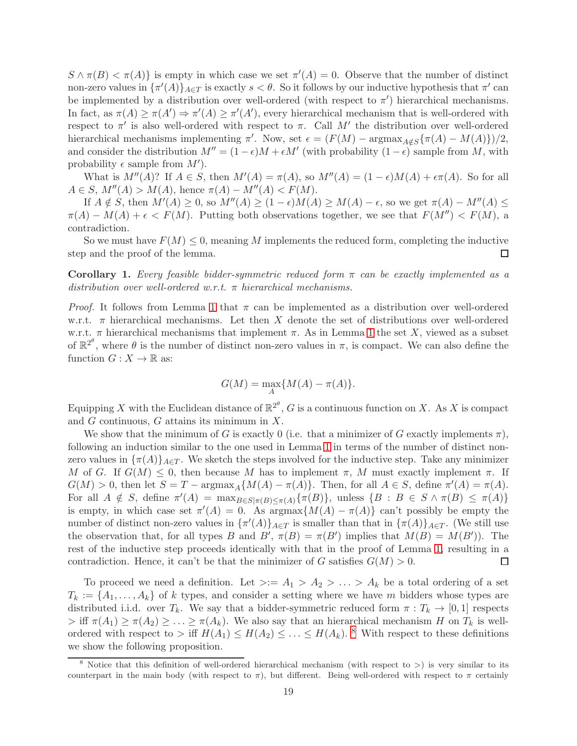$S \wedge \pi(B) < \pi(A)\}$ is empty in which case we set $\pi'(A) = 0$. Observe that the number of distinct non-zero values in $\{\pi'(A)\}_{A \in T}$ is exactly $s < \theta$. So it follows by our inductive hypothesis that $\pi'$ can be implemented by a distribution over well-ordered (with respect to $\pi'$) hierarchical mechanisms. In fact, as $\pi(A) \geq \pi(A') \Rightarrow \pi'(A) \geq \pi'(A')$, every hierarchical mechanism that is well-ordered with respect to $\pi'$ is also well-ordered with respect to $\pi$. Call $M'$ the distribution over well-ordered hierarchical mechanisms implementing $\pi'$. Now, set $\epsilon = (F(M) - \text{argmax}_{A \notin S}\{\pi(A) - M(A)\})/2$, and consider the distribution $M'' = (1-\epsilon)M + \epsilon M'$ (with probability $(1-\epsilon)$ sample from $M$, with probability $\epsilon$ sample from $M'$).

What is $M''(A)$? If $A \in S$, then $M'(A) = \pi(A)$, so $M''(A) = (1-\epsilon)M(A) + \epsilon\pi(A)$. So for all $A \in S$, $M''(A) > M(A)$, hence $\pi(A) - M''(A) < F(M)$.

If $A \notin S$, then $M'(A) \geq 0$, so $M''(A) \geq (1-\epsilon)M(A) \geq M(A) - \epsilon$, so we get $\pi(A) - M''(A) \leq \pi(A) - M(A) + \epsilon < F(M)$. Putting both observations together, we see that $F(M'') < F(M)$, a contradiction.

So we must have $F(M) \leq 0$, meaning $M$ implements the reduced form, completing the inductive step and the proof of the lemma. $\square$

**Corollary 1.** *Every feasible bidder-symmetric reduced form $\pi$ can be exactly implemented as a distribution over well-ordered w.r.t. $\pi$ hierarchical mechanisms.*

*Proof.* It follows from Lemma 1 that $\pi$ can be implemented as a distribution over well-ordered w.r.t. $\pi$ hierarchical mechanisms. Let then $X$ denote the set of distributions over well-ordered w.r.t. $\pi$ hierarchical mechanisms that implement $\pi$. As in Lemma 1 the set $X$, viewed as a subset of $\mathbb{R}^{2^\theta}$, where $\theta$ is the number of distinct non-zero values in $\pi$, is compact. We can also define the function $G : X \to \mathbb{R}$ as:

$$G(M) = \max_A\{M(A) - \pi(A)\}.$$

Equipping $X$ with the Euclidean distance of $\mathbb{R}^{2^\theta}$, $G$ is a continuous function on $X$. As $X$ is compact and $G$ continuous, $G$ attains its minimum in $X$.

We show that the minimum of $G$ is exactly 0 (i.e. that a minimizer of $G$ exactly implements $\pi$), following an induction similar to the one used in Lemma 1 in terms of the number of distinct non-zero values in $\{\pi(A)\}_{A \in T}$. We sketch the steps involved for the inductive step. Take any minimizer $M$ of $G$. If $G(M) \leq 0$, then because $M$ has to implement $\pi$, $M$ must exactly implement $\pi$. If $G(M) > 0$, then let $S = T - \text{argmax}_A\{M(A) - \pi(A)\}$. Then, for all $A \in S$, define $\pi'(A) = \pi(A)$. For all $A \notin S$, define $\pi'(A) = \max_{B \in S | \pi(B) \leq \pi(A)}\{\pi(B)\}$, unless $\{B : B \in S \wedge \pi(B) \leq \pi(A)\}$ is empty, in which case set $\pi'(A) = 0$. As $\text{argmax}\{M(A) - \pi(A)\}$ can't possibly be empty the number of distinct non-zero values in $\{\pi'(A)\}_{A \in T}$ is smaller than that in $\{\pi(A)\}_{A \in T}$. (We still use the observation that, for all types $B$ and $B'$, $\pi(B) = \pi(B')$ implies that $M(B) = M(B')$). The rest of the inductive step proceeds identically with that in the proof of Lemma 1, resulting in a contradiction. Hence, it can't be that the minimizer of $G$ satisfies $G(M) > 0$. $\square$

To proceed we need a definition. Let $> := A_1 > A_2 > \ldots > A_k$ be a total ordering of a set $T_k := \{A_1, \ldots, A_k\}$ of $k$ types, and consider a setting where we have $m$ bidders whose types are distributed i.i.d. over $T_k$. We say that a bidder-symmetric reduced form $\pi : T_k \to [0,1]$ respects $>$ iff $\pi(A_1) \geq \pi(A_2) \geq \ldots \geq \pi(A_k)$. We also say that an hierarchical mechanism $H$ on $T_k$ is well-ordered with respect to $>$ iff $H(A_1) \leq H(A_2) \leq \ldots \leq H(A_k)$. [8] With respect to these definitions we show the following proposition.

[8] Notice that this definition of well-ordered hierarchical mechanism (with respect to $>$) is very similar to its counterpart in the main body (with respect to $\pi$), but different. Being well-ordered with respect to $\pi$ certainly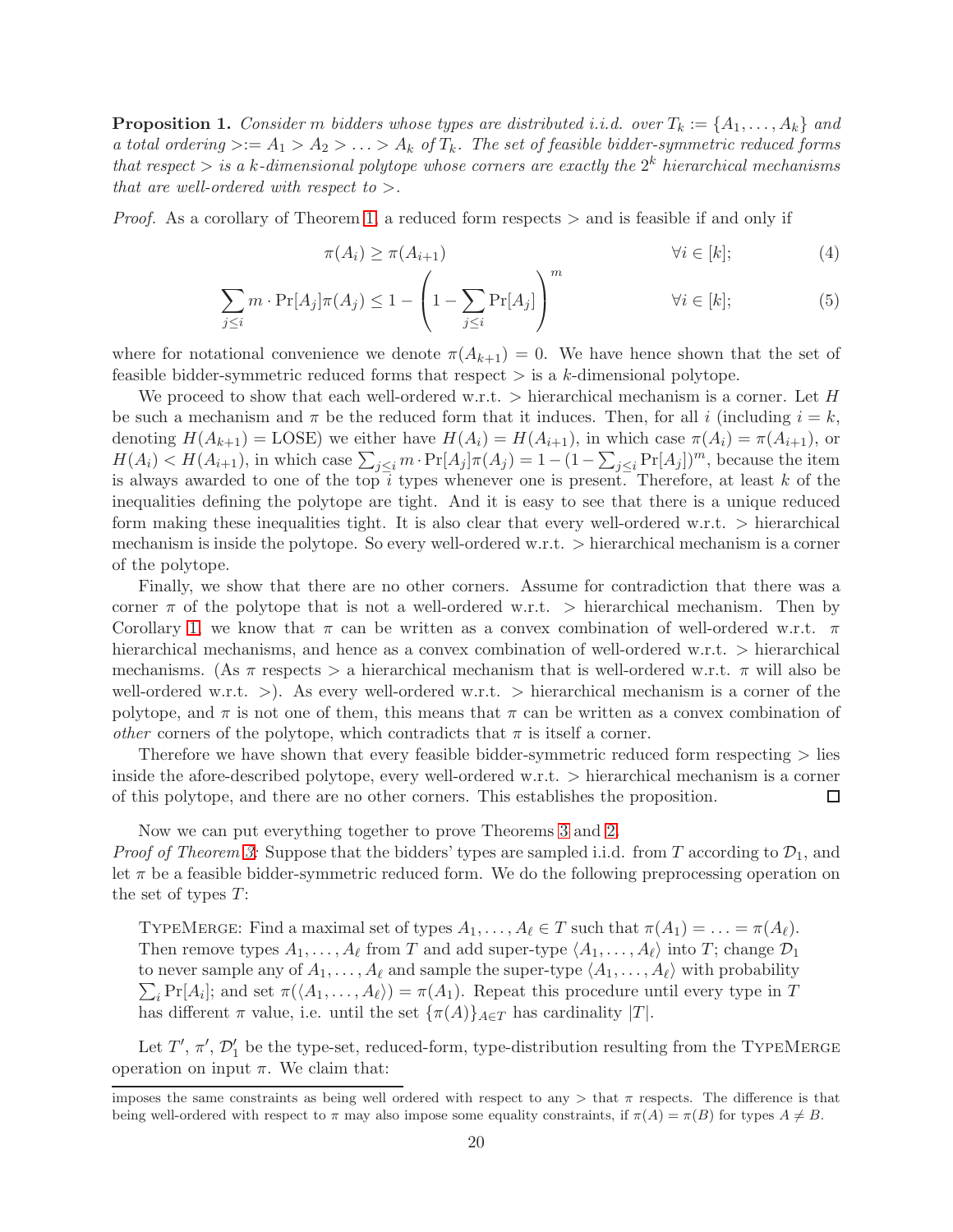**Proposition 1.** *Consider $m$ bidders whose types are distributed i.i.d. over $T_k := \{A_1, \ldots, A_k\}$ and a total ordering $> := A_1 > A_2 > \ldots > A_k$ of $T_k$. The set of feasible bidder-symmetric reduced forms that respect $>$ is a $k$-dimensional polytope whose corners are exactly the $2^k$ hierarchical mechanisms that are well-ordered with respect to $>$.*

*Proof.* As a corollary of Theorem 1, a reduced form respects $>$ and is feasible if and only if

$$\pi(A_i) \geq \pi(A_{i+1}) \qquad \forall i \in [k]; \tag{4}$$

$$\sum_{j \leq i} m \cdot \Pr[A_j]\pi(A_j) \leq 1 - \left(1 - \sum_{j \leq i} \Pr[A_j]\right)^m \qquad \forall i \in [k]; \tag{5}$$

where for notational convenience we denote $\pi(A_{k+1}) = 0$. We have hence shown that the set of feasible bidder-symmetric reduced forms that respect $>$ is a $k$-dimensional polytope.

We proceed to show that each well-ordered w.r.t. $>$ hierarchical mechanism is a corner. Let $H$ be such a mechanism and $\pi$ be the reduced form that it induces. Then, for all $i$ (including $i = k$, denoting $H(A_{k+1}) = \text{LOSE}$) we either have $H(A_i) = H(A_{i+1})$, in which case $\pi(A_i) = \pi(A_{i+1})$, or $H(A_i) < H(A_{i+1})$, in which case $\sum_{j \leq i} m \cdot \Pr[A_j]\pi(A_j) = 1 - (1 - \sum_{j \leq i} \Pr[A_j])^m$, because the item is always awarded to one of the top $i$ types whenever one is present. Therefore, at least $k$ of the inequalities defining the polytope are tight. And it is easy to see that there is a unique reduced form making these inequalities tight. It is also clear that every well-ordered w.r.t. $>$ hierarchical mechanism is inside the polytope. So every well-ordered w.r.t. $>$ hierarchical mechanism is a corner of the polytope.

Finally, we show that there are no other corners. Assume for contradiction that there was a corner $\pi$ of the polytope that is not a well-ordered w.r.t. $>$ hierarchical mechanism. Then by Corollary 1, we know that $\pi$ can be written as a convex combination of well-ordered w.r.t. $\pi$ hierarchical mechanisms, and hence as a convex combination of well-ordered w.r.t. $>$ hierarchical mechanisms. (As $\pi$ respects $>$ a hierarchical mechanism that is well-ordered w.r.t. $\pi$ will also be well-ordered w.r.t. $>$). As every well-ordered w.r.t. $>$ hierarchical mechanism is a corner of the polytope, and $\pi$ is not one of them, this means that $\pi$ can be written as a convex combination of *other* corners of the polytope, which contradicts that $\pi$ is itself a corner.

Therefore we have shown that every feasible bidder-symmetric reduced form respecting $>$ lies inside the afore-described polytope, every well-ordered w.r.t. $>$ hierarchical mechanism is a corner of this polytope, and there are no other corners. This establishes the proposition. $\square$

Now we can put everything together to prove Theorems 3 and 2.

*Proof of Theorem 3:* Suppose that the bidders' types are sampled i.i.d. from $T$ according to $\mathcal{D}_1$, and let $\pi$ be a feasible bidder-symmetric reduced form. We do the following preprocessing operation on the set of types $T$:

> TypeMerge: Find a maximal set of types $A_1, \ldots, A_\ell \in T$ such that $\pi(A_1) = \ldots = \pi(A_\ell)$. Then remove types $A_1, \ldots, A_\ell$ from $T$ and add super-type $\langle A_1, \ldots, A_\ell \rangle$ into $T$; change $\mathcal{D}_1$ to never sample any of $A_1, \ldots, A_\ell$ and sample the super-type $\langle A_1, \ldots, A_\ell \rangle$ with probability $\sum_i \Pr[A_i]$; and set $\pi(\langle A_1, \ldots, A_\ell \rangle) = \pi(A_1)$. Repeat this procedure until every type in $T$ has different $\pi$ value, i.e. until the set $\{\pi(A)\}_{A \in T}$ has cardinality $|T|$.

Let $T'$, $\pi'$, $\mathcal{D}'_1$ be the type-set, reduced-form, type-distribution resulting from the TypeMerge operation on input $\pi$. We claim that:

imposes the same constraints as being well ordered with respect to any $>$ that $\pi$ respects. The difference is that being well-ordered with respect to $\pi$ may also impose some equality constraints, if $\pi(A) = \pi(B)$ for types $A \neq B$.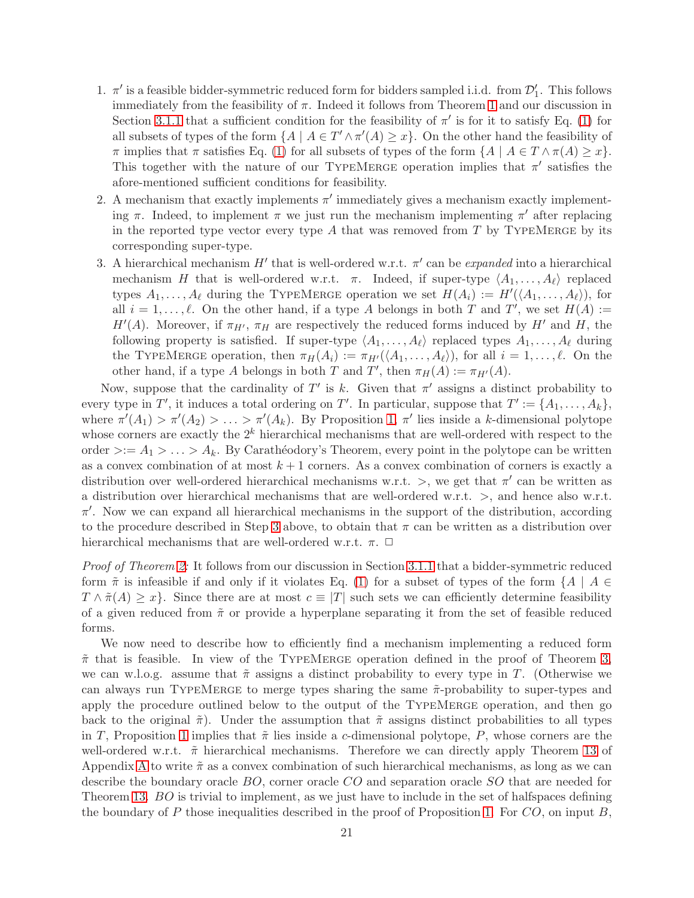1. $\pi'$ is a feasible bidder-symmetric reduced form for bidders sampled i.i.d. from $\mathcal{D}_1'$. This follows immediately from the feasibility of $\pi$. Indeed it follows from Theorem 1 and our discussion in Section 3.1.1 that a sufficient condition for the feasibility of $\pi'$ is for it to satisfy Eq. (1) for all subsets of types of the form $\{A \mid A \in T' \wedge \pi'(A) \geq x\}$. On the other hand the feasibility of $\pi$ implies that $\pi$ satisfies Eq. (1) for all subsets of types of the form $\{A \mid A \in T \wedge \pi(A) \geq x\}$. This together with the nature of our TypeMerge operation implies that $\pi'$ satisfies the afore-mentioned sufficient conditions for feasibility.
2. A mechanism that exactly implements $\pi'$ immediately gives a mechanism exactly implementing $\pi$. Indeed, to implement $\pi$ we just run the mechanism implementing $\pi'$ after replacing in the reported type vector every type $A$ that was removed from $T$ by TypeMerge by its corresponding super-type.
3. A hierarchical mechanism $H'$ that is well-ordered w.r.t. $\pi'$ can be *expanded* into a hierarchical mechanism $H$ that is well-ordered w.r.t. $\pi$. Indeed, if super-type $\langle A_1, \ldots, A_\ell \rangle$ replaced types $A_1, \ldots, A_\ell$ during the TypeMerge operation we set $H(A_i) := H'(\langle A_1, \ldots, A_\ell \rangle)$, for all $i = 1, \ldots, \ell$. On the other hand, if a type $A$ belongs in both $T$ and $T'$, we set $H(A) := H'(A)$. Moreover, if $\pi_{H'}$, $\pi_H$ are respectively the reduced forms induced by $H'$ and $H$, the following property is satisfied. If super-type $\langle A_1, \ldots, A_\ell \rangle$ replaced types $A_1, \ldots, A_\ell$ during the TypeMerge operation, then $\pi_H(A_i) := \pi_{H'}(\langle A_1, \ldots, A_\ell \rangle)$, for all $i = 1, \ldots, \ell$. On the other hand, if a type $A$ belongs in both $T$ and $T'$, then $\pi_H(A) := \pi_{H'}(A)$.

Now, suppose that the cardinality of $T'$ is $k$. Given that $\pi'$ assigns a distinct probability to every type in $T'$, it induces a total ordering on $T'$. In particular, suppose that $T' := \{A_1, \ldots, A_k\}$, where $\pi'(A_1) > \pi'(A_2) > \ldots > \pi'(A_k)$. By Proposition 1, $\pi'$ lies inside a $k$-dimensional polytope whose corners are exactly the $2^k$ hierarchical mechanisms that are well-ordered with respect to the order $> := A_1 > \ldots > A_k$. By Carathéodory's Theorem, every point in the polytope can be written as a convex combination of at most $k+1$ corners. As a convex combination of corners is exactly a distribution over well-ordered hierarchical mechanisms w.r.t. $>$, we get that $\pi'$ can be written as a distribution over hierarchical mechanisms that are well-ordered w.r.t. $>$, and hence also w.r.t. $\pi'$. Now we can expand all hierarchical mechanisms in the support of the distribution, according to the procedure described in Step 3 above, to obtain that $\pi$ can be written as a distribution over hierarchical mechanisms that are well-ordered w.r.t. $\pi$. □

*Proof of Theorem 2:* It follows from our discussion in Section 3.1.1 that a bidder-symmetric reduced form $\tilde{\pi}$ is infeasible if and only if it violates Eq. (1) for a subset of types of the form $\{A \mid A \in T \wedge \tilde{\pi}(A) \geq x\}$. Since there are at most $c \equiv |T|$ such sets we can efficiently determine feasibility of a given reduced from $\tilde{\pi}$ or provide a hyperplane separating it from the set of feasible reduced forms.

We now need to describe how to efficiently find a mechanism implementing a reduced form $\tilde{\pi}$ that is feasible. In view of the TypeMerge operation defined in the proof of Theorem 3, we can w.l.o.g. assume that $\tilde{\pi}$ assigns a distinct probability to every type in $T$. (Otherwise we can always run TypeMerge to merge types sharing the same $\tilde{\pi}$-probability to super-types and apply the procedure outlined below to the output of the TypeMerge operation, and then go back to the original $\tilde{\pi}$). Under the assumption that $\tilde{\pi}$ assigns distinct probabilities to all types in $T$, Proposition 1 implies that $\tilde{\pi}$ lies inside a $c$-dimensional polytope, $P$, whose corners are the well-ordered w.r.t. $\tilde{\pi}$ hierarchical mechanisms. Therefore we can directly apply Theorem 13 of Appendix A to write $\tilde{\pi}$ as a convex combination of such hierarchical mechanisms, as long as we can describe the boundary oracle $BO$, corner oracle $CO$ and separation oracle $SO$ that are needed for Theorem 13. $BO$ is trivial to implement, as we just have to include in the set of halfspaces defining the boundary of $P$ those inequalities described in the proof of Proposition 1. For $CO$, on input $B$,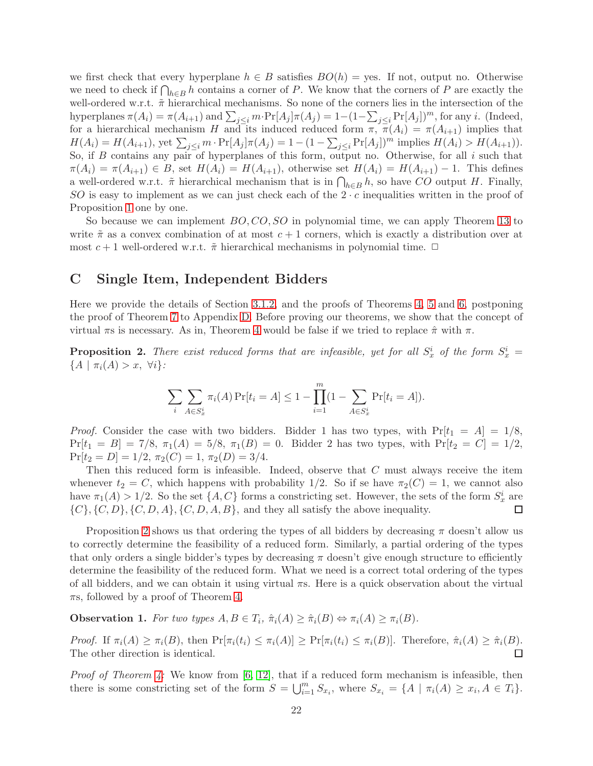we first check that every hyperplane $h \in B$ satisfies $BO(h) =$ yes. If not, output no. Otherwise we need to check if $\bigcap_{h\in B} h$ contains a corner of $P$. We know that the corners of $P$ are exactly the well-ordered w.r.t. $\tilde{\pi}$ hierarchical mechanisms. So none of the corners lies in the intersection of the hyperplanes $\pi(A_i) = \pi(A_{i+1})$ and $\sum_{j\leq i} m\cdot \Pr[A_j]\pi(A_j) = 1-(1-\sum_{j\leq i}\Pr[A_j])^m$, for any $i$. (Indeed, for a hierarchical mechanism $H$ and its induced reduced form $\pi$, $\pi(A_i) = \pi(A_{i+1})$ implies that $H(A_i) = H(A_{i+1})$, yet $\sum_{j\leq i} m \cdot \Pr[A_j]\pi(A_j) = 1-(1-\sum_{j\leq i}\Pr[A_j])^m$ implies $H(A_i) > H(A_{i+1})$). So, if $B$ contains any pair of hyperplanes of this form, output no. Otherwise, for all $i$ such that $\pi(A_i) = \pi(A_{i+1}) \in B$, set $H(A_i) = H(A_{i+1})$, otherwise set $H(A_i) = H(A_{i+1}) - 1$. This defines a well-ordered w.r.t. $\tilde{\pi}$ hierarchical mechanism that is in $\bigcap_{h\in B} h$, so have $CO$ output $H$. Finally, $SO$ is easy to implement as we can just check each of the $2 \cdot c$ inequalities written in the proof of Proposition 1 one by one.

So because we can implement $BO, CO, SO$ in polynomial time, we can apply Theorem 13 to write $\tilde{\pi}$ as a convex combination of at most $c+1$ corners, which is exactly a distribution over at most $c+1$ well-ordered w.r.t. $\tilde{\pi}$ hierarchical mechanisms in polynomial time. □

# C Single Item, Independent Bidders

Here we provide the details of Section 3.1.2, and the proofs of Theorems 4, 5 and 6, postponing the proof of Theorem 7 to Appendix D. Before proving our theorems, we show that the concept of virtual $\pi$s is necessary. As in, Theorem 4 would be false if we tried to replace $\hat{\pi}$ with $\pi$.

**Proposition 2.** *There exist reduced forms that are infeasible, yet for all $S^i_x$ of the form $S^i_x = \{A \mid \pi_i(A) > x,\ \forall i\}$:*

$$\sum_i \sum_{A\in S^i_x} \pi_i(A)\Pr[t_i = A] \leq 1 - \prod_{i=1}^{m}(1 - \sum_{A\in S^i_x}\Pr[t_i = A]).$$

*Proof.* Consider the case with two bidders. Bidder 1 has two types, with $\Pr[t_1 = A] = 1/8$, $\Pr[t_1 = B] = 7/8$, $\pi_1(A) = 5/8$, $\pi_1(B) = 0$. Bidder 2 has two types, with $\Pr[t_2 = C] = 1/2$, $\Pr[t_2 = D] = 1/2$, $\pi_2(C) = 1$, $\pi_2(D) = 3/4$.

Then this reduced form is infeasible. Indeed, observe that $C$ must always receive the item whenever $t_2 = C$, which happens with probability $1/2$. So if se have $\pi_2(C) = 1$, we cannot also have $\pi_1(A) > 1/2$. So the set $\{A, C\}$ forms a constricting set. However, the sets of the form $S^i_x$ are $\{C\}, \{C, D\}, \{C, D, A\}, \{C, D, A, B\}$, and they all satisfy the above inequality. □

Proposition 2 shows us that ordering the types of all bidders by decreasing $\pi$ doesn't allow us to correctly determine the feasibility of a reduced form. Similarly, a partial ordering of the types that only orders a single bidder's types by decreasing $\pi$ doesn't give enough structure to efficiently determine the feasibility of the reduced form. What we need is a correct total ordering of the types of all bidders, and we can obtain it using virtual $\pi$s. Here is a quick observation about the virtual $\pi$s, followed by a proof of Theorem 4.

**Observation 1.** *For two types $A, B \in T_i$, $\hat{\pi}_i(A) \geq \hat{\pi}_i(B) \Leftrightarrow \pi_i(A) \geq \pi_i(B)$.*

*Proof.* If $\pi_i(A) \geq \pi_i(B)$, then $\Pr[\pi_i(t_i) \leq \pi_i(A)] \geq \Pr[\pi_i(t_i) \leq \pi_i(B)]$. Therefore, $\hat{\pi}_i(A) \geq \hat{\pi}_i(B)$. The other direction is identical. □

*Proof of Theorem 4:* We know from [6, 12], that if a reduced form mechanism is infeasible, then there is some constricting set of the form $S = \bigcup_{i=1}^{m} S_{x_i}$, where $S_{x_i} = \{A \mid \pi_i(A) \geq x_i, A \in T_i\}$.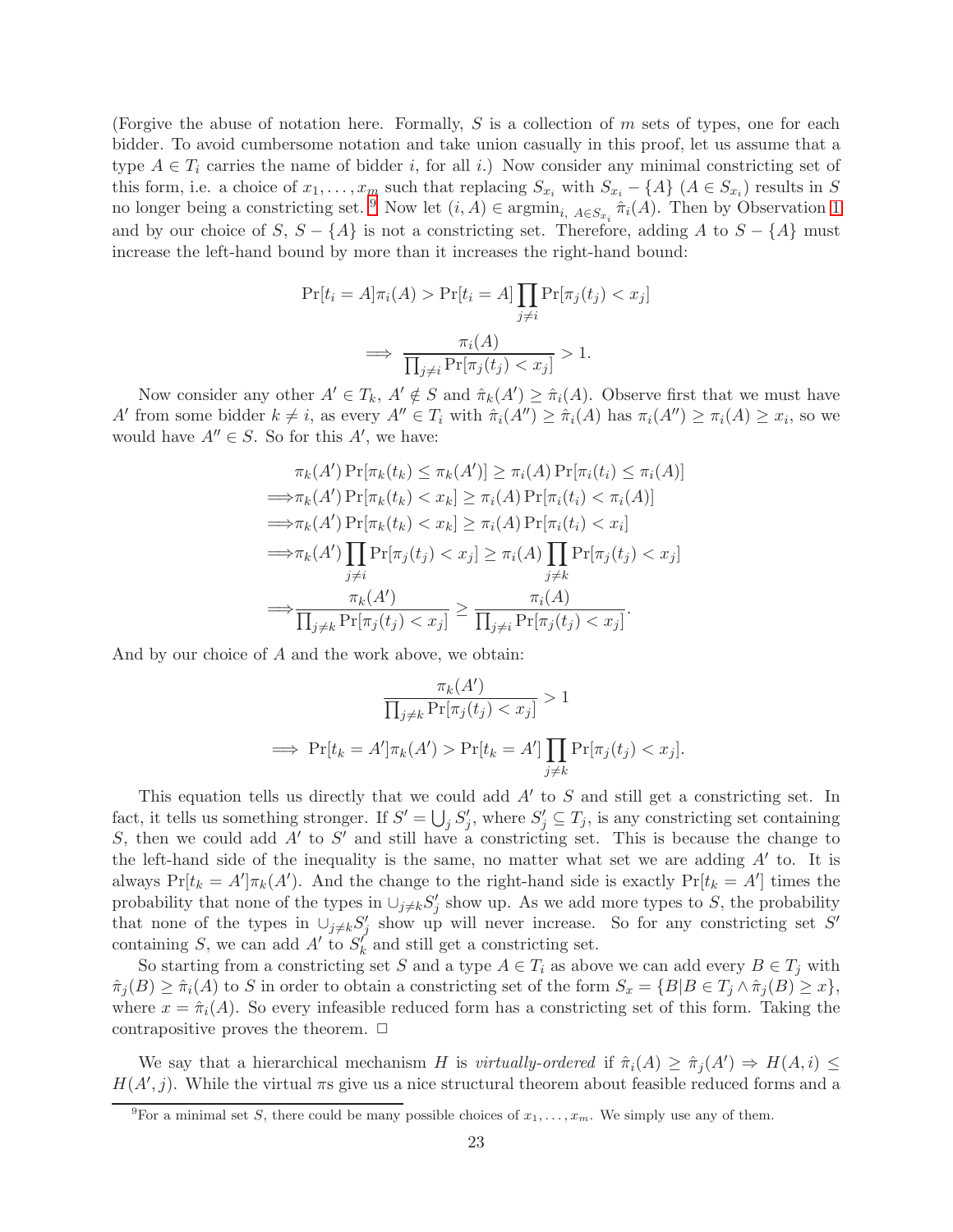(Forgive the abuse of notation here. Formally, $S$ is a collection of $m$ sets of types, one for each bidder. To avoid cumbersome notation and take union casually in this proof, let us assume that a type $A \in T_i$ carries the name of bidder $i$, for all $i$.) Now consider any minimal constricting set of this form, i.e. a choice of $x_1, \ldots, x_m$ such that replacing $S_{x_i}$ with $S_{x_i} - \{A\}$ ($A \in S_{x_i}$) results in $S$ no longer being a constricting set.[9] Now let $(i, A) \in \text{argmin}_{i,\ A \in S_{x_i}} \hat{\pi}_i(A)$. Then by Observation 1 and by our choice of $S$, $S - \{A\}$ is not a constricting set. Therefore, adding $A$ to $S - \{A\}$ must increase the left-hand bound by more than it increases the right-hand bound:

$$\Pr[t_i = A]\pi_i(A) > \Pr[t_i = A] \prod_{j \neq i} \Pr[\pi_j(t_j) < x_j]$$

$$\implies \frac{\pi_i(A)}{\prod_{j \neq i} \Pr[\pi_j(t_j) < x_j]} > 1.$$

Now consider any other $A' \in T_k$, $A' \notin S$ and $\hat{\pi}_k(A') \geq \hat{\pi}_i(A)$. Observe first that we must have $A'$ from some bidder $k \neq i$, as every $A'' \in T_i$ with $\hat{\pi}_i(A'') \geq \hat{\pi}_i(A)$ has $\pi_i(A'') \geq \pi_i(A) \geq x_i$, so we would have $A'' \in S$. So for this $A'$, we have:

$$\begin{aligned}
&\pi_k(A') \Pr[\pi_k(t_k) \leq \pi_k(A')] \geq \pi_i(A) \Pr[\pi_i(t_i) \leq \pi_i(A)] \\
\implies &\pi_k(A') \Pr[\pi_k(t_k) < x_k] \geq \pi_i(A) \Pr[\pi_i(t_i) < \pi_i(A)] \\
\implies &\pi_k(A') \Pr[\pi_k(t_k) < x_k] \geq \pi_i(A) \Pr[\pi_i(t_i) < x_i] \\
\implies &\pi_k(A') \prod_{j \neq i} \Pr[\pi_j(t_j) < x_j] \geq \pi_i(A) \prod_{j \neq k} \Pr[\pi_j(t_j) < x_j] \\
\implies &\frac{\pi_k(A')}{\prod_{j \neq k} \Pr[\pi_j(t_j) < x_j]} \geq \frac{\pi_i(A)}{\prod_{j \neq i} \Pr[\pi_j(t_j) < x_j]}.
\end{aligned}$$

And by our choice of $A$ and the work above, we obtain:

$$\frac{\pi_k(A')}{\prod_{j \neq k} \Pr[\pi_j(t_j) < x_j]} > 1$$

$$\implies \Pr[t_k = A']\pi_k(A') > \Pr[t_k = A'] \prod_{j \neq k} \Pr[\pi_j(t_j) < x_j].$$

This equation tells us directly that we could add $A'$ to $S$ and still get a constricting set. In fact, it tells us something stronger. If $S' = \bigcup_j S'_j$, where $S'_j \subseteq T_j$, is any constricting set containing $S$, then we could add $A'$ to $S'$ and still have a constricting set. This is because the change to the left-hand side of the inequality is the same, no matter what set we are adding $A'$ to. It is always $\Pr[t_k = A']\pi_k(A')$. And the change to the right-hand side is exactly $\Pr[t_k = A']$ times the probability that none of the types in $\cup_{j \neq k} S'_j$ show up. As we add more types to $S$, the probability that none of the types in $\cup_{j \neq k} S'_j$ show up will never increase. So for any constricting set $S'$ containing $S$, we can add $A'$ to $S'_k$ and still get a constricting set.

So starting from a constricting set $S$ and a type $A \in T_i$ as above we can add every $B \in T_j$ with $\hat{\pi}_j(B) \geq \hat{\pi}_i(A)$ to $S$ in order to obtain a constricting set of the form $S_x = \{B | B \in T_j \wedge \hat{\pi}_j(B) \geq x\}$, where $x = \hat{\pi}_i(A)$. So every infeasible reduced form has a constricting set of this form. Taking the contrapositive proves the theorem. $\Box$

We say that a hierarchical mechanism $H$ is *virtually-ordered* if $\hat{\pi}_i(A) \geq \hat{\pi}_j(A') \Rightarrow H(A, i) \leq H(A', j)$. While the virtual $\pi$s give us a nice structural theorem about feasible reduced forms and a

[9] For a minimal set $S$, there could be many possible choices of $x_1, \ldots, x_m$. We simply use any of them.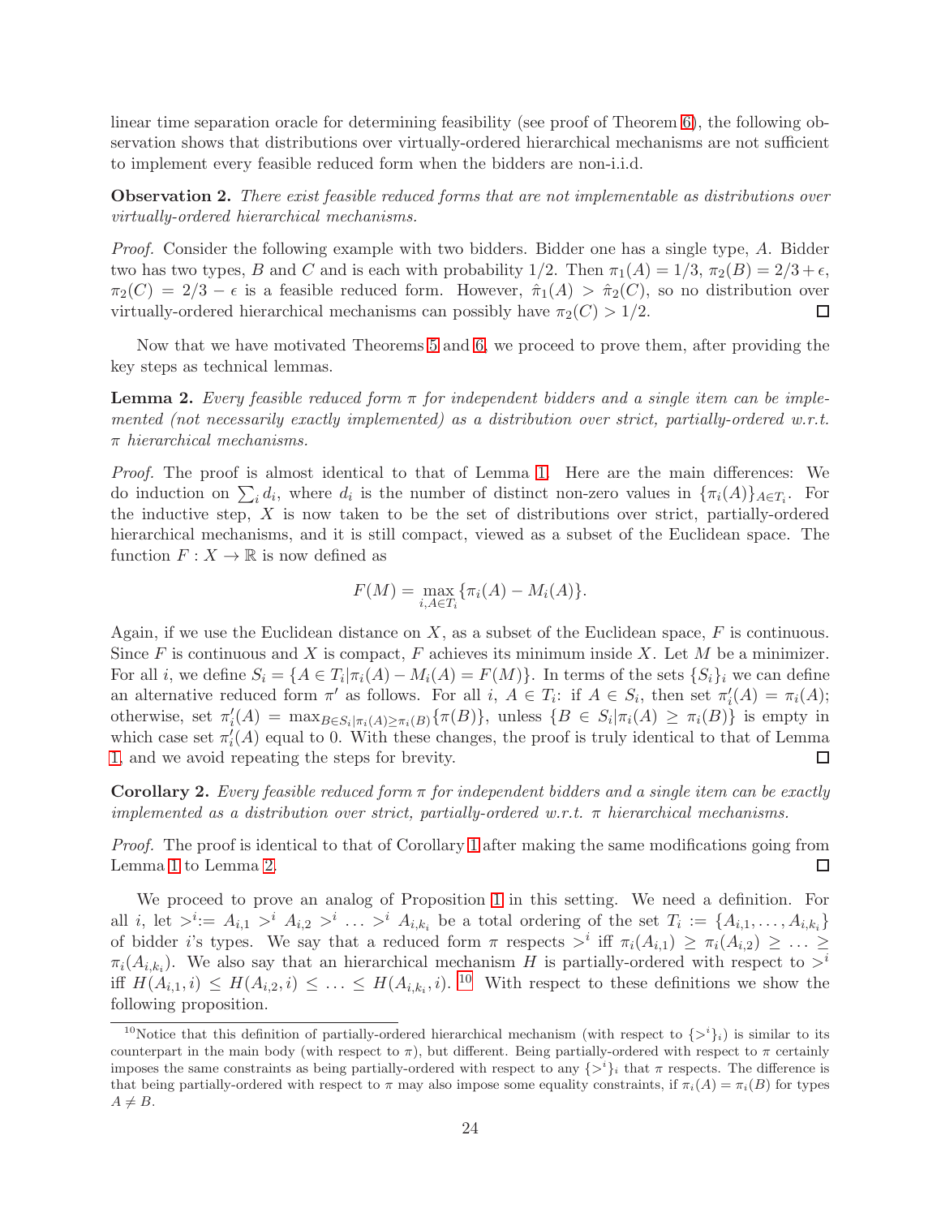linear time separation oracle for determining feasibility (see proof of Theorem 6), the following observation shows that distributions over virtually-ordered hierarchical mechanisms are not sufficient to implement every feasible reduced form when the bidders are non-i.i.d.

**Observation 2.** *There exist feasible reduced forms that are not implementable as distributions over virtually-ordered hierarchical mechanisms.*

*Proof.* Consider the following example with two bidders. Bidder one has a single type, $A$. Bidder two has two types, $B$ and $C$ and is each with probability 1/2. Then $\pi_1(A) = 1/3$, $\pi_2(B) = 2/3 + \epsilon$, $\pi_2(C) = 2/3 - \epsilon$ is a feasible reduced form. However, $\hat{\pi}_1(A) > \hat{\pi}_2(C)$, so no distribution over virtually-ordered hierarchical mechanisms can possibly have $\pi_2(C) > 1/2$. ☐

Now that we have motivated Theorems 5 and 6, we proceed to prove them, after providing the key steps as technical lemmas.

**Lemma 2.** *Every feasible reduced form $\pi$ for independent bidders and a single item can be implemented (not necessarily exactly implemented) as a distribution over strict, partially-ordered w.r.t. $\pi$ hierarchical mechanisms.*

*Proof.* The proof is almost identical to that of Lemma 1. Here are the main differences: We do induction on $\sum_i d_i$, where $d_i$ is the number of distinct non-zero values in $\{\pi_i(A)\}_{A \in T_i}$. For the inductive step, $X$ is now taken to be the set of distributions over strict, partially-ordered hierarchical mechanisms, and it is still compact, viewed as a subset of the Euclidean space. The function $F : X \to \mathbb{R}$ is now defined as

$$F(M) = \max_{i, A \in T_i} \{\pi_i(A) - M_i(A)\}.$$

Again, if we use the Euclidean distance on $X$, as a subset of the Euclidean space, $F$ is continuous. Since $F$ is continuous and $X$ is compact, $F$ achieves its minimum inside $X$. Let $M$ be a minimizer. For all $i$, we define $S_i = \{A \in T_i | \pi_i(A) - M_i(A) = F(M)\}$. In terms of the sets $\{S_i\}_i$ we can define an alternative reduced form $\pi'$ as follows. For all $i$, $A \in T_i$: if $A \in S_i$, then set $\pi'_i(A) = \pi_i(A)$; otherwise, set $\pi'_i(A) = \max_{B \in S_i | \pi_i(A) \geq \pi_i(B)} \{\pi(B)\}$, unless $\{B \in S_i | \pi_i(A) \geq \pi_i(B)\}$ is empty in which case set $\pi'_i(A)$ equal to 0. With these changes, the proof is truly identical to that of Lemma 1, and we avoid repeating the steps for brevity. ☐

**Corollary 2.** *Every feasible reduced form $\pi$ for independent bidders and a single item can be exactly implemented as a distribution over strict, partially-ordered w.r.t. $\pi$ hierarchical mechanisms.*

*Proof.* The proof is identical to that of Corollary 1 after making the same modifications going from Lemma 1 to Lemma 2. ☐

We proceed to prove an analog of Proposition 1 in this setting. We need a definition. For all $i$, let $>^i := A_{i,1} >^i A_{i,2} >^i \ldots >^i A_{i,k_i}$ be a total ordering of the set $T_i := \{A_{i,1}, \ldots, A_{i,k_i}\}$ of bidder $i$'s types. We say that a reduced form $\pi$ respects $>^i$ iff $\pi_i(A_{i,1}) \geq \pi_i(A_{i,2}) \geq \ldots \geq \pi_i(A_{i,k_i})$. We also say that an hierarchical mechanism $H$ is partially-ordered with respect to $>^i$ iff $H(A_{i,1}, i) \leq H(A_{i,2}, i) \leq \ldots \leq H(A_{i,k_i}, i)$. [10] With respect to these definitions we show the following proposition.

[10]Notice that this definition of partially-ordered hierarchical mechanism (with respect to $\{>^i\}_i$) is similar to its counterpart in the main body (with respect to $\pi$), but different. Being partially-ordered with respect to $\pi$ certainly imposes the same constraints as being partially-ordered with respect to any $\{>^i\}_i$ that $\pi$ respects. The difference is that being partially-ordered with respect to $\pi$ may also impose some equality constraints, if $\pi_i(A) = \pi_i(B)$ for types $A \neq B$.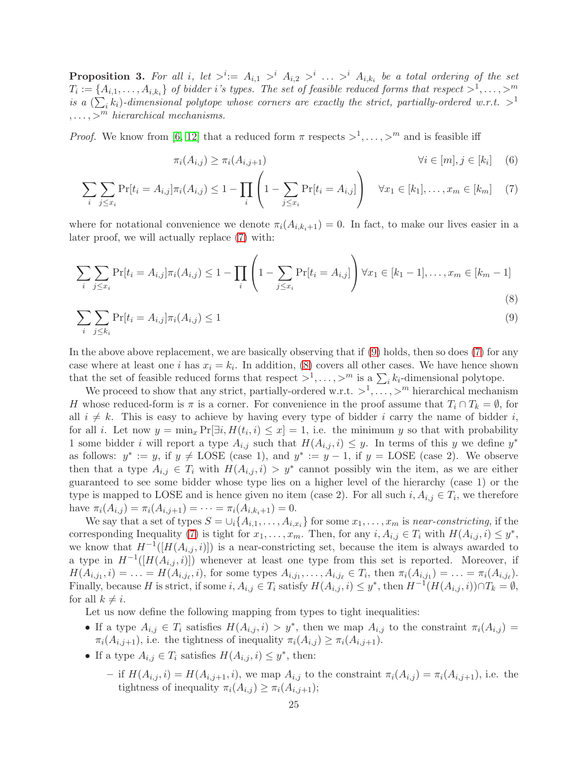**Proposition 3.** *For all $i$, let $>^i := A_{i,1} >^i A_{i,2} >^i \ldots >^i A_{i,k_i}$ be a total ordering of the set $T_i := \{A_{i,1}, \ldots, A_{i,k_i}\}$ of bidder $i$'s types. The set of feasible reduced forms that respect $>^1, \ldots, >^m$ is a $(\sum_i k_i)$-dimensional polytope whose corners are exactly the strict, partially-ordered w.r.t. $>^1, \ldots, >^m$ hierarchical mechanisms.*

*Proof.* We know from [6, 12] that a reduced form $\pi$ respects $>^1, \ldots, >^m$ and is feasible iff

$$\pi_i(A_{i,j}) \geq \pi_i(A_{i,j+1}) \qquad \forall i \in [m], j \in [k_i] \quad (6)$$

$$\sum_i \sum_{j \leq x_i} \Pr[t_i = A_{i,j}]\pi_i(A_{i,j}) \leq 1 - \prod_i \left(1 - \sum_{j \leq x_i} \Pr[t_i = A_{i,j}]\right) \quad \forall x_1 \in [k_1], \ldots, x_m \in [k_m] \quad (7)$$

where for notational convenience we denote $\pi_i(A_{i,k_i+1}) = 0$. In fact, to make our lives easier in a later proof, we will actually replace (7) with:

$$\sum_i \sum_{j \leq x_i} \Pr[t_i = A_{i,j}]\pi_i(A_{i,j}) \leq 1 - \prod_i \left(1 - \sum_{j \leq x_i} \Pr[t_i = A_{i,j}]\right) \forall x_1 \in [k_1 - 1], \ldots, x_m \in [k_m - 1] \quad (8)$$

$$\sum_i \sum_{j \leq k_i} \Pr[t_i = A_{i,j}]\pi_i(A_{i,j}) \leq 1 \quad (9)$$

In the above above replacement, we are basically observing that if (9) holds, then so does (7) for any case where at least one $i$ has $x_i = k_i$. In addition, (8) covers all other cases. We have hence shown that the set of feasible reduced forms that respect $>^1, \ldots, >^m$ is a $\sum_i k_i$-dimensional polytope.

We proceed to show that any strict, partially-ordered w.r.t. $>^1, \ldots, >^m$ hierarchical mechanism $H$ whose reduced-form is $\pi$ is a corner. For convenience in the proof assume that $T_i \cap T_k = \emptyset$, for all $i \neq k$. This is easy to achieve by having every type of bidder $i$ carry the name of bidder $i$, for all $i$. Let now $y = \min_x \Pr[\exists i, H(t_i, i) \leq x] = 1$, i.e. the minimum $y$ so that with probability 1 some bidder $i$ will report a type $A_{i,j}$ such that $H(A_{i,j}, i) \leq y$. In terms of this $y$ we define $y^*$ as follows: $y^* := y$, if $y \neq$ LOSE (case 1), and $y^* := y - 1$, if $y =$ LOSE (case 2). We observe then that a type $A_{i,j} \in T_i$ with $H(A_{i,j}, i) > y^*$ cannot possibly win the item, as we are either guaranteed to see some bidder whose type lies on a higher level of the hierarchy (case 1) or the type is mapped to LOSE and is hence given no item (case 2). For all such $i, A_{i,j} \in T_i$, we therefore have $\pi_i(A_{i,j}) = \pi_i(A_{i,j+1}) = \cdots = \pi_i(A_{i,k_i+1}) = 0$.

We say that a set of types $S = \cup_i \{A_{i,1}, \ldots, A_{i,x_i}\}$ for some $x_1, \ldots, x_m$ is *near-constricting*, if the corresponding Inequality (7) is tight for $x_1, \ldots, x_m$. Then, for any $i, A_{i,j} \in T_i$ with $H(A_{i,j}, i) \leq y^*$, we know that $H^{-1}([H(A_{i,j}, i)])$ is a near-constricting set, because the item is always awarded to a type in $H^{-1}([H(A_{i,j}, i)])$ whenever at least one type from this set is reported. Moreover, if $H(A_{i,j_1}, i) = \ldots = H(A_{i,j_\ell}, i)$, for some types $A_{i,j_1}, \ldots, A_{i,j_\ell} \in T_i$, then $\pi_i(A_{i,j_1}) = \ldots = \pi_i(A_{i,j_\ell})$. Finally, because $H$ is strict, if some $i, A_{i,j} \in T_i$ satisfy $H(A_{i,j}, i) \leq y^*$, then $H^{-1}(H(A_{i,j}, i)) \cap T_k = \emptyset$, for all $k \neq i$.

Let us now define the following mapping from types to tight inequalities:

- If a type $A_{i,j} \in T_i$ satisfies $H(A_{i,j}, i) > y^*$, then we map $A_{i,j}$ to the constraint $\pi_i(A_{i,j}) = \pi_i(A_{i,j+1})$, i.e. the tightness of inequality $\pi_i(A_{i,j}) \geq \pi_i(A_{i,j+1})$.
- If a type $A_{i,j} \in T_i$ satisfies $H(A_{i,j}, i) \leq y^*$, then:
  - if $H(A_{i,j}, i) = H(A_{i,j+1}, i)$, we map $A_{i,j}$ to the constraint $\pi_i(A_{i,j}) = \pi_i(A_{i,j+1})$, i.e. the tightness of inequality $\pi_i(A_{i,j}) \geq \pi_i(A_{i,j+1})$;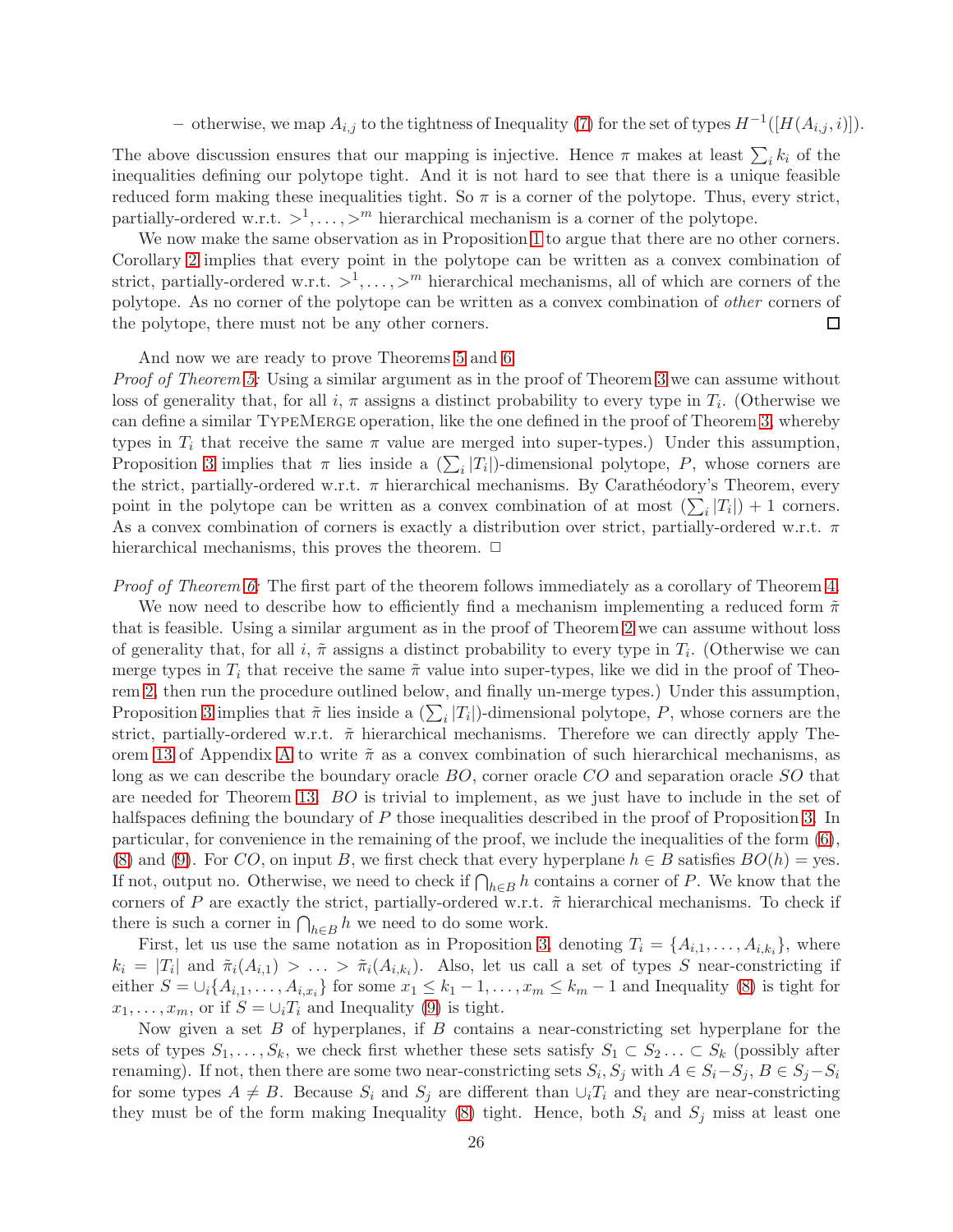– otherwise, we map $A_{i,j}$ to the tightness of Inequality (7) for the set of types $H^{-1}([H(A_{i,j}, i)])$.

The above discussion ensures that our mapping is injective. Hence $\pi$ makes at least $\sum_i k_i$ of the inequalities defining our polytope tight. And it is not hard to see that there is a unique feasible reduced form making these inequalities tight. So $\pi$ is a corner of the polytope. Thus, every strict, partially-ordered w.r.t. $>^1, \ldots, >^m$ hierarchical mechanism is a corner of the polytope.

We now make the same observation as in Proposition 1 to argue that there are no other corners. Corollary 2 implies that every point in the polytope can be written as a convex combination of strict, partially-ordered w.r.t. $>^1, \ldots, >^m$ hierarchical mechanisms, all of which are corners of the polytope. As no corner of the polytope can be written as a convex combination of *other* corners of the polytope, there must not be any other corners. □

And now we are ready to prove Theorems 5 and 6.

*Proof of Theorem 5:* Using a similar argument as in the proof of Theorem 3 we can assume without loss of generality that, for all $i$, $\pi$ assigns a distinct probability to every type in $T_i$. (Otherwise we can define a similar TypeMerge operation, like the one defined in the proof of Theorem 3, whereby types in $T_i$ that receive the same $\pi$ value are merged into super-types.) Under this assumption, Proposition 3 implies that $\pi$ lies inside a $(\sum_i |T_i|)$-dimensional polytope, $P$, whose corners are the strict, partially-ordered w.r.t. $\pi$ hierarchical mechanisms. By Carathéodory's Theorem, every point in the polytope can be written as a convex combination of at most $(\sum_i |T_i|) + 1$ corners. As a convex combination of corners is exactly a distribution over strict, partially-ordered w.r.t. $\pi$ hierarchical mechanisms, this proves the theorem. □

*Proof of Theorem 6:* The first part of the theorem follows immediately as a corollary of Theorem 4.

We now need to describe how to efficiently find a mechanism implementing a reduced form $\tilde{\pi}$ that is feasible. Using a similar argument as in the proof of Theorem 2 we can assume without loss of generality that, for all $i$, $\tilde{\pi}$ assigns a distinct probability to every type in $T_i$. (Otherwise we can merge types in $T_i$ that receive the same $\tilde{\pi}$ value into super-types, like we did in the proof of Theorem 2, then run the procedure outlined below, and finally un-merge types.) Under this assumption, Proposition 3 implies that $\tilde{\pi}$ lies inside a $(\sum_i |T_i|)$-dimensional polytope, $P$, whose corners are the strict, partially-ordered w.r.t. $\tilde{\pi}$ hierarchical mechanisms. Therefore we can directly apply Theorem 13 of Appendix A to write $\tilde{\pi}$ as a convex combination of such hierarchical mechanisms, as long as we can describe the boundary oracle $BO$, corner oracle $CO$ and separation oracle $SO$ that are needed for Theorem 13. $BO$ is trivial to implement, as we just have to include in the set of halfspaces defining the boundary of $P$ those inequalities described in the proof of Proposition 3. In particular, for convenience in the remaining of the proof, we include the inequalities of the form (6), (8) and (9). For $CO$, on input $B$, we first check that every hyperplane $h \in B$ satisfies $BO(h) =$ yes. If not, output no. Otherwise, we need to check if $\bigcap_{h \in B} h$ contains a corner of $P$. We know that the corners of $P$ are exactly the strict, partially-ordered w.r.t. $\tilde{\pi}$ hierarchical mechanisms. To check if there is such a corner in $\bigcap_{h \in B} h$ we need to do some work.

First, let us use the same notation as in Proposition 3, denoting $T_i = \{A_{i,1}, \ldots, A_{i,k_i}\}$, where $k_i = |T_i|$ and $\tilde{\pi}_i(A_{i,1}) > \ldots > \tilde{\pi}_i(A_{i,k_i})$. Also, let us call a set of types $S$ near-constricting if either $S = \cup_i \{A_{i,1}, \ldots, A_{i,x_i}\}$ for some $x_1 \leq k_1 - 1, \ldots, x_m \leq k_m - 1$ and Inequality (8) is tight for $x_1, \ldots, x_m$, or if $S = \cup_i T_i$ and Inequality (9) is tight.

Now given a set $B$ of hyperplanes, if $B$ contains a near-constricting set hyperplane for the sets of types $S_1, \ldots, S_k$, we check first whether these sets satisfy $S_1 \subset S_2 \ldots \subset S_k$ (possibly after renaming). If not, then there are some two near-constricting sets $S_i, S_j$ with $A \in S_i - S_j$, $B \in S_j - S_i$ for some types $A \neq B$. Because $S_i$ and $S_j$ are different than $\cup_i T_i$ and they are near-constricting they must be of the form making Inequality (8) tight. Hence, both $S_i$ and $S_j$ miss at least one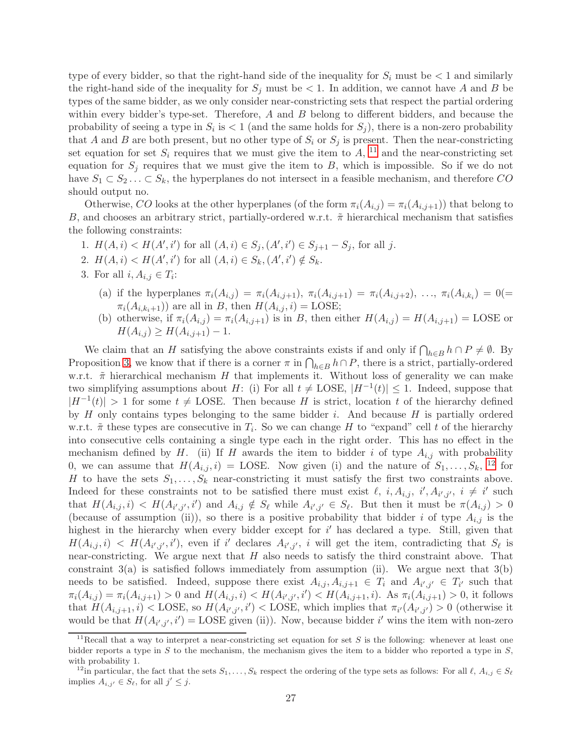type of every bidder, so that the right-hand side of the inequality for $S_i$ must be $< 1$ and similarly the right-hand side of the inequality for $S_j$ must be $< 1$. In addition, we cannot have $A$ and $B$ be types of the same bidder, as we only consider near-constricting sets that respect the partial ordering within every bidder's type-set. Therefore, $A$ and $B$ belong to different bidders, and because the probability of seeing a type in $S_i$ is $< 1$ (and the same holds for $S_j$), there is a non-zero probability that $A$ and $B$ are both present, but no other type of $S_i$ or $S_j$ is present. Then the near-constricting set equation for set $S_i$ requires that we must give the item to $A$, [11] and the near-constricting set equation for $S_j$ requires that we must give the item to $B$, which is impossible. So if we do not have $S_1 \subset S_2 \ldots \subset S_k$, the hyperplanes do not intersect in a feasible mechanism, and therefore $CO$ should output no.

Otherwise, $CO$ looks at the other hyperplanes (of the form $\pi_i(A_{i,j}) = \pi_i(A_{i,j+1})$) that belong to $B$, and chooses an arbitrary strict, partially-ordered w.r.t. $\tilde{\pi}$ hierarchical mechanism that satisfies the following constraints:

1. $H(A, i) < H(A', i')$ for all $(A, i) \in S_j, (A', i') \in S_{j+1} - S_j$, for all $j$.
2. $H(A, i) < H(A', i')$ for all $(A, i) \in S_k, (A', i') \notin S_k$.
3. For all $i, A_{i,j} \in T_i$:
   (a) if the hyperplanes $\pi_i(A_{i,j}) = \pi_i(A_{i,j+1})$, $\pi_i(A_{i,j+1}) = \pi_i(A_{i,j+2})$, $\ldots$, $\pi_i(A_{i,k_i}) = 0 (= \pi_i(A_{i,k_i+1}))$ are all in $B$, then $H(A_{i,j}, i) = \text{LOSE}$;
   (b) otherwise, if $\pi_i(A_{i,j}) = \pi_i(A_{i,j+1})$ is in $B$, then either $H(A_{i,j}) = H(A_{i,j+1}) = \text{LOSE}$ or $H(A_{i,j}) \geq H(A_{i,j+1}) - 1$.

We claim that an $H$ satisfying the above constraints exists if and only if $\bigcap_{h \in B} h \cap P \neq \emptyset$. By Proposition 3, we know that if there is a corner $\pi$ in $\bigcap_{h \in B} h \cap P$, there is a strict, partially-ordered w.r.t. $\tilde{\pi}$ hierarchical mechanism $H$ that implements it. Without loss of generality we can make two simplifying assumptions about $H$: (i) For all $t \neq \text{LOSE}$, $|H^{-1}(t)| \leq 1$. Indeed, suppose that $|H^{-1}(t)| > 1$ for some $t \neq \text{LOSE}$. Then because $H$ is strict, location $t$ of the hierarchy defined by $H$ only contains types belonging to the same bidder $i$. And because $H$ is partially ordered w.r.t. $\tilde{\pi}$ these types are consecutive in $T_i$. So we can change $H$ to "expand" cell $t$ of the hierarchy into consecutive cells containing a single type each in the right order. This has no effect in the mechanism defined by $H$. (ii) If $H$ awards the item to bidder $i$ of type $A_{i,j}$ with probability 0, we can assume that $H(A_{i,j}, i) = \text{LOSE}$. Now given (i) and the nature of $S_1, \ldots, S_k$, [12] for $H$ to have the sets $S_1, \ldots, S_k$ near-constricting it must satisfy the first two constraints above. Indeed for these constraints not to be satisfied there must exist $\ell$, $i, A_{i,j}$, $i', A_{i',j'}$, $i \neq i'$ such that $H(A_{i,j}, i) < H(A_{i',j'}, i')$ and $A_{i,j} \notin S_\ell$ while $A_{i',j'} \in S_\ell$. But then it must be $\pi(A_{i,j}) > 0$ (because of assumption (ii)), so there is a positive probability that bidder $i$ of type $A_{i,j}$ is the highest in the hierarchy when every bidder except for $i'$ has declared a type. Still, given that $H(A_{i,j}, i) < H(A_{i',j'}, i')$, even if $i'$ declares $A_{i',j'}$, $i$ will get the item, contradicting that $S_\ell$ is near-constricting. We argue next that $H$ also needs to satisfy the third constraint above. That constraint 3(a) is satisfied follows immediately from assumption (ii). We argue next that 3(b) needs to be satisfied. Indeed, suppose there exist $A_{i,j}, A_{i,j+1} \in T_i$ and $A_{i',j'} \in T_{i'}$ such that $\pi_i(A_{i,j}) = \pi_i(A_{i,j+1}) > 0$ and $H(A_{i,j}, i) < H(A_{i',j'}, i') < H(A_{i,j+1}, i)$. As $\pi_i(A_{i,j+1}) > 0$, it follows that $H(A_{i,j+1}, i) < \text{LOSE}$, so $H(A_{i',j'}, i') < \text{LOSE}$, which implies that $\pi_{i'}(A_{i',j'}) > 0$ (otherwise it would be that $H(A_{i',j'}, i') = \text{LOSE}$ given (ii)). Now, because bidder $i'$ wins the item with non-zero

[11] Recall that a way to interpret a near-constricting set equation for set $S$ is the following: whenever at least one bidder reports a type in $S$ to the mechanism, the mechanism gives the item to a bidder who reported a type in $S$, with probability 1.

[12] in particular, the fact that the sets $S_1, \ldots, S_k$ respect the ordering of the type sets as follows: For all $\ell$, $A_{i,j} \in S_\ell$ implies $A_{i,j'} \in S_\ell$, for all $j' \leq j$.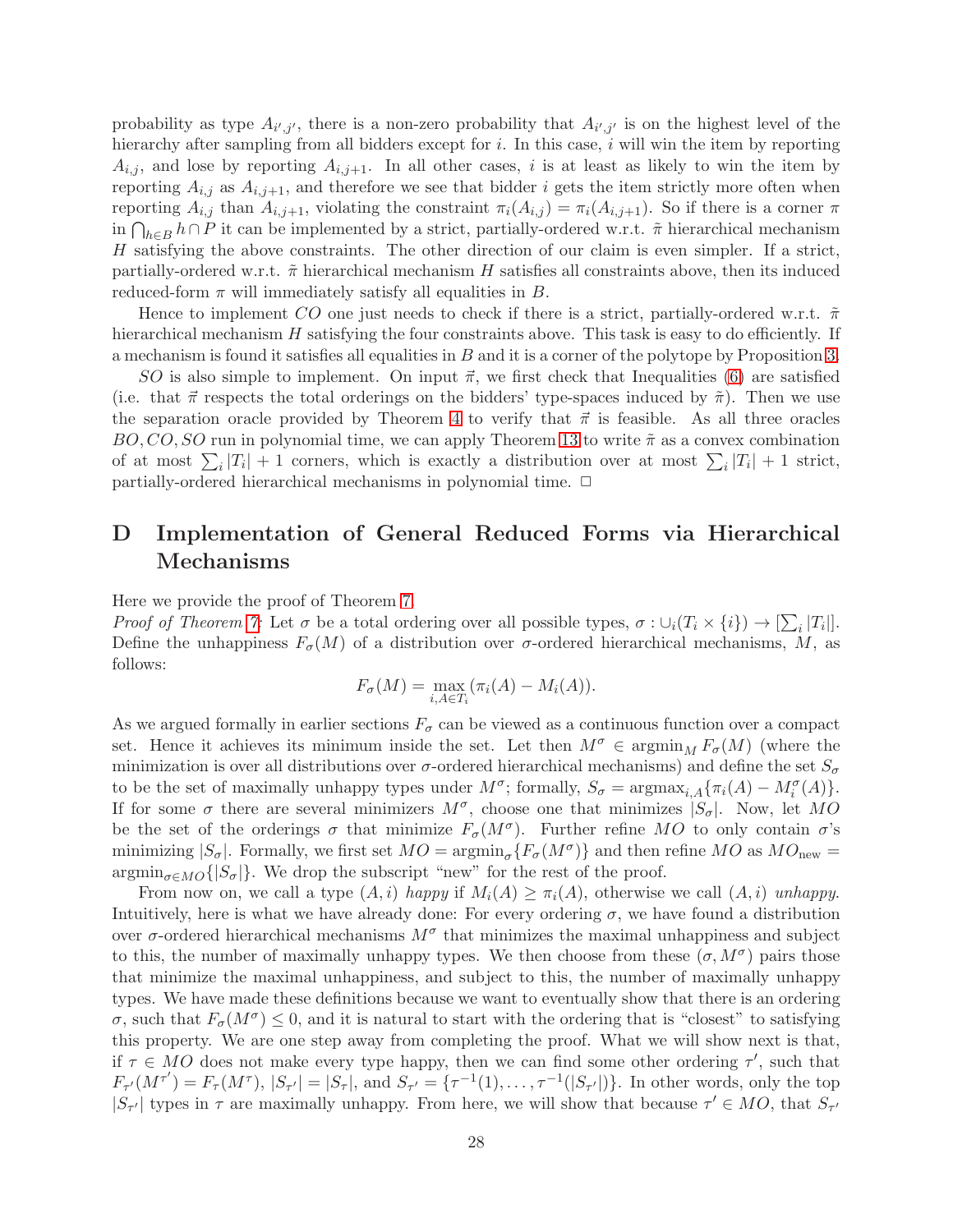probability as type $A_{i',j'}$, there is a non-zero probability that $A_{i',j'}$ is on the highest level of the hierarchy after sampling from all bidders except for $i$. In this case, $i$ will win the item by reporting $A_{i,j}$, and lose by reporting $A_{i,j+1}$. In all other cases, $i$ is at least as likely to win the item by reporting $A_{i,j}$ as $A_{i,j+1}$, and therefore we see that bidder $i$ gets the item strictly more often when reporting $A_{i,j}$ than $A_{i,j+1}$, violating the constraint $\pi_i(A_{i,j}) = \pi_i(A_{i,j+1})$. So if there is a corner $\pi$ in $\bigcap_{h \in B} h \cap P$ it can be implemented by a strict, partially-ordered w.r.t. $\tilde{\pi}$ hierarchical mechanism $H$ satisfying the above constraints. The other direction of our claim is even simpler. If a strict, partially-ordered w.r.t. $\tilde{\pi}$ hierarchical mechanism $H$ satisfies all constraints above, then its induced reduced-form $\pi$ will immediately satisfy all equalities in $B$.

Hence to implement $CO$ one just needs to check if there is a strict, partially-ordered w.r.t. $\tilde{\pi}$ hierarchical mechanism $H$ satisfying the four constraints above. This task is easy to do efficiently. If a mechanism is found it satisfies all equalities in $B$ and it is a corner of the polytope by Proposition 3.

$SO$ is also simple to implement. On input $\vec{\pi}$, we first check that Inequalities (6) are satisfied (i.e. that $\vec{\pi}$ respects the total orderings on the bidders' type-spaces induced by $\tilde{\pi}$). Then we use the separation oracle provided by Theorem 4 to verify that $\vec{\pi}$ is feasible. As all three oracles $BO, CO, SO$ run in polynomial time, we can apply Theorem 13 to write $\tilde{\pi}$ as a convex combination of at most $\sum_i |T_i| + 1$ corners, which is exactly a distribution over at most $\sum_i |T_i| + 1$ strict, partially-ordered hierarchical mechanisms in polynomial time. $\Box$

# D Implementation of General Reduced Forms via Hierarchical Mechanisms

Here we provide the proof of Theorem 7.

*Proof of Theorem 7:* Let $\sigma$ be a total ordering over all possible types, $\sigma : \cup_i (T_i \times \{i\}) \rightarrow [\sum_i |T_i|]$. Define the unhappiness $F_\sigma(M)$ of a distribution over $\sigma$-ordered hierarchical mechanisms, $M$, as follows:

$$F_\sigma(M) = \max_{i, A \in T_i} (\pi_i(A) - M_i(A)).$$

As we argued formally in earlier sections $F_\sigma$ can be viewed as a continuous function over a compact set. Hence it achieves its minimum inside the set. Let then $M^\sigma \in \text{argmin}_M F_\sigma(M)$ (where the minimization is over all distributions over $\sigma$-ordered hierarchical mechanisms) and define the set $S_\sigma$ to be the set of maximally unhappy types under $M^\sigma$; formally, $S_\sigma = \text{argmax}_{i,A}\{\pi_i(A) - M_i^\sigma(A)\}$. If for some $\sigma$ there are several minimizers $M^\sigma$, choose one that minimizes $|S_\sigma|$. Now, let $MO$ be the set of the orderings $\sigma$ that minimize $F_\sigma(M^\sigma)$. Further refine $MO$ to only contain $\sigma$'s minimizing $|S_\sigma|$. Formally, we first set $MO = \text{argmin}_\sigma\{F_\sigma(M^\sigma)\}$ and then refine $MO$ as $MO_{\text{new}} = \text{argmin}_{\sigma \in MO}\{|S_\sigma|\}$. We drop the subscript "new" for the rest of the proof.

From now on, we call a type $(A, i)$ *happy* if $M_i(A) \geq \pi_i(A)$, otherwise we call $(A, i)$ *unhappy*. Intuitively, here is what we have already done: For every ordering $\sigma$, we have found a distribution over $\sigma$-ordered hierarchical mechanisms $M^\sigma$ that minimizes the maximal unhappiness and subject to this, the number of maximally unhappy types. We then choose from these $(\sigma, M^\sigma)$ pairs those that minimize the maximal unhappiness, and subject to this, the number of maximally unhappy types. We have made these definitions because we want to eventually show that there is an ordering $\sigma$, such that $F_\sigma(M^\sigma) \leq 0$, and it is natural to start with the ordering that is "closest" to satisfying this property. We are one step away from completing the proof. What we will show next is that, if $\tau \in MO$ does not make every type happy, then we can find some other ordering $\tau'$, such that $F_{\tau'}(M^{\tau'}) = F_\tau(M^\tau)$, $|S_{\tau'}| = |S_\tau|$, and $S_{\tau'} = \{\tau^{-1}(1), \ldots, \tau^{-1}(|S_{\tau'}|)\}$. In other words, only the top $|S_{\tau'}|$ types in $\tau$ are maximally unhappy. From here, we will show that because $\tau' \in MO$, that $S_{\tau'}$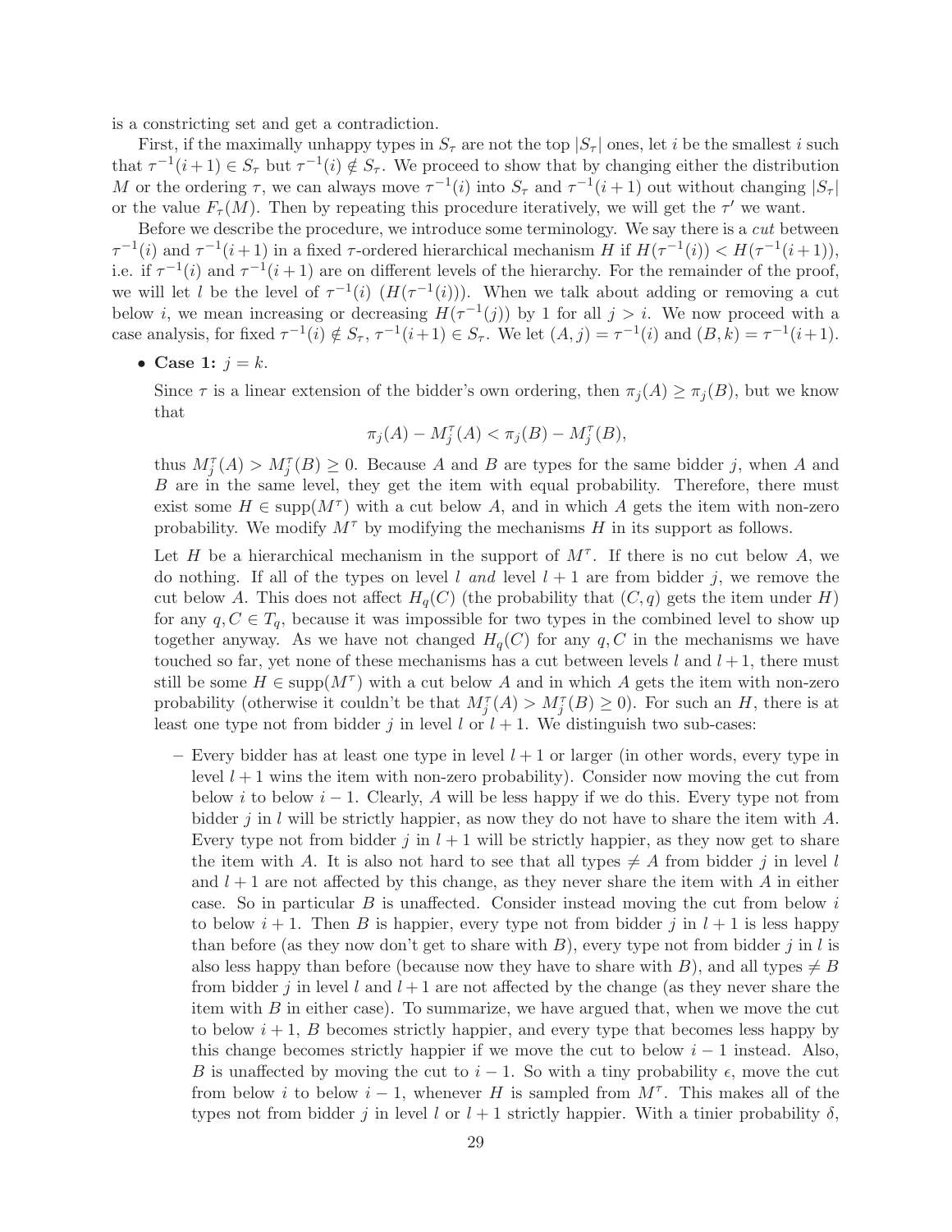is a constricting set and get a contradiction.

First, if the maximally unhappy types in $S_\tau$ are not the top $|S_\tau|$ ones, let $i$ be the smallest $i$ such that $\tau^{-1}(i+1) \in S_\tau$ but $\tau^{-1}(i) \notin S_\tau$. We proceed to show that by changing either the distribution $M$ or the ordering $\tau$, we can always move $\tau^{-1}(i)$ into $S_\tau$ and $\tau^{-1}(i+1)$ out without changing $|S_\tau|$ or the value $F_\tau(M)$. Then by repeating this procedure iteratively, we will get the $\tau'$ we want.

Before we describe the procedure, we introduce some terminology. We say there is a *cut* between $\tau^{-1}(i)$ and $\tau^{-1}(i+1)$ in a fixed $\tau$-ordered hierarchical mechanism $H$ if $H(\tau^{-1}(i)) < H(\tau^{-1}(i+1))$, i.e. if $\tau^{-1}(i)$ and $\tau^{-1}(i+1)$ are on different levels of the hierarchy. For the remainder of the proof, we will let $l$ be the level of $\tau^{-1}(i)$ $(H(\tau^{-1}(i)))$. When we talk about adding or removing a cut below $i$, we mean increasing or decreasing $H(\tau^{-1}(j))$ by 1 for all $j > i$. We now proceed with a case analysis, for fixed $\tau^{-1}(i) \notin S_\tau$, $\tau^{-1}(i+1) \in S_\tau$. We let $(A, j) = \tau^{-1}(i)$ and $(B, k) = \tau^{-1}(i+1)$.

- **Case 1:** $j = k$.

  Since $\tau$ is a linear extension of the bidder's own ordering, then $\pi_j(A) \geq \pi_j(B)$, but we know that
  $$\pi_j(A) - M_j^\tau(A) < \pi_j(B) - M_j^\tau(B),$$
  thus $M_j^\tau(A) > M_j^\tau(B) \geq 0$. Because $A$ and $B$ are types for the same bidder $j$, when $A$ and $B$ are in the same level, they get the item with equal probability. Therefore, there must exist some $H \in \text{supp}(M^\tau)$ with a cut below $A$, and in which $A$ gets the item with non-zero probability. We modify $M^\tau$ by modifying the mechanisms $H$ in its support as follows.

  Let $H$ be a hierarchical mechanism in the support of $M^\tau$. If there is no cut below $A$, we do nothing. If all of the types on level $l$ *and* level $l+1$ are from bidder $j$, we remove the cut below $A$. This does not affect $H_q(C)$ (the probability that $(C, q)$ gets the item under $H$) for any $q, C \in T_q$, because it was impossible for two types in the combined level to show up together anyway. As we have not changed $H_q(C)$ for any $q, C$ in the mechanisms we have touched so far, yet none of these mechanisms has a cut between levels $l$ and $l+1$, there must still be some $H \in \text{supp}(M^\tau)$ with a cut below $A$ and in which $A$ gets the item with non-zero probability (otherwise it couldn't be that $M_j^\tau(A) > M_j^\tau(B) \geq 0$). For such an $H$, there is at least one type not from bidder $j$ in level $l$ or $l+1$. We distinguish two sub-cases:

  - Every bidder has at least one type in level $l+1$ or larger (in other words, every type in level $l+1$ wins the item with non-zero probability). Consider now moving the cut from below $i$ to below $i-1$. Clearly, $A$ will be less happy if we do this. Every type not from bidder $j$ in $l$ will be strictly happier, as now they do not have to share the item with $A$. Every type not from bidder $j$ in $l+1$ will be strictly happier, as they now get to share the item with $A$. It is also not hard to see that all types $\neq A$ from bidder $j$ in level $l$ and $l+1$ are not affected by this change, as they never share the item with $A$ in either case. So in particular $B$ is unaffected. Consider instead moving the cut from below $i$ to below $i+1$. Then $B$ is happier, every type not from bidder $j$ in $l+1$ is less happy than before (as they now don't get to share with $B$), every type not from bidder $j$ in $l$ is also less happy than before (because now they have to share with $B$), and all types $\neq B$ from bidder $j$ in level $l$ and $l+1$ are not affected by the change (as they never share the item with $B$ in either case). To summarize, we have argued that, when we move the cut to below $i+1$, $B$ becomes strictly happier, and every type that becomes less happy by this change becomes strictly happier if we move the cut to below $i-1$ instead. Also, $B$ is unaffected by moving the cut to $i-1$. So with a tiny probability $\epsilon$, move the cut from below $i$ to below $i-1$, whenever $H$ is sampled from $M^\tau$. This makes all of the types not from bidder $j$ in level $l$ or $l+1$ strictly happier. With a tinier probability $\delta$,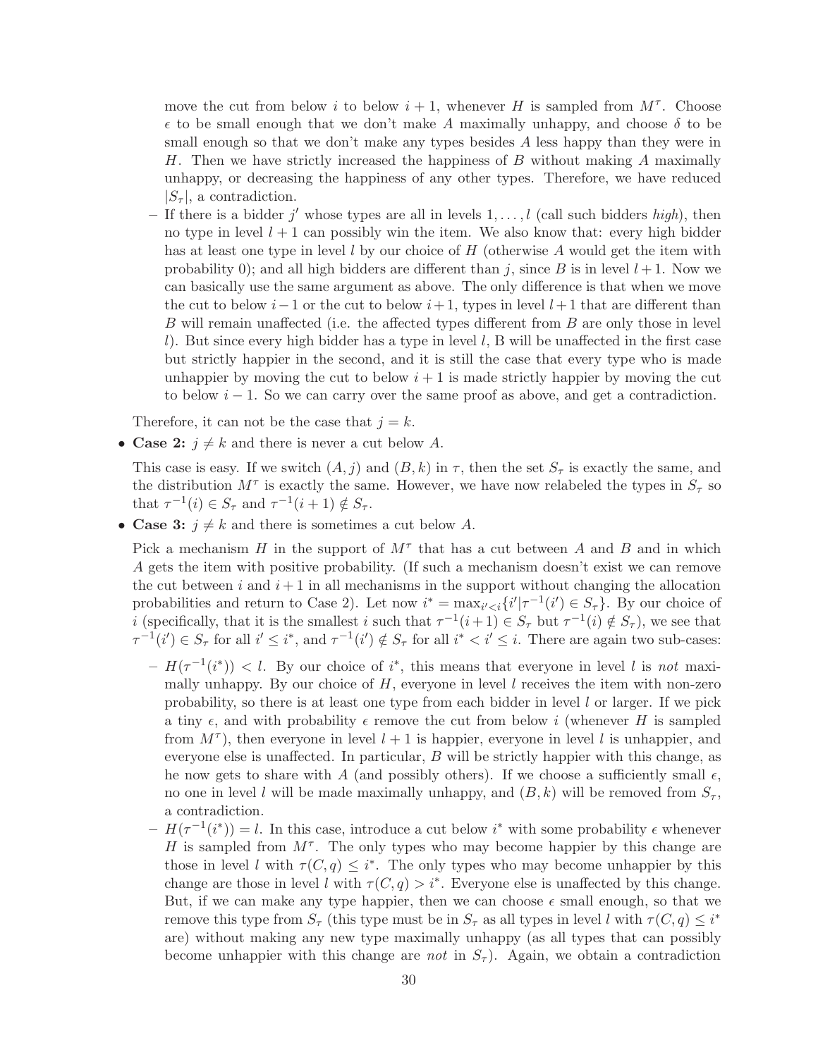move the cut from below $i$ to below $i+1$, whenever $H$ is sampled from $M^\tau$. Choose $\epsilon$ to be small enough that we don't make $A$ maximally unhappy, and choose $\delta$ to be small enough so that we don't make any types besides $A$ less happy than they were in $H$. Then we have strictly increased the happiness of $B$ without making $A$ maximally unhappy, or decreasing the happiness of any other types. Therefore, we have reduced $|S_\tau|$, a contradiction.

  - If there is a bidder $j'$ whose types are all in levels $1, \ldots, l$ (call such bidders *high*), then no type in level $l+1$ can possibly win the item. We also know that: every high bidder has at least one type in level $l$ by our choice of $H$ (otherwise $A$ would get the item with probability 0); and all high bidders are different than $j$, since $B$ is in level $l+1$. Now we can basically use the same argument as above. The only difference is that when we move the cut to below $i-1$ or the cut to below $i+1$, types in level $l+1$ that are different than $B$ will remain unaffected (i.e. the affected types different from $B$ are only those in level $l$). But since every high bidder has a type in level $l$, B will be unaffected in the first case but strictly happier in the second, and it is still the case that every type who is made unhappier by moving the cut to below $i+1$ is made strictly happier by moving the cut to below $i-1$. So we can carry over the same proof as above, and get a contradiction.

Therefore, it can not be the case that $j = k$.

- **Case 2:** $j \neq k$ and there is never a cut below $A$.

  This case is easy. If we switch $(A, j)$ and $(B, k)$ in $\tau$, then the set $S_\tau$ is exactly the same, and the distribution $M^\tau$ is exactly the same. However, we have now relabeled the types in $S_\tau$ so that $\tau^{-1}(i) \in S_\tau$ and $\tau^{-1}(i+1) \notin S_\tau$.

- **Case 3:** $j \neq k$ and there is sometimes a cut below $A$.

  Pick a mechanism $H$ in the support of $M^\tau$ that has a cut between $A$ and $B$ and in which $A$ gets the item with positive probability. (If such a mechanism doesn't exist we can remove the cut between $i$ and $i+1$ in all mechanisms in the support without changing the allocation probabilities and return to Case 2). Let now $i^* = \max_{i'<i}\{i' | \tau^{-1}(i') \in S_\tau\}$. By our choice of $i$ (specifically, that it is the smallest $i$ such that $\tau^{-1}(i+1) \in S_\tau$ but $\tau^{-1}(i) \notin S_\tau$), we see that $\tau^{-1}(i') \in S_\tau$ for all $i' \leq i^*$, and $\tau^{-1}(i') \notin S_\tau$ for all $i^* < i' \leq i$. There are again two sub-cases:

  - $H(\tau^{-1}(i^*)) < l$. By our choice of $i^*$, this means that everyone in level $l$ is *not* maximally unhappy. By our choice of $H$, everyone in level $l$ receives the item with non-zero probability, so there is at least one type from each bidder in level $l$ or larger. If we pick a tiny $\epsilon$, and with probability $\epsilon$ remove the cut from below $i$ (whenever $H$ is sampled from $M^\tau$), then everyone in level $l+1$ is happier, everyone in level $l$ is unhappier, and everyone else is unaffected. In particular, $B$ will be strictly happier with this change, as he now gets to share with $A$ (and possibly others). If we choose a sufficiently small $\epsilon$, no one in level $l$ will be made maximally unhappy, and $(B, k)$ will be removed from $S_\tau$, a contradiction.
  - $H(\tau^{-1}(i^*)) = l$. In this case, introduce a cut below $i^*$ with some probability $\epsilon$ whenever $H$ is sampled from $M^\tau$. The only types who may become happier by this change are those in level $l$ with $\tau(C, q) \leq i^*$. The only types who may become unhappier by this change are those in level $l$ with $\tau(C, q) > i^*$. Everyone else is unaffected by this change. But, if we can make any type happier, then we can choose $\epsilon$ small enough, so that we remove this type from $S_\tau$ (this type must be in $S_\tau$ as all types in level $l$ with $\tau(C, q) \leq i^*$ are) without making any new type maximally unhappy (as all types that can possibly become unhappier with this change are *not* in $S_\tau$). Again, we obtain a contradiction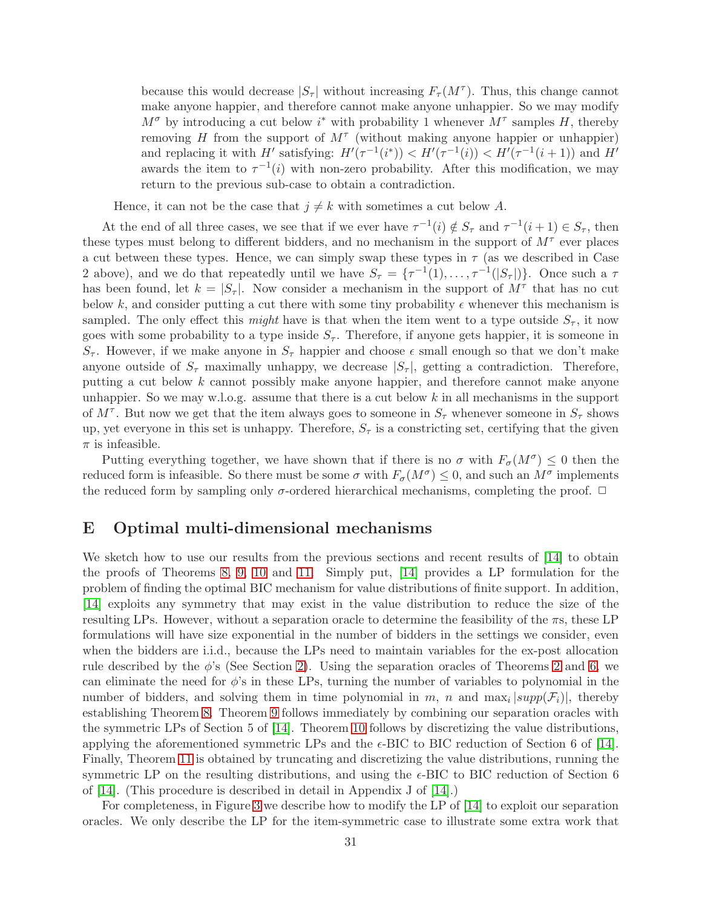because this would decrease $|S_\tau|$ without increasing $F_\tau(M^\tau)$. Thus, this change cannot make anyone happier, and therefore cannot make anyone unhappier. So we may modify $M^\sigma$ by introducing a cut below $i^*$ with probability 1 whenever $M^\tau$ samples $H$, thereby removing $H$ from the support of $M^\tau$ (without making anyone happier or unhappier) and replacing it with $H'$ satisfying: $H'(\tau^{-1}(i^*)) < H'(\tau^{-1}(i)) < H'(\tau^{-1}(i+1))$ and $H'$ awards the item to $\tau^{-1}(i)$ with non-zero probability. After this modification, we may return to the previous sub-case to obtain a contradiction.

Hence, it can not be the case that $j \neq k$ with sometimes a cut below $A$.

At the end of all three cases, we see that if we ever have $\tau^{-1}(i) \notin S_\tau$ and $\tau^{-1}(i+1) \in S_\tau$, then these types must belong to different bidders, and no mechanism in the support of $M^\tau$ ever places a cut between these types. Hence, we can simply swap these types in $\tau$ (as we described in Case 2 above), and we do that repeatedly until we have $S_\tau = \{\tau^{-1}(1), \ldots, \tau^{-1}(|S_\tau|)\}$. Once such a $\tau$ has been found, let $k = |S_\tau|$. Now consider a mechanism in the support of $M^\tau$ that has no cut below $k$, and consider putting a cut there with some tiny probability $\epsilon$ whenever this mechanism is sampled. The only effect this *might* have is that when the item went to a type outside $S_\tau$, it now goes with some probability to a type inside $S_\tau$. Therefore, if anyone gets happier, it is someone in $S_\tau$. However, if we make anyone in $S_\tau$ happier and choose $\epsilon$ small enough so that we don't make anyone outside of $S_\tau$ maximally unhappy, we decrease $|S_\tau|$, getting a contradiction. Therefore, putting a cut below $k$ cannot possibly make anyone happier, and therefore cannot make anyone unhappier. So we may w.l.o.g. assume that there is a cut below $k$ in all mechanisms in the support of $M^\tau$. But now we get that the item always goes to someone in $S_\tau$ whenever someone in $S_\tau$ shows up, yet everyone in this set is unhappy. Therefore, $S_\tau$ is a constricting set, certifying that the given $\pi$ is infeasible.

Putting everything together, we have shown that if there is no $\sigma$ with $F_\sigma(M^\sigma) \leq 0$ then the reduced form is infeasible. So there must be some $\sigma$ with $F_\sigma(M^\sigma) \leq 0$, and such an $M^\sigma$ implements the reduced form by sampling only $\sigma$-ordered hierarchical mechanisms, completing the proof. $\Box$

# E Optimal multi-dimensional mechanisms

We sketch how to use our results from the previous sections and recent results of [14] to obtain the proofs of Theorems 8, 9, 10 and 11. Simply put, [14] provides a LP formulation for the problem of finding the optimal BIC mechanism for value distributions of finite support. In addition, [14] exploits any symmetry that may exist in the value distribution to reduce the size of the resulting LPs. However, without a separation oracle to determine the feasibility of the $\pi$s, these LP formulations will have size exponential in the number of bidders in the settings we consider, even when the bidders are i.i.d., because the LPs need to maintain variables for the ex-post allocation rule described by the $\phi$'s (See Section 2). Using the separation oracles of Theorems 2 and 6, we can eliminate the need for $\phi$'s in these LPs, turning the number of variables to polynomial in the number of bidders, and solving them in time polynomial in $m$, $n$ and $\max_i |supp(\mathcal{F}_i)|$, thereby establishing Theorem 8. Theorem 9 follows immediately by combining our separation oracles with the symmetric LPs of Section 5 of [14]. Theorem 10 follows by discretizing the value distributions, applying the aforementioned symmetric LPs and the $\epsilon$-BIC to BIC reduction of Section 6 of [14]. Finally, Theorem 11 is obtained by truncating and discretizing the value distributions, running the symmetric LP on the resulting distributions, and using the $\epsilon$-BIC to BIC reduction of Section 6 of [14]. (This procedure is described in detail in Appendix J of [14].)

For completeness, in Figure 3 we describe how to modify the LP of [14] to exploit our separation oracles. We only describe the LP for the item-symmetric case to illustrate some extra work that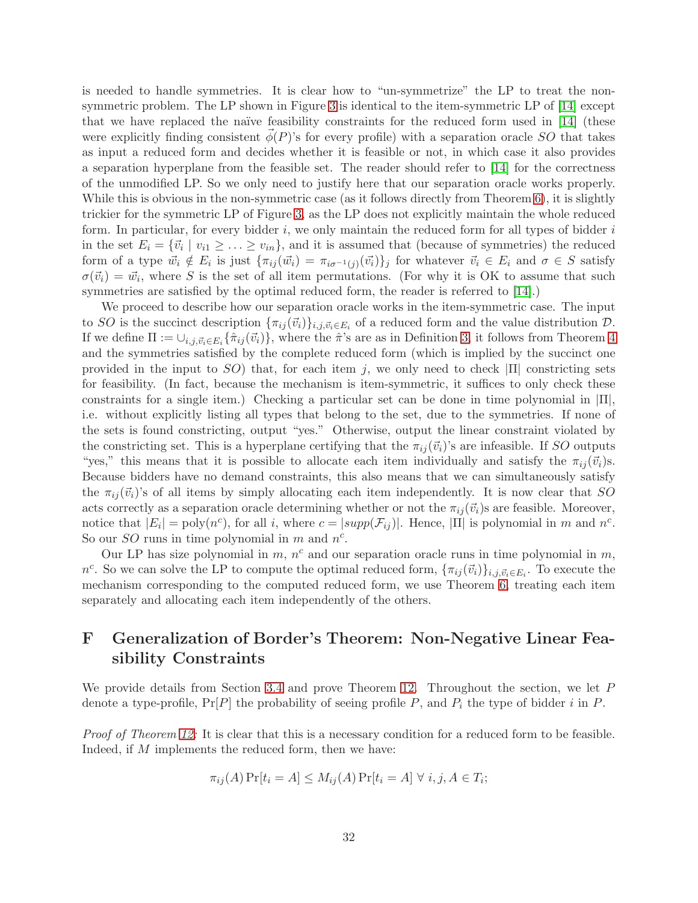is needed to handle symmetries. It is clear how to "un-symmetrize" the LP to treat the non-symmetric problem. The LP shown in Figure 3 is identical to the item-symmetric LP of [14] except that we have replaced the naïve feasibility constraints for the reduced form used in [14] (these were explicitly finding consistent $\vec{\phi}(P)$'s for every profile) with a separation oracle $SO$ that takes as input a reduced form and decides whether it is feasible or not, in which case it also provides a separation hyperplane from the feasible set. The reader should refer to [14] for the correctness of the unmodified LP. So we only need to justify here that our separation oracle works properly. While this is obvious in the non-symmetric case (as it follows directly from Theorem 6), it is slightly trickier for the symmetric LP of Figure 3, as the LP does not explicitly maintain the whole reduced form. In particular, for every bidder $i$, we only maintain the reduced form for all types of bidder $i$ in the set $E_i = \{\vec{v}_i \mid v_{i1} \geq \ldots \geq v_{in}\}$, and it is assumed that (because of symmetries) the reduced form of a type $\vec{w}_i \notin E_i$ is just $\{\pi_{ij}(\vec{w}_i) = \pi_{i\sigma^{-1}(j)}(\vec{v}_i)\}_j$ for whatever $\vec{v}_i \in E_i$ and $\sigma \in S$ satisfy $\sigma(\vec{v}_i) = \vec{w}_i$, where $S$ is the set of all item permutations. (For why it is OK to assume that such symmetries are satisfied by the optimal reduced form, the reader is referred to [14].)

We proceed to describe how our separation oracle works in the item-symmetric case. The input to $SO$ is the succinct description $\{\pi_{ij}(\vec{v}_i)\}_{i,j,\vec{v}_i \in E_i}$ of a reduced form and the value distribution $\mathcal{D}$. If we define $\Pi := \cup_{i,j,\vec{v}_i \in E_i}\{\hat{\pi}_{ij}(\vec{v}_i)\}$, where the $\hat{\pi}$'s are as in Definition 3, it follows from Theorem 4 and the symmetries satisfied by the complete reduced form (which is implied by the succinct one provided in the input to $SO$) that, for each item $j$, we only need to check $|\Pi|$ constricting sets for feasibility. (In fact, because the mechanism is item-symmetric, it suffices to only check these constraints for a single item.) Checking a particular set can be done in time polynomial in $|\Pi|$, i.e. without explicitly listing all types that belong to the set, due to the symmetries. If none of the sets is found constricting, output "yes." Otherwise, output the linear constraint violated by the constricting set. This is a hyperplane certifying that the $\pi_{ij}(\vec{v}_i)$'s are infeasible. If $SO$ outputs "yes," this means that it is possible to allocate each item individually and satisfy the $\pi_{ij}(\vec{v}_i)$s. Because bidders have no demand constraints, this also means that we can simultaneously satisfy the $\pi_{ij}(\vec{v}_i)$'s of all items by simply allocating each item independently. It is now clear that $SO$ acts correctly as a separation oracle determining whether or not the $\pi_{ij}(\vec{v}_i)$s are feasible. Moreover, notice that $|E_i| = \text{poly}(n^c)$, for all $i$, where $c = |supp(\mathcal{F}_{ij})|$. Hence, $|\Pi|$ is polynomial in $m$ and $n^c$. So our $SO$ runs in time polynomial in $m$ and $n^c$.

Our LP has size polynomial in $m$, $n^c$ and our separation oracle runs in time polynomial in $m$, $n^c$. So we can solve the LP to compute the optimal reduced form, $\{\pi_{ij}(\vec{v}_i)\}_{i,j,\vec{v}_i \in E_i}$. To execute the mechanism corresponding to the computed reduced form, we use Theorem 6, treating each item separately and allocating each item independently of the others.

# F Generalization of Border's Theorem: Non-Negative Linear Feasibility Constraints

We provide details from Section 3.4 and prove Theorem 12. Throughout the section, we let $P$ denote a type-profile, $\Pr[P]$ the probability of seeing profile $P$, and $P_i$ the type of bidder $i$ in $P$.

*Proof of Theorem 12:* It is clear that this is a necessary condition for a reduced form to be feasible. Indeed, if $M$ implements the reduced form, then we have:

$$\pi_{ij}(A)\Pr[t_i = A] \leq M_{ij}(A)\Pr[t_i = A] \;\forall\; i, j, A \in T_i;$$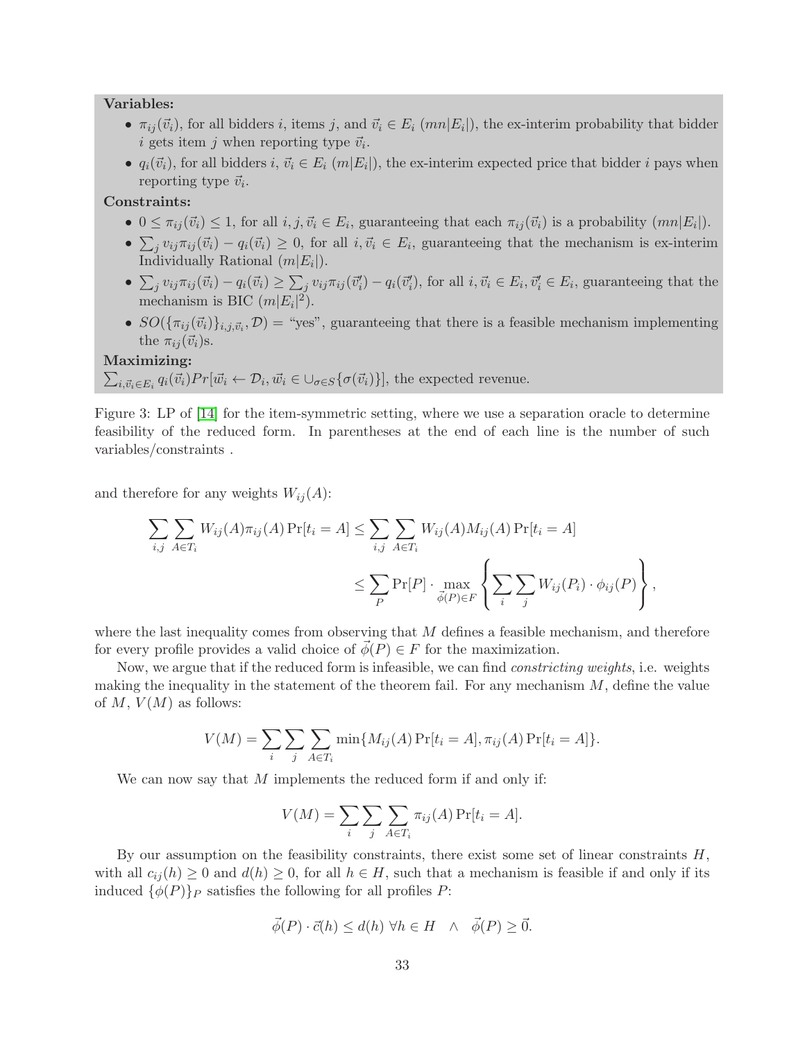**Variables:**

- $\pi_{ij}(\vec{v}_i)$, for all bidders $i$, items $j$, and $\vec{v}_i \in E_i$ ($mn|E_i|$), the ex-interim probability that bidder $i$ gets item $j$ when reporting type $\vec{v}_i$.
- $q_i(\vec{v}_i)$, for all bidders $i$, $\vec{v}_i \in E_i$ ($m|E_i|$), the ex-interim expected price that bidder $i$ pays when reporting type $\vec{v}_i$.

**Constraints:**

- $0 \leq \pi_{ij}(\vec{v}_i) \leq 1$, for all $i, j, \vec{v}_i \in E_i$, guaranteeing that each $\pi_{ij}(\vec{v}_i)$ is a probability ($mn|E_i|$).
- $\sum_j v_{ij}\pi_{ij}(\vec{v}_i) - q_i(\vec{v}_i) \geq 0$, for all $i, \vec{v}_i \in E_i$, guaranteeing that the mechanism is ex-interim Individually Rational ($m|E_i|$).
- $\sum_j v_{ij}\pi_{ij}(\vec{v}_i) - q_i(\vec{v}_i) \geq \sum_j v_{ij}\pi_{ij}(\vec{v}'_i) - q_i(\vec{v}'_i)$, for all $i, \vec{v}_i \in E_i, \vec{v}'_i \in E_i$, guaranteeing that the mechanism is BIC ($m|E_i|^2$).
- $SO(\{\pi_{ij}(\vec{v}_i)\}_{i,j,\vec{v}_i}, \mathcal{D}) =$ "yes", guaranteeing that there is a feasible mechanism implementing the $\pi_{ij}(\vec{v}_i)$s.

**Maximizing:**

$\sum_{i,\vec{v}_i \in E_i} q_i(\vec{v}_i) Pr[\vec{w}_i \leftarrow \mathcal{D}_i, \vec{w}_i \in \cup_{\sigma \in S}\{\sigma(\vec{v}_i)\}]$, the expected revenue.

Figure 3: LP of [14] for the item-symmetric setting, where we use a separation oracle to determine feasibility of the reduced form. In parentheses at the end of each line is the number of such variables/constraints .

and therefore for any weights $W_{ij}(A)$:

$$\sum_{i,j}\sum_{A \in T_i} W_{ij}(A)\pi_{ij}(A)\Pr[t_i = A] \leq \sum_{i,j}\sum_{A \in T_i} W_{ij}(A)M_{ij}(A)\Pr[t_i = A]$$

$$\leq \sum_P \Pr[P] \cdot \max_{\vec{\phi}(P) \in F}\left\{\sum_i \sum_j W_{ij}(P_i) \cdot \phi_{ij}(P)\right\},$$

where the last inequality comes from observing that $M$ defines a feasible mechanism, and therefore for every profile provides a valid choice of $\vec{\phi}(P) \in F$ for the maximization.

Now, we argue that if the reduced form is infeasible, we can find *constricting weights*, i.e. weights making the inequality in the statement of the theorem fail. For any mechanism $M$, define the value of $M$, $V(M)$ as follows:

$$V(M) = \sum_i \sum_j \sum_{A \in T_i} \min\{M_{ij}(A)\Pr[t_i = A], \pi_{ij}(A)\Pr[t_i = A]\}.$$

We can now say that $M$ implements the reduced form if and only if:

$$V(M) = \sum_i \sum_j \sum_{A \in T_i} \pi_{ij}(A)\Pr[t_i = A].$$

By our assumption on the feasibility constraints, there exist some set of linear constraints $H$, with all $c_{ij}(h) \geq 0$ and $d(h) \geq 0$, for all $h \in H$, such that a mechanism is feasible if and only if its induced $\{\phi(P)\}_P$ satisfies the following for all profiles $P$:

$$\vec{\phi}(P) \cdot \vec{c}(h) \leq d(h)\ \forall h \in H \quad \wedge \quad \vec{\phi}(P) \geq \vec{0}.$$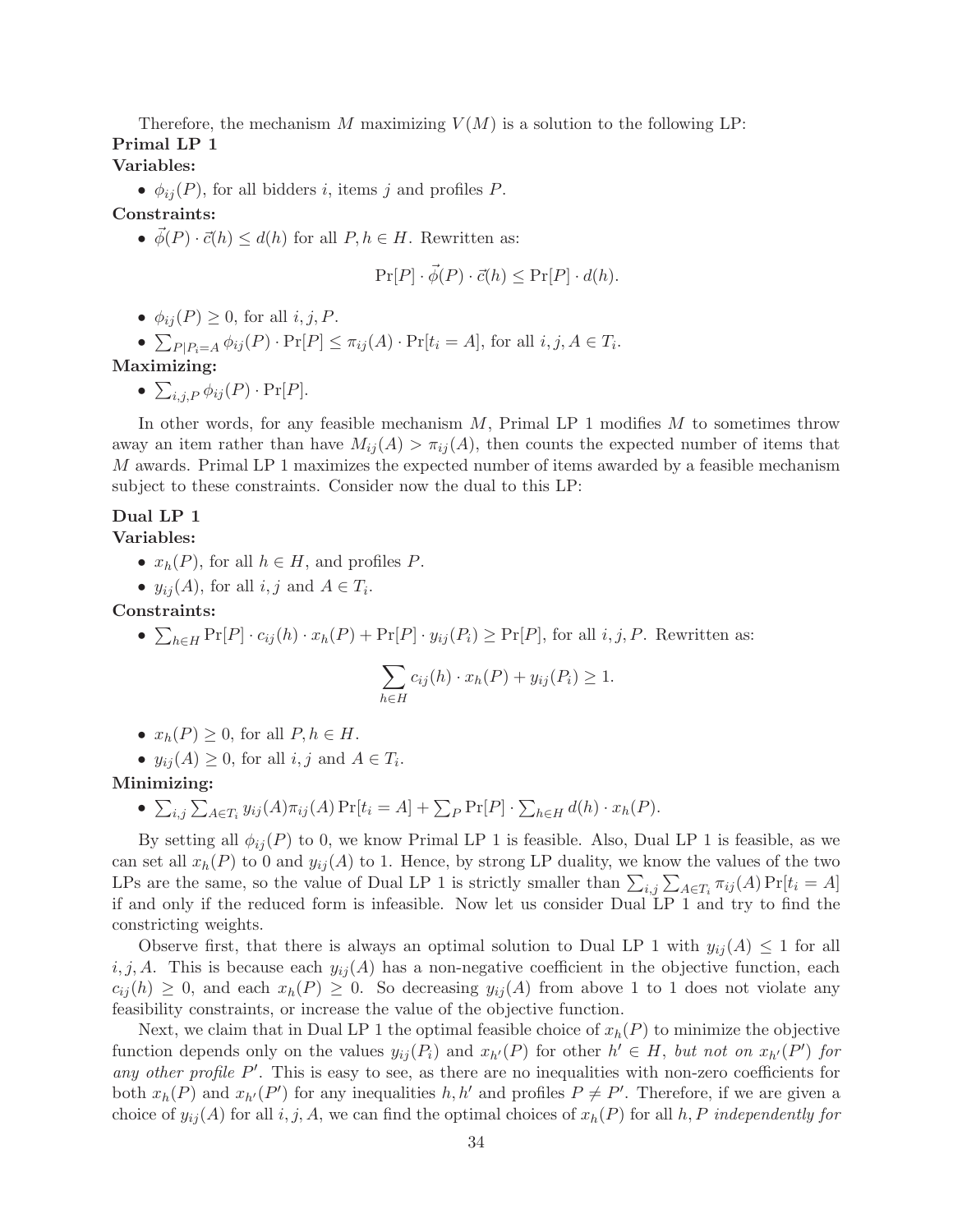Therefore, the mechanism $M$ maximizing $V(M)$ is a solution to the following LP:

**Primal LP 1**

**Variables:**

- $\phi_{ij}(P)$, for all bidders $i$, items $j$ and profiles $P$.

**Constraints:**

- $\vec{\phi}(P) \cdot \vec{c}(h) \leq d(h)$ for all $P, h \in H$. Rewritten as:

$$\Pr[P] \cdot \vec{\phi}(P) \cdot \vec{c}(h) \leq \Pr[P] \cdot d(h).$$

- $\phi_{ij}(P) \geq 0$, for all $i, j, P$.
- $\sum_{P|P_i=A} \phi_{ij}(P) \cdot \Pr[P] \leq \pi_{ij}(A) \cdot \Pr[t_i = A]$, for all $i, j, A \in T_i$.

**Maximizing:**

- $\sum_{i,j,P} \phi_{ij}(P) \cdot \Pr[P]$.

In other words, for any feasible mechanism $M$, Primal LP 1 modifies $M$ to sometimes throw away an item rather than have $M_{ij}(A) > \pi_{ij}(A)$, then counts the expected number of items that $M$ awards. Primal LP 1 maximizes the expected number of items awarded by a feasible mechanism subject to these constraints. Consider now the dual to this LP:

**Dual LP 1**

**Variables:**

- $x_h(P)$, for all $h \in H$, and profiles $P$.
- $y_{ij}(A)$, for all $i, j$ and $A \in T_i$.

**Constraints:**

- $\sum_{h \in H} \Pr[P] \cdot c_{ij}(h) \cdot x_h(P) + \Pr[P] \cdot y_{ij}(P_i) \geq \Pr[P]$, for all $i, j, P$. Rewritten as:

$$\sum_{h \in H} c_{ij}(h) \cdot x_h(P) + y_{ij}(P_i) \geq 1.$$

- $x_h(P) \geq 0$, for all $P, h \in H$.
- $y_{ij}(A) \geq 0$, for all $i, j$ and $A \in T_i$.

**Minimizing:**

- $\sum_{i,j} \sum_{A \in T_i} y_{ij}(A) \pi_{ij}(A) \Pr[t_i = A] + \sum_P \Pr[P] \cdot \sum_{h \in H} d(h) \cdot x_h(P)$.

By setting all $\phi_{ij}(P)$ to 0, we know Primal LP 1 is feasible. Also, Dual LP 1 is feasible, as we can set all $x_h(P)$ to 0 and $y_{ij}(A)$ to 1. Hence, by strong LP duality, we know the values of the two LPs are the same, so the value of Dual LP 1 is strictly smaller than $\sum_{i,j} \sum_{A \in T_i} \pi_{ij}(A) \Pr[t_i = A]$ if and only if the reduced form is infeasible. Now let us consider Dual LP 1 and try to find the constricting weights.

Observe first, that there is always an optimal solution to Dual LP 1 with $y_{ij}(A) \leq 1$ for all $i, j, A$. This is because each $y_{ij}(A)$ has a non-negative coefficient in the objective function, each $c_{ij}(h) \geq 0$, and each $x_h(P) \geq 0$. So decreasing $y_{ij}(A)$ from above 1 to 1 does not violate any feasibility constraints, or increase the value of the objective function.

Next, we claim that in Dual LP 1 the optimal feasible choice of $x_h(P)$ to minimize the objective function depends only on the values $y_{ij}(P_i)$ and $x_{h'}(P)$ for other $h' \in H$, *but not on* $x_{h'}(P')$ *for any other profile* $P'$. This is easy to see, as there are no inequalities with non-zero coefficients for both $x_h(P)$ and $x_{h'}(P')$ for any inequalities $h, h'$ and profiles $P \neq P'$. Therefore, if we are given a choice of $y_{ij}(A)$ for all $i, j, A$, we can find the optimal choices of $x_h(P)$ for all $h, P$ *independently for*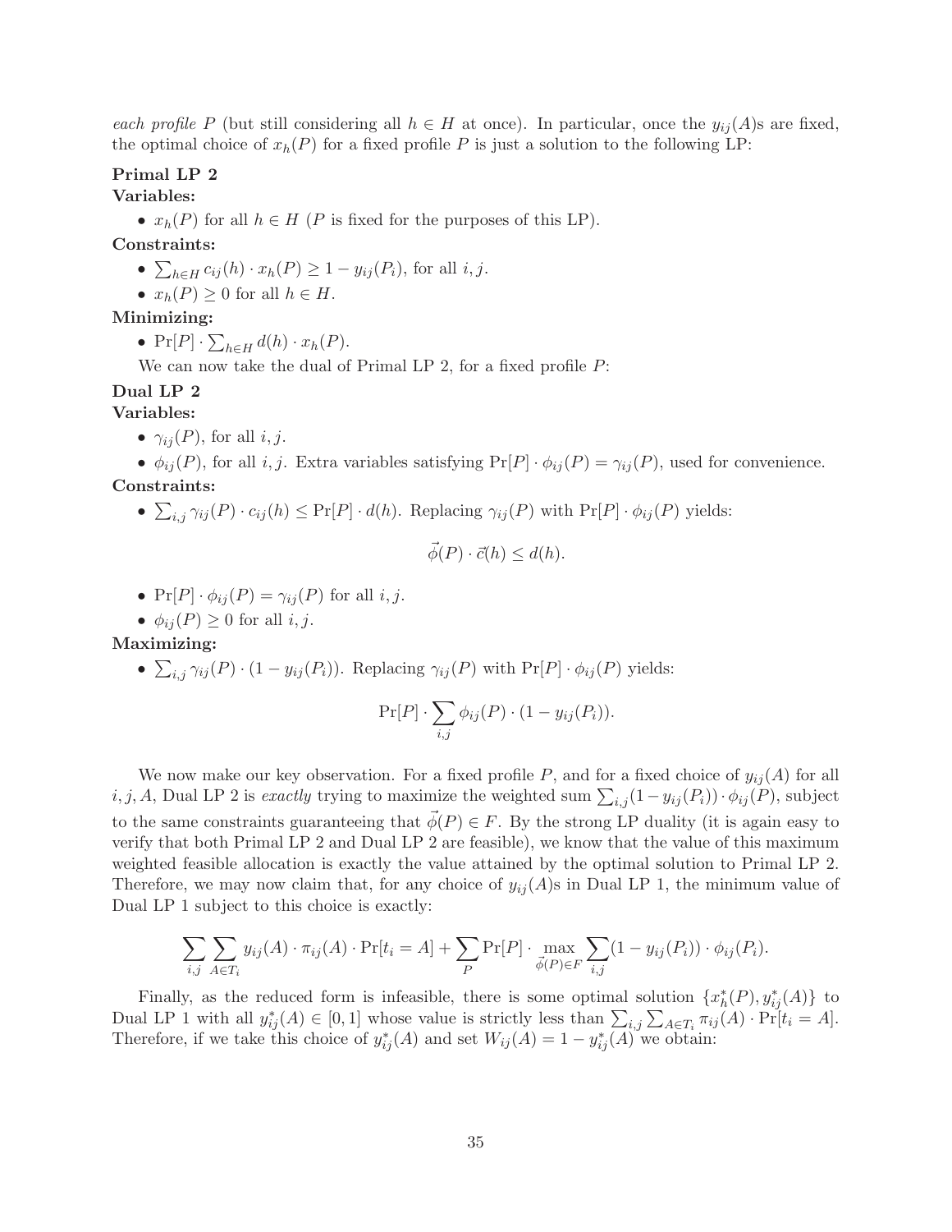*each profile P* (but still considering all $h \in H$ at once). In particular, once the $y_{ij}(A)$s are fixed, the optimal choice of $x_h(P)$ for a fixed profile $P$ is just a solution to the following LP:

**Primal LP 2**

**Variables:**

- $x_h(P)$ for all $h \in H$ ($P$ is fixed for the purposes of this LP).

**Constraints:**

- $\sum_{h \in H} c_{ij}(h) \cdot x_h(P) \geq 1 - y_{ij}(P_i)$, for all $i, j$.
- $x_h(P) \geq 0$ for all $h \in H$.

**Minimizing:**

- $\Pr[P] \cdot \sum_{h \in H} d(h) \cdot x_h(P)$.

We can now take the dual of Primal LP 2, for a fixed profile $P$:

**Dual LP 2**

**Variables:**

- $\gamma_{ij}(P)$, for all $i, j$.
- $\phi_{ij}(P)$, for all $i, j$. Extra variables satisfying $\Pr[P] \cdot \phi_{ij}(P) = \gamma_{ij}(P)$, used for convenience.

**Constraints:**

- $\sum_{i,j} \gamma_{ij}(P) \cdot c_{ij}(h) \leq \Pr[P] \cdot d(h)$. Replacing $\gamma_{ij}(P)$ with $\Pr[P] \cdot \phi_{ij}(P)$ yields:

$$\vec{\phi}(P) \cdot \vec{c}(h) \leq d(h).$$

- $\Pr[P] \cdot \phi_{ij}(P) = \gamma_{ij}(P)$ for all $i, j$.
- $\phi_{ij}(P) \geq 0$ for all $i, j$.

**Maximizing:**

- $\sum_{i,j} \gamma_{ij}(P) \cdot (1 - y_{ij}(P_i))$. Replacing $\gamma_{ij}(P)$ with $\Pr[P] \cdot \phi_{ij}(P)$ yields:

$$\Pr[P] \cdot \sum_{i,j} \phi_{ij}(P) \cdot (1 - y_{ij}(P_i)).$$

We now make our key observation. For a fixed profile $P$, and for a fixed choice of $y_{ij}(A)$ for all $i, j, A$, Dual LP 2 is *exactly* trying to maximize the weighted sum $\sum_{i,j}(1 - y_{ij}(P_i)) \cdot \phi_{ij}(P)$, subject to the same constraints guaranteeing that $\vec{\phi}(P) \in F$. By the strong LP duality (it is again easy to verify that both Primal LP 2 and Dual LP 2 are feasible), we know that the value of this maximum weighted feasible allocation is exactly the value attained by the optimal solution to Primal LP 2. Therefore, we may now claim that, for any choice of $y_{ij}(A)$s in Dual LP 1, the minimum value of Dual LP 1 subject to this choice is exactly:

$$\sum_{i,j} \sum_{A \in T_i} y_{ij}(A) \cdot \pi_{ij}(A) \cdot \Pr[t_i = A] + \sum_P \Pr[P] \cdot \max_{\vec{\phi}(P) \in F} \sum_{i,j} (1 - y_{ij}(P_i)) \cdot \phi_{ij}(P_i).$$

Finally, as the reduced form is infeasible, there is some optimal solution $\{x_h^*(P), y_{ij}^*(A)\}$ to Dual LP 1 with all $y_{ij}^*(A) \in [0, 1]$ whose value is strictly less than $\sum_{i,j} \sum_{A \in T_i} \pi_{ij}(A) \cdot \Pr[t_i = A]$. Therefore, if we take this choice of $y_{ij}^*(A)$ and set $W_{ij}(A) = 1 - y_{ij}^*(A)$ we obtain: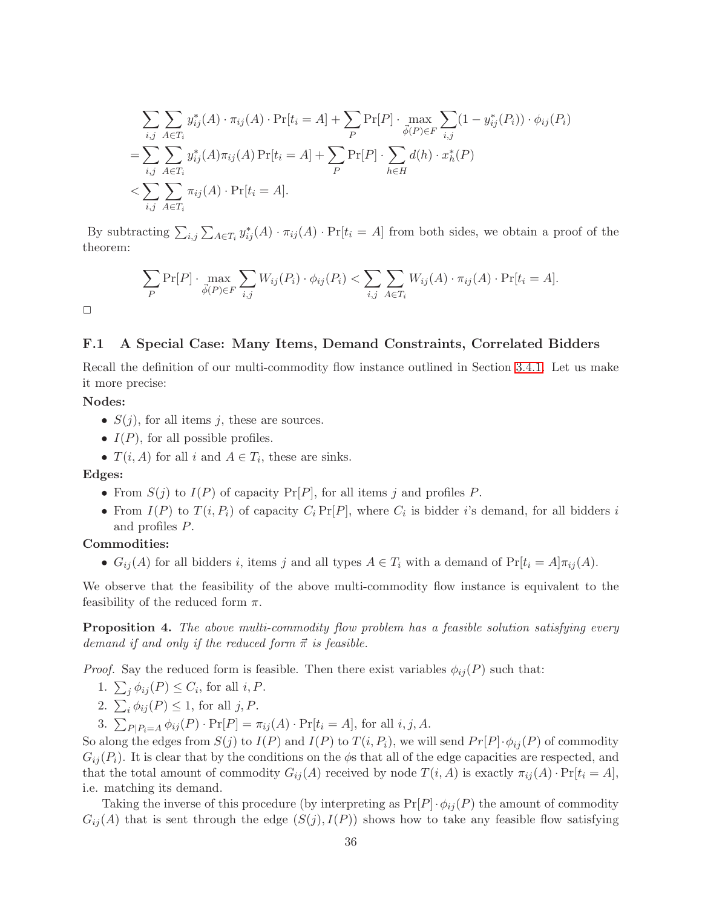$$
\begin{aligned}
&\sum_{i,j}\sum_{A\in T_i} y^*_{ij}(A)\cdot \pi_{ij}(A)\cdot \Pr[t_i=A] + \sum_P \Pr[P]\cdot \max_{\vec{\phi}(P)\in F}\sum_{i,j}(1-y^*_{ij}(P_i))\cdot \phi_{ij}(P_i)\\
=&\sum_{i,j}\sum_{A\in T_i} y^*_{ij}(A)\pi_{ij}(A)\Pr[t_i=A] + \sum_P \Pr[P]\cdot \sum_{h\in H} d(h)\cdot x^*_h(P)\\
<&\sum_{i,j}\sum_{A\in T_i} \pi_{ij}(A)\cdot \Pr[t_i=A].
\end{aligned}
$$

By subtracting $\sum_{i,j}\sum_{A\in T_i} y^*_{ij}(A)\cdot \pi_{ij}(A)\cdot \Pr[t_i=A]$ from both sides, we obtain a proof of the theorem:

$$
\sum_P \Pr[P]\cdot \max_{\vec{\phi}(P)\in F}\sum_{i,j} W_{ij}(P_i)\cdot \phi_{ij}(P_i) < \sum_{i,j}\sum_{A\in T_i} W_{ij}(A)\cdot \pi_{ij}(A)\cdot \Pr[t_i=A].
$$

□

## F.1 A Special Case: Many Items, Demand Constraints, Correlated Bidders

Recall the definition of our multi-commodity flow instance outlined in Section 3.4.1. Let us make it more precise:

**Nodes:**

- $S(j)$, for all items $j$, these are sources.
- $I(P)$, for all possible profiles.
- $T(i, A)$ for all $i$ and $A \in T_i$, these are sinks.

**Edges:**

- From $S(j)$ to $I(P)$ of capacity $\Pr[P]$, for all items $j$ and profiles $P$.
- From $I(P)$ to $T(i, P_i)$ of capacity $C_i \Pr[P]$, where $C_i$ is bidder $i$'s demand, for all bidders $i$ and profiles $P$.

**Commodities:**

- $G_{ij}(A)$ for all bidders $i$, items $j$ and all types $A \in T_i$ with a demand of $\Pr[t_i = A]\pi_{ij}(A)$.

We observe that the feasibility of the above multi-commodity flow instance is equivalent to the feasibility of the reduced form $\pi$.

**Proposition 4.** *The above multi-commodity flow problem has a feasible solution satisfying every demand if and only if the reduced form $\vec{\pi}$ is feasible.*

*Proof.* Say the reduced form is feasible. Then there exist variables $\phi_{ij}(P)$ such that:

1. $\sum_j \phi_{ij}(P) \le C_i$, for all $i, P$.
2. $\sum_i \phi_{ij}(P) \le 1$, for all $j, P$.
3. $\sum_{P|P_i=A} \phi_{ij}(P)\cdot \Pr[P] = \pi_{ij}(A)\cdot \Pr[t_i = A]$, for all $i, j, A$.

So along the edges from $S(j)$ to $I(P)$ and $I(P)$ to $T(i, P_i)$, we will send $Pr[P]\cdot\phi_{ij}(P)$ of commodity $G_{ij}(P_i)$. It is clear that by the conditions on the $\phi$s that all of the edge capacities are respected, and that the total amount of commodity $G_{ij}(A)$ received by node $T(i, A)$ is exactly $\pi_{ij}(A)\cdot \Pr[t_i = A]$, i.e. matching its demand.

Taking the inverse of this procedure (by interpreting as $\Pr[P]\cdot\phi_{ij}(P)$ the amount of commodity $G_{ij}(A)$ that is sent through the edge $(S(j), I(P))$ shows how to take any feasible flow satisfying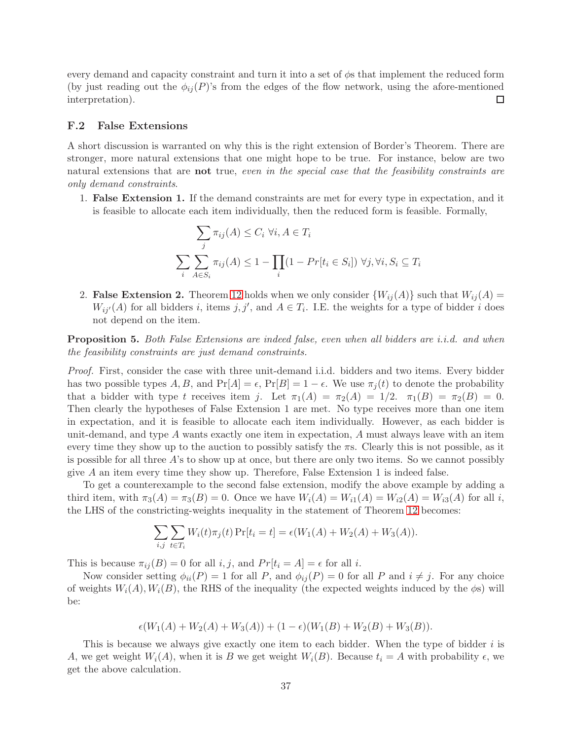every demand and capacity constraint and turn it into a set of $\phi$s that implement the reduced form (by just reading out the $\phi_{ij}(P)$'s from the edges of the flow network, using the afore-mentioned interpretation). ☐

### F.2 False Extensions

A short discussion is warranted on why this is the right extension of Border's Theorem. There are stronger, more natural extensions that one might hope to be true. For instance, below are two natural extensions that are **not** true, *even in the special case that the feasibility constraints are only demand constraints.*

1. **False Extension 1.** If the demand constraints are met for every type in expectation, and it is feasible to allocate each item individually, then the reduced form is feasible. Formally,

$$\sum_j \pi_{ij}(A) \leq C_i \ \forall i, A \in T_i$$

$$\sum_i \sum_{A \in S_i} \pi_{ij}(A) \leq 1 - \prod_i (1 - Pr[t_i \in S_i]) \ \forall j, \forall i, S_i \subseteq T_i$$

2. **False Extension 2.** Theorem 12 holds when we only consider $\{W_{ij}(A)\}$ such that $W_{ij}(A) = W_{ij'}(A)$ for all bidders $i$, items $j, j'$, and $A \in T_i$. I.E. the weights for a type of bidder $i$ does not depend on the item.

**Proposition 5.** *Both False Extensions are indeed false, even when all bidders are i.i.d. and when the feasibility constraints are just demand constraints.*

*Proof.* First, consider the case with three unit-demand i.i.d. bidders and two items. Every bidder has two possible types $A, B$, and $\Pr[A] = \epsilon$, $\Pr[B] = 1 - \epsilon$. We use $\pi_j(t)$ to denote the probability that a bidder with type $t$ receives item $j$. Let $\pi_1(A) = \pi_2(A) = 1/2$. $\pi_1(B) = \pi_2(B) = 0$. Then clearly the hypotheses of False Extension 1 are met. No type receives more than one item in expectation, and it is feasible to allocate each item individually. However, as each bidder is unit-demand, and type $A$ wants exactly one item in expectation, $A$ must always leave with an item every time they show up to the auction to possibly satisfy the $\pi$s. Clearly this is not possible, as it is possible for all three $A$'s to show up at once, but there are only two items. So we cannot possibly give $A$ an item every time they show up. Therefore, False Extension 1 is indeed false.

To get a counterexample to the second false extension, modify the above example by adding a third item, with $\pi_3(A) = \pi_3(B) = 0$. Once we have $W_i(A) = W_{i1}(A) = W_{i2}(A) = W_{i3}(A)$ for all $i$, the LHS of the constricting-weights inequality in the statement of Theorem 12 becomes:

$$\sum_{i,j} \sum_{t \in T_i} W_i(t)\pi_j(t) \Pr[t_i = t] = \epsilon(W_1(A) + W_2(A) + W_3(A)).$$

This is because $\pi_{ij}(B) = 0$ for all $i, j$, and $Pr[t_i = A] = \epsilon$ for all $i$.

Now consider setting $\phi_{ii}(P) = 1$ for all $P$, and $\phi_{ij}(P) = 0$ for all $P$ and $i \neq j$. For any choice of weights $W_i(A), W_i(B)$, the RHS of the inequality (the expected weights induced by the $\phi$s) will be:

$$\epsilon(W_1(A) + W_2(A) + W_3(A)) + (1 - \epsilon)(W_1(B) + W_2(B) + W_3(B)).$$

This is because we always give exactly one item to each bidder. When the type of bidder $i$ is $A$, we get weight $W_i(A)$, when it is $B$ we get weight $W_i(B)$. Because $t_i = A$ with probability $\epsilon$, we get the above calculation.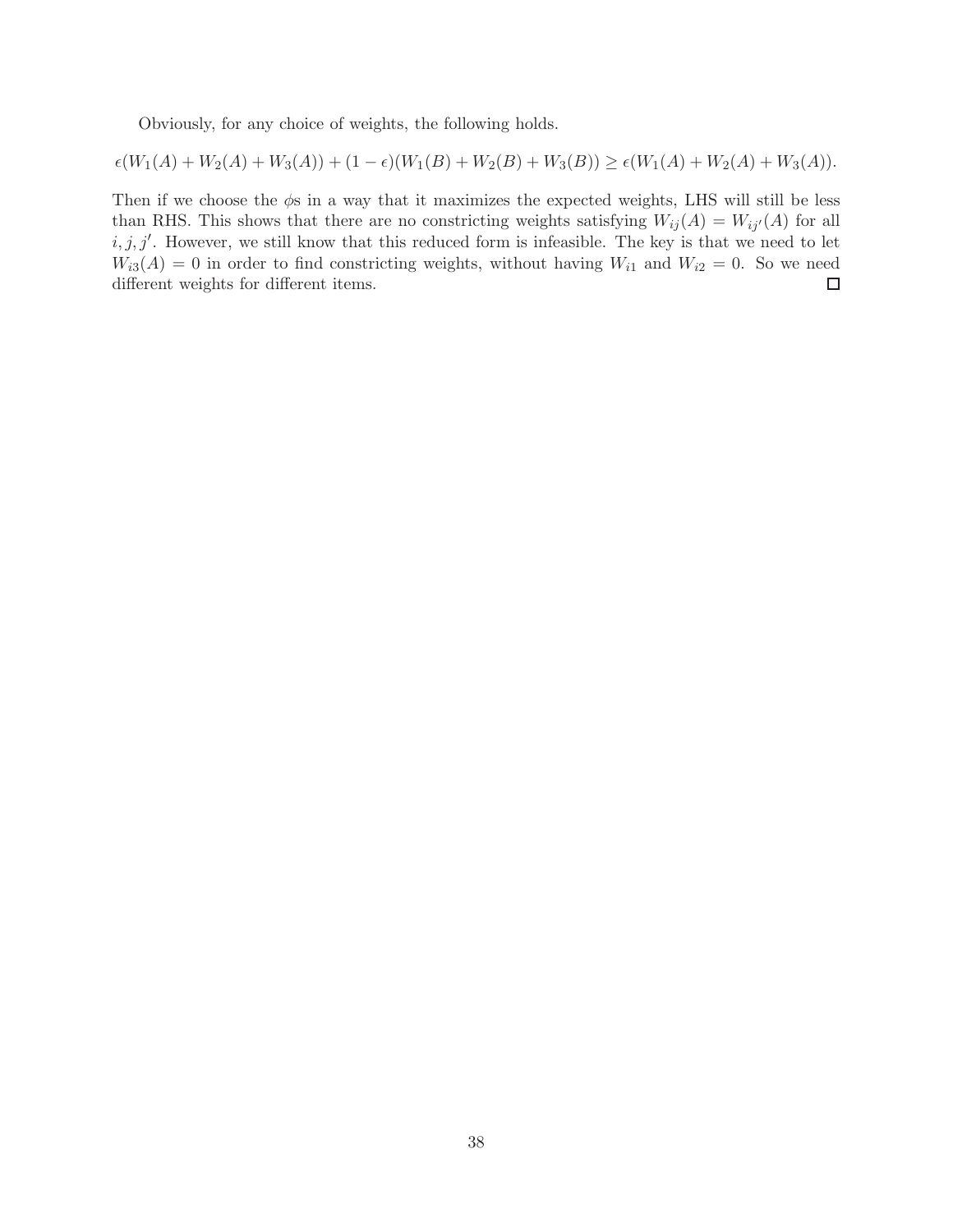Obviously, for any choice of weights, the following holds.

$$\epsilon(W_1(A) + W_2(A) + W_3(A)) + (1 - \epsilon)(W_1(B) + W_2(B) + W_3(B)) \geq \epsilon(W_1(A) + W_2(A) + W_3(A)).$$

Then if we choose the $\phi$s in a way that it maximizes the expected weights, LHS will still be less than RHS. This shows that there are no constricting weights satisfying $W_{ij}(A) = W_{ij'}(A)$ for all $i, j, j'$. However, we still know that this reduced form is infeasible. The key is that we need to let $W_{i3}(A) = 0$ in order to find constricting weights, without having $W_{i1}$ and $W_{i2} = 0$. So we need different weights for different items. □